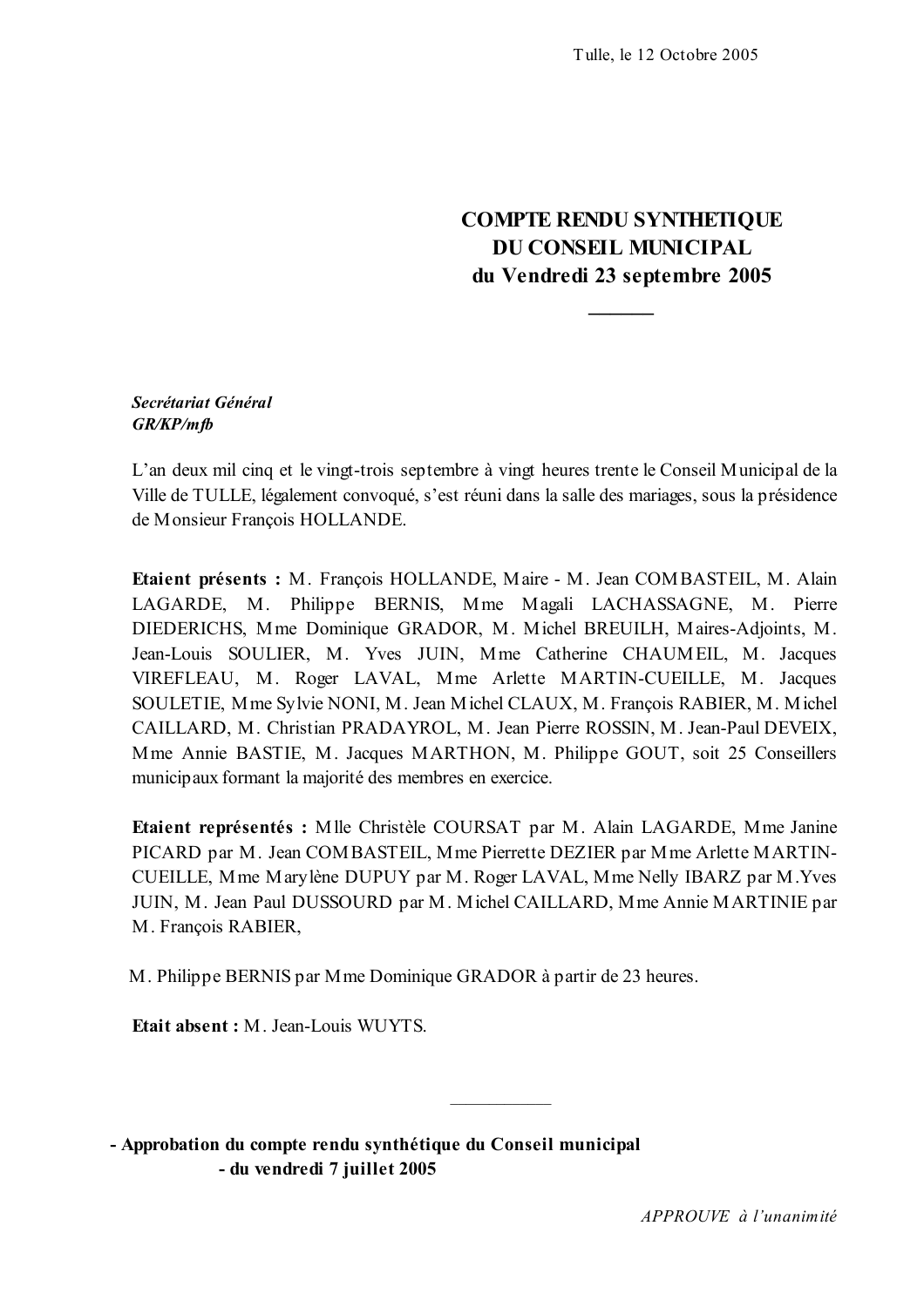Tulle, le 12 Octobre 2005

# COMPTE RENDU SYNTHETIQUE DU CONSEIL MUNICIPAL du Vendredi 23 septembre 2005

***Secrétariat Général***
***GR/KP/mfb***

L'an deux mil cinq et le vingt-trois septembre à vingt heures trente le Conseil Municipal de la Ville de TULLE, légalement convoqué, s'est réuni dans la salle des mariages, sous la présidence de Monsieur François HOLLANDE.

**Etaient présents :** M. François HOLLANDE, Maire - M. Jean COMBASTEIL, M. Alain LAGARDE, M. Philippe BERNIS, Mme Magali LACHASSAGNE, M. Pierre DIEDERICHS, Mme Dominique GRADOR, M. Michel BREUILH, Maires-Adjoints, M. Jean-Louis SOULIER, M. Yves JUIN, Mme Catherine CHAUMEIL, M. Jacques VIREFLEAU, M. Roger LAVAL, Mme Arlette MARTIN-CUEILLE, M. Jacques SOULETIE, Mme Sylvie NONI, M. Jean Michel CLAUX, M. François RABIER, M. Michel CAILLARD, M. Christian PRADAYROL, M. Jean Pierre ROSSIN, M. Jean-Paul DEVEIX, Mme Annie BASTIE, M. Jacques MARTHON, M. Philippe GOUT, soit 25 Conseillers municipaux formant la majorité des membres en exercice.

**Etaient représentés :** Mlle Christèle COURSAT par M. Alain LAGARDE, Mme Janine PICARD par M. Jean COMBASTEIL, Mme Pierrette DEZIER par Mme Arlette MARTIN-CUEILLE, Mme Marylène DUPUY par M. Roger LAVAL, Mme Nelly IBARZ par M.Yves JUIN, M. Jean Paul DUSSOURD par M. Michel CAILLARD, Mme Annie MARTINIE par M. François RABIER,

M. Philippe BERNIS par Mme Dominique GRADOR à partir de 23 heures.

**Etait absent :** M. Jean-Louis WUYTS.

---

**- Approbation du compte rendu synthétique du Conseil municipal - du vendredi 7 juillet 2005**

*APPROUVE à l'unanimité*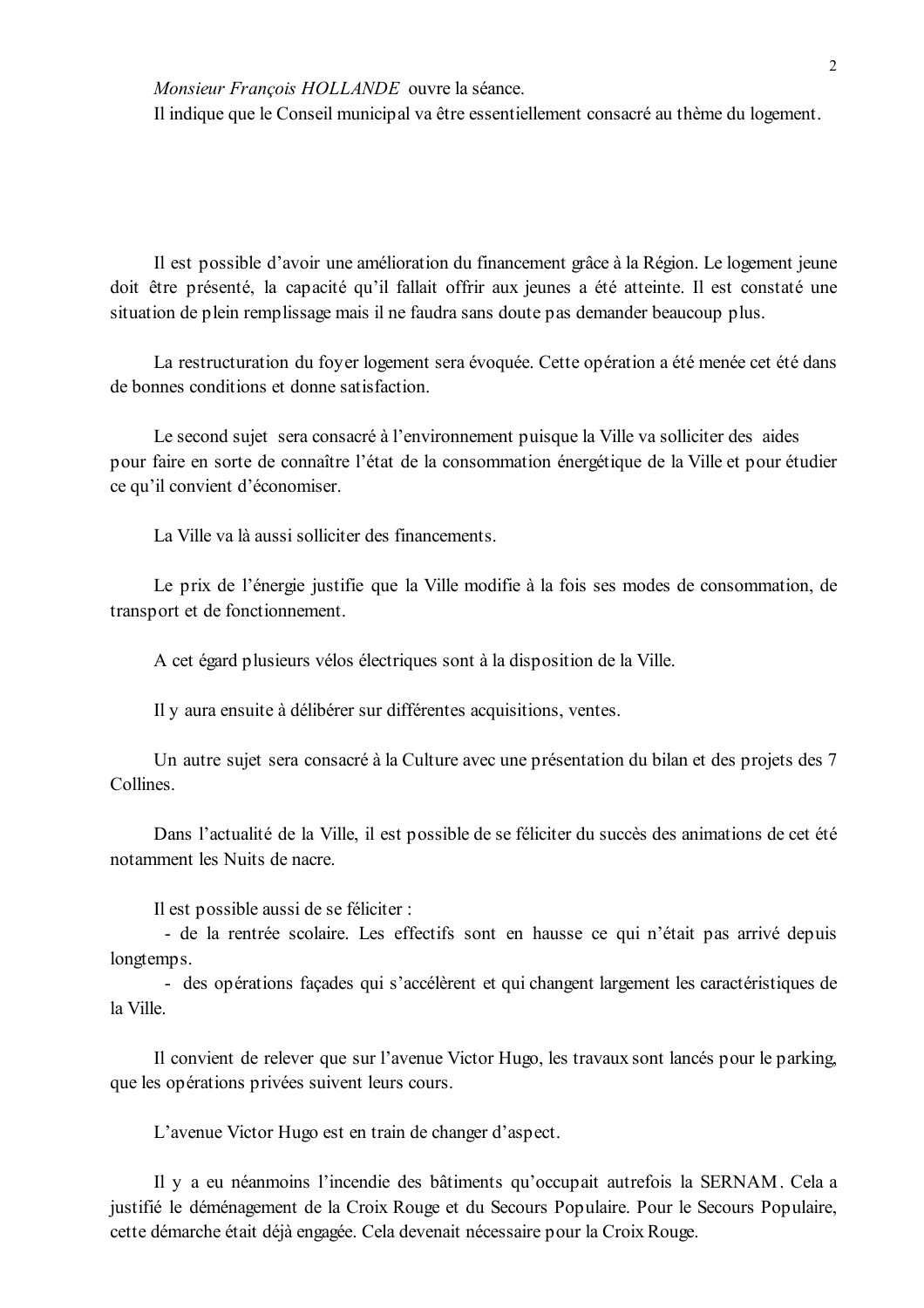*Monsieur François HOLLANDE* ouvre la séance.

Il indique que le Conseil municipal va être essentiellement consacré au thème du logement.

Il est possible d'avoir une amélioration du financement grâce à la Région. Le logement jeune doit être présenté, la capacité qu'il fallait offrir aux jeunes a été atteinte. Il est constaté une situation de plein remplissage mais il ne faudra sans doute pas demander beaucoup plus.

La restructuration du foyer logement sera évoquée. Cette opération a été menée cet été dans de bonnes conditions et donne satisfaction.

Le second sujet sera consacré à l'environnement puisque la Ville va solliciter des aides pour faire en sorte de connaître l'état de la consommation énergétique de la Ville et pour étudier ce qu'il convient d'économiser.

La Ville va là aussi solliciter des financements.

Le prix de l'énergie justifie que la Ville modifie à la fois ses modes de consommation, de transport et de fonctionnement.

A cet égard plusieurs vélos électriques sont à la disposition de la Ville.

Il y aura ensuite à délibérer sur différentes acquisitions, ventes.

Un autre sujet sera consacré à la Culture avec une présentation du bilan et des projets des 7 Collines.

Dans l'actualité de la Ville, il est possible de se féliciter du succès des animations de cet été notamment les Nuits de nacre.

Il est possible aussi de se féliciter :

- de la rentrée scolaire. Les effectifs sont en hausse ce qui n'était pas arrivé depuis longtemps.
- des opérations façades qui s'accélèrent et qui changent largement les caractéristiques de la Ville.

Il convient de relever que sur l'avenue Victor Hugo, les travaux sont lancés pour le parking, que les opérations privées suivent leurs cours.

L'avenue Victor Hugo est en train de changer d'aspect.

Il y a eu néanmoins l'incendie des bâtiments qu'occupait autrefois la SERNAM. Cela a justifié le déménagement de la Croix Rouge et du Secours Populaire. Pour le Secours Populaire, cette démarche était déjà engagée. Cela devenait nécessaire pour la Croix Rouge.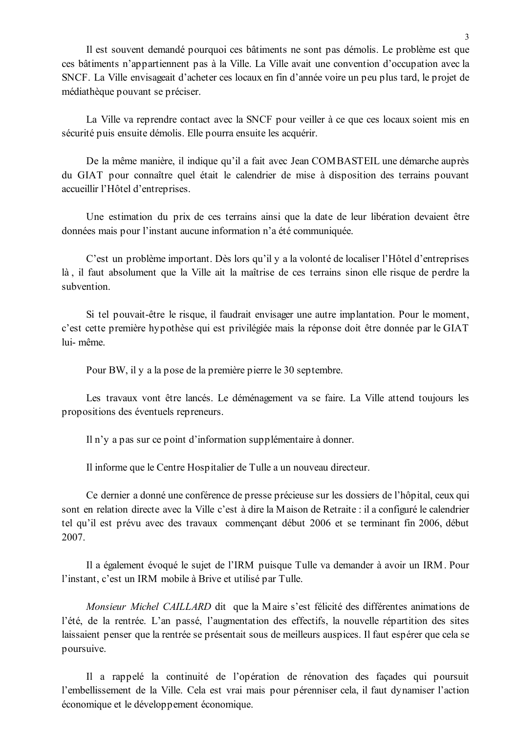Il est souvent demandé pourquoi ces bâtiments ne sont pas démolis. Le problème est que ces bâtiments n'appartiennent pas à la Ville. La Ville avait une convention d'occupation avec la SNCF. La Ville envisageait d'acheter ces locaux en fin d'année voire un peu plus tard, le projet de médiathèque pouvant se préciser.

La Ville va reprendre contact avec la SNCF pour veiller à ce que ces locaux soient mis en sécurité puis ensuite démolis. Elle pourra ensuite les acquérir.

De la même manière, il indique qu'il a fait avec Jean COMBASTEIL une démarche auprès du GIAT pour connaître quel était le calendrier de mise à disposition des terrains pouvant accueillir l'Hôtel d'entreprises.

Une estimation du prix de ces terrains ainsi que la date de leur libération devaient être données mais pour l'instant aucune information n'a été communiquée.

C'est un problème important. Dès lors qu'il y a la volonté de localiser l'Hôtel d'entreprises là , il faut absolument que la Ville ait la maîtrise de ces terrains sinon elle risque de perdre la subvention.

Si tel pouvait-être le risque, il faudrait envisager une autre implantation. Pour le moment, c'est cette première hypothèse qui est privilégiée mais la réponse doit être donnée par le GIAT lui- même.

Pour BW, il y a la pose de la première pierre le 30 septembre.

Les travaux vont être lancés. Le déménagement va se faire. La Ville attend toujours les propositions des éventuels repreneurs.

Il n'y a pas sur ce point d'information supplémentaire à donner.

Il informe que le Centre Hospitalier de Tulle a un nouveau directeur.

Ce dernier a donné une conférence de presse précieuse sur les dossiers de l'hôpital, ceux qui sont en relation directe avec la Ville c'est à dire la Maison de Retraite : il a configuré le calendrier tel qu'il est prévu avec des travaux commençant début 2006 et se terminant fin 2006, début 2007.

Il a également évoqué le sujet de l'IRM puisque Tulle va demander à avoir un IRM. Pour l'instant, c'est un IRM mobile à Brive et utilisé par Tulle.

*Monsieur Michel CAILLARD* dit que la Maire s'est félicité des différentes animations de l'été, de la rentrée. L'an passé, l'augmentation des effectifs, la nouvelle répartition des sites laissaient penser que la rentrée se présentait sous de meilleurs auspices. Il faut espérer que cela se poursuive.

Il a rappelé la continuité de l'opération de rénovation des façades qui poursuit l'embellissement de la Ville. Cela est vrai mais pour pérenniser cela, il faut dynamiser l'action économique et le développement économique.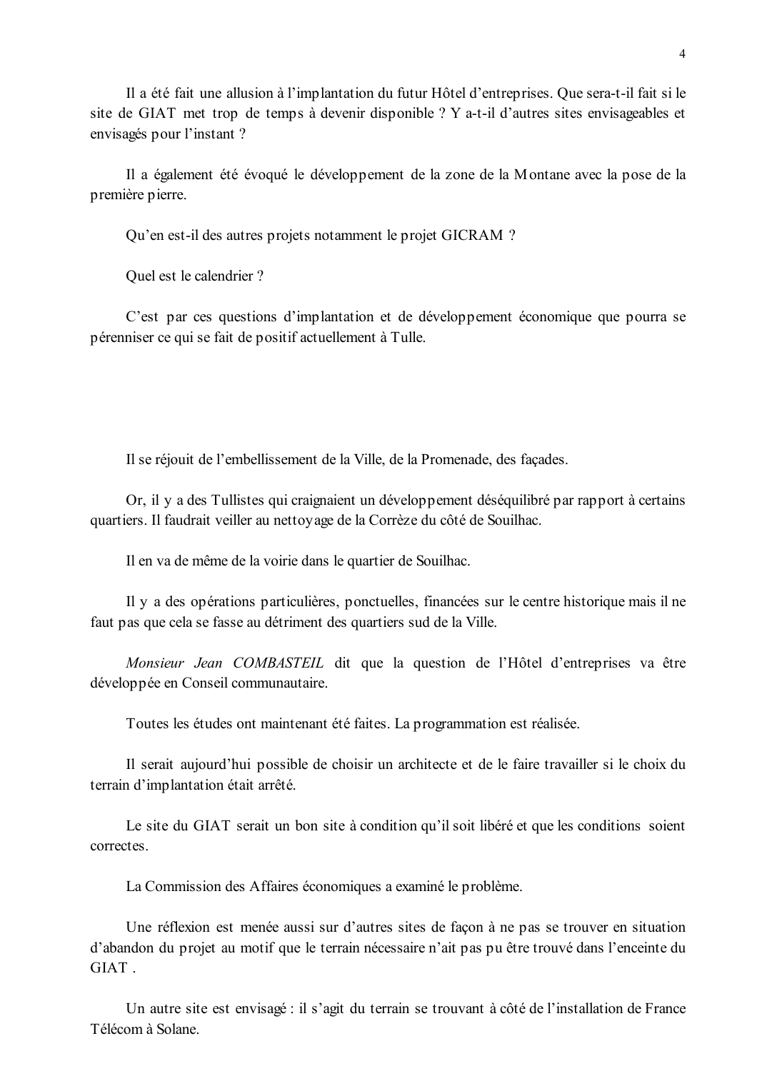Il a été fait une allusion à l'implantation du futur Hôtel d'entreprises. Que sera-t-il fait si le site de GIAT met trop de temps à devenir disponible ? Y a-t-il d'autres sites envisageables et envisagés pour l'instant ?

Il a également été évoqué le développement de la zone de la Montane avec la pose de la première pierre.

Qu'en est-il des autres projets notamment le projet GICRAM ?

Quel est le calendrier ?

C'est par ces questions d'implantation et de développement économique que pourra se pérenniser ce qui se fait de positif actuellement à Tulle.

Il se réjouit de l'embellissement de la Ville, de la Promenade, des façades.

Or, il y a des Tullistes qui craignaient un développement déséquilibré par rapport à certains quartiers. Il faudrait veiller au nettoyage de la Corrèze du côté de Souilhac.

Il en va de même de la voirie dans le quartier de Souilhac.

Il y a des opérations particulières, ponctuelles, financées sur le centre historique mais il ne faut pas que cela se fasse au détriment des quartiers sud de la Ville.

*Monsieur Jean COMBASTEIL* dit que la question de l'Hôtel d'entreprises va être développée en Conseil communautaire.

Toutes les études ont maintenant été faites. La programmation est réalisée.

Il serait aujourd'hui possible de choisir un architecte et de le faire travailler si le choix du terrain d'implantation était arrêté.

Le site du GIAT serait un bon site à condition qu'il soit libéré et que les conditions soient correctes.

La Commission des Affaires économiques a examiné le problème.

Une réflexion est menée aussi sur d'autres sites de façon à ne pas se trouver en situation d'abandon du projet au motif que le terrain nécessaire n'ait pas pu être trouvé dans l'enceinte du GIAT .

Un autre site est envisagé : il s'agit du terrain se trouvant à côté de l'installation de France Télécom à Solane.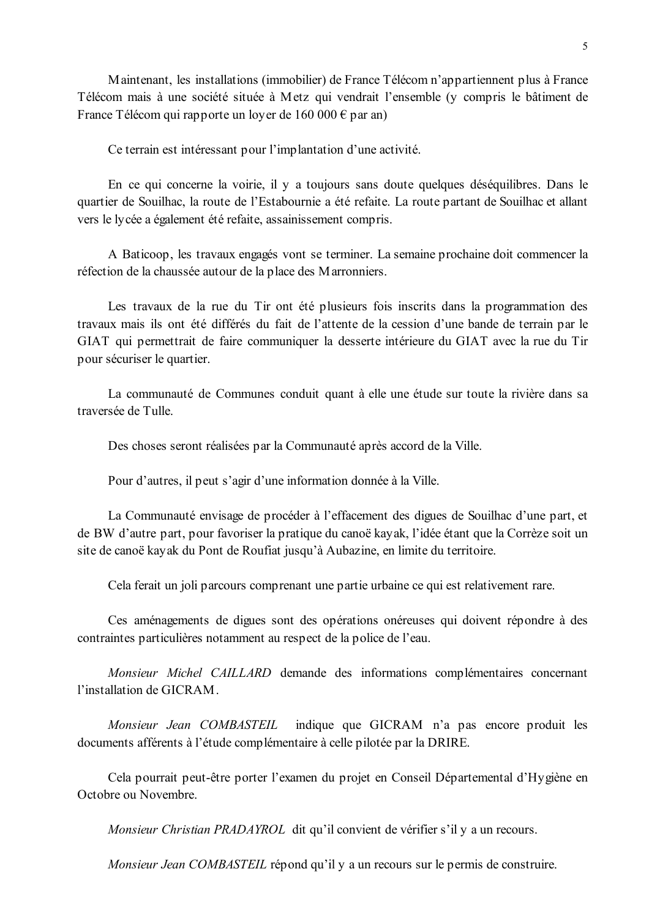Maintenant, les installations (immobilier) de France Télécom n'appartiennent plus à France Télécom mais à une société située à Metz qui vendrait l'ensemble (y compris le bâtiment de France Télécom qui rapporte un loyer de 160 000 € par an)

Ce terrain est intéressant pour l'implantation d'une activité.

En ce qui concerne la voirie, il y a toujours sans doute quelques déséquilibres. Dans le quartier de Souilhac, la route de l'Estabournie a été refaite. La route partant de Souilhac et allant vers le lycée a également été refaite, assainissement compris.

A Baticoop, les travaux engagés vont se terminer. La semaine prochaine doit commencer la réfection de la chaussée autour de la place des Marronniers.

Les travaux de la rue du Tir ont été plusieurs fois inscrits dans la programmation des travaux mais ils ont été différés du fait de l'attente de la cession d'une bande de terrain par le GIAT qui permettrait de faire communiquer la desserte intérieure du GIAT avec la rue du Tir pour sécuriser le quartier.

La communauté de Communes conduit quant à elle une étude sur toute la rivière dans sa traversée de Tulle.

Des choses seront réalisées par la Communauté après accord de la Ville.

Pour d'autres, il peut s'agir d'une information donnée à la Ville.

La Communauté envisage de procéder à l'effacement des digues de Souilhac d'une part, et de BW d'autre part, pour favoriser la pratique du canoë kayak, l'idée étant que la Corrèze soit un site de canoë kayak du Pont de Roufiat jusqu'à Aubazine, en limite du territoire.

Cela ferait un joli parcours comprenant une partie urbaine ce qui est relativement rare.

Ces aménagements de digues sont des opérations onéreuses qui doivent répondre à des contraintes particulières notamment au respect de la police de l'eau.

*Monsieur Michel CAILLARD* demande des informations complémentaires concernant l'installation de GICRAM.

*Monsieur Jean COMBASTEIL* indique que GICRAM n'a pas encore produit les documents afférents à l'étude complémentaire à celle pilotée par la DRIRE.

Cela pourrait peut-être porter l'examen du projet en Conseil Départemental d'Hygiène en Octobre ou Novembre.

*Monsieur Christian PRADAYROL* dit qu'il convient de vérifier s'il y a un recours.

*Monsieur Jean COMBASTEIL* répond qu'il y a un recours sur le permis de construire.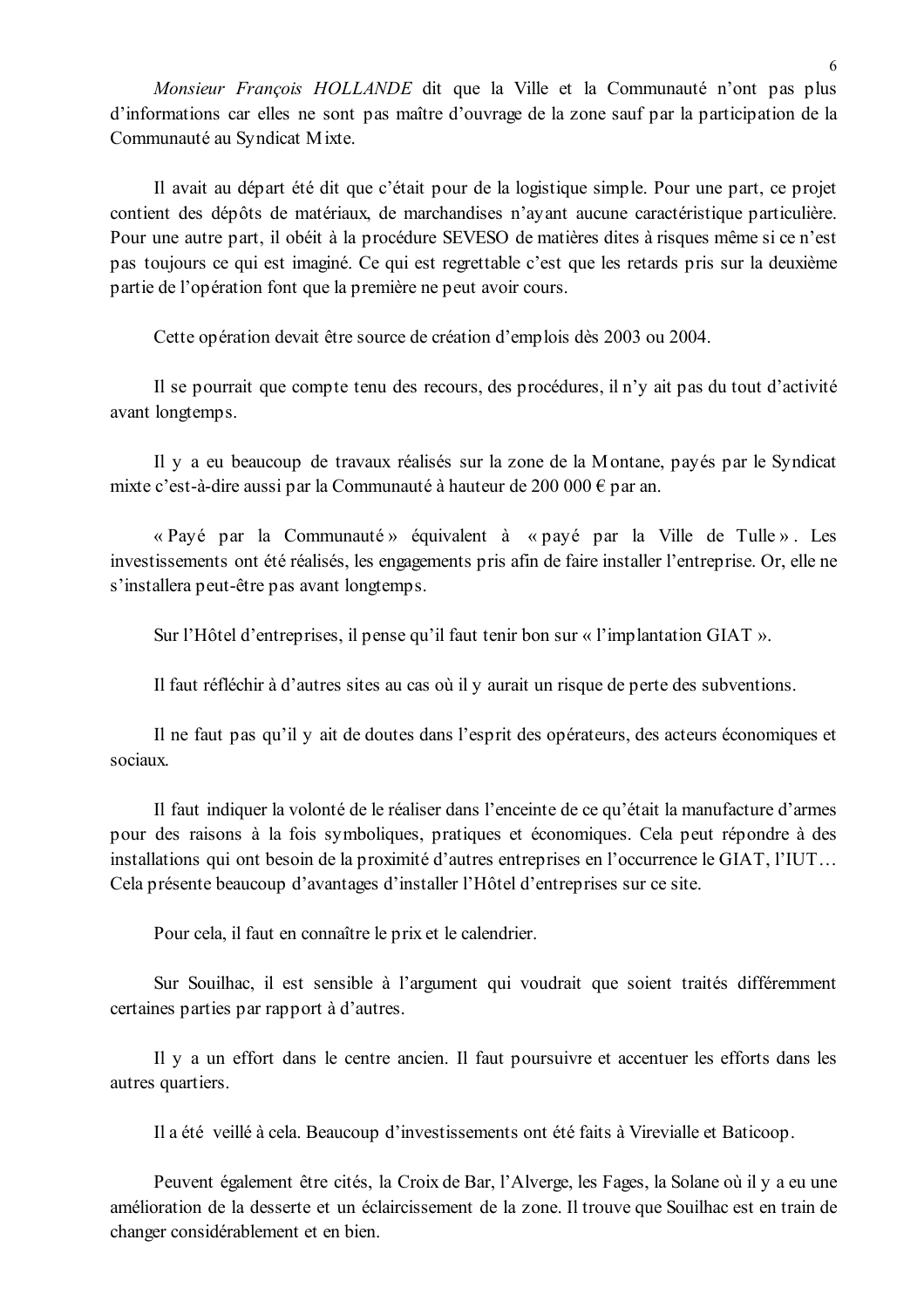*Monsieur François HOLLANDE* dit que la Ville et la Communauté n'ont pas plus d'informations car elles ne sont pas maître d'ouvrage de la zone sauf par la participation de la Communauté au Syndicat Mixte.

Il avait au départ été dit que c'était pour de la logistique simple. Pour une part, ce projet contient des dépôts de matériaux, de marchandises n'ayant aucune caractéristique particulière. Pour une autre part, il obéit à la procédure SEVESO de matières dites à risques même si ce n'est pas toujours ce qui est imaginé. Ce qui est regrettable c'est que les retards pris sur la deuxième partie de l'opération font que la première ne peut avoir cours.

Cette opération devait être source de création d'emplois dès 2003 ou 2004.

Il se pourrait que compte tenu des recours, des procédures, il n'y ait pas du tout d'activité avant longtemps.

Il y a eu beaucoup de travaux réalisés sur la zone de la Montane, payés par le Syndicat mixte c'est-à-dire aussi par la Communauté à hauteur de 200 000 € par an.

« Payé par la Communauté » équivalent à « payé par la Ville de Tulle ». Les investissements ont été réalisés, les engagements pris afin de faire installer l'entreprise. Or, elle ne s'installera peut-être pas avant longtemps.

Sur l'Hôtel d'entreprises, il pense qu'il faut tenir bon sur « l'implantation GIAT ».

Il faut réfléchir à d'autres sites au cas où il y aurait un risque de perte des subventions.

Il ne faut pas qu'il y ait de doutes dans l'esprit des opérateurs, des acteurs économiques et sociaux.

Il faut indiquer la volonté de le réaliser dans l'enceinte de ce qu'était la manufacture d'armes pour des raisons à la fois symboliques, pratiques et économiques. Cela peut répondre à des installations qui ont besoin de la proximité d'autres entreprises en l'occurrence le GIAT, l'IUT… Cela présente beaucoup d'avantages d'installer l'Hôtel d'entreprises sur ce site.

Pour cela, il faut en connaître le prix et le calendrier.

Sur Souilhac, il est sensible à l'argument qui voudrait que soient traités différemment certaines parties par rapport à d'autres.

Il y a un effort dans le centre ancien. Il faut poursuivre et accentuer les efforts dans les autres quartiers.

Il a été veillé à cela. Beaucoup d'investissements ont été faits à Virevialle et Baticoop.

Peuvent également être cités, la Croix de Bar, l'Alverge, les Fages, la Solane où il y a eu une amélioration de la desserte et un éclaircissement de la zone. Il trouve que Souilhac est en train de changer considérablement et en bien.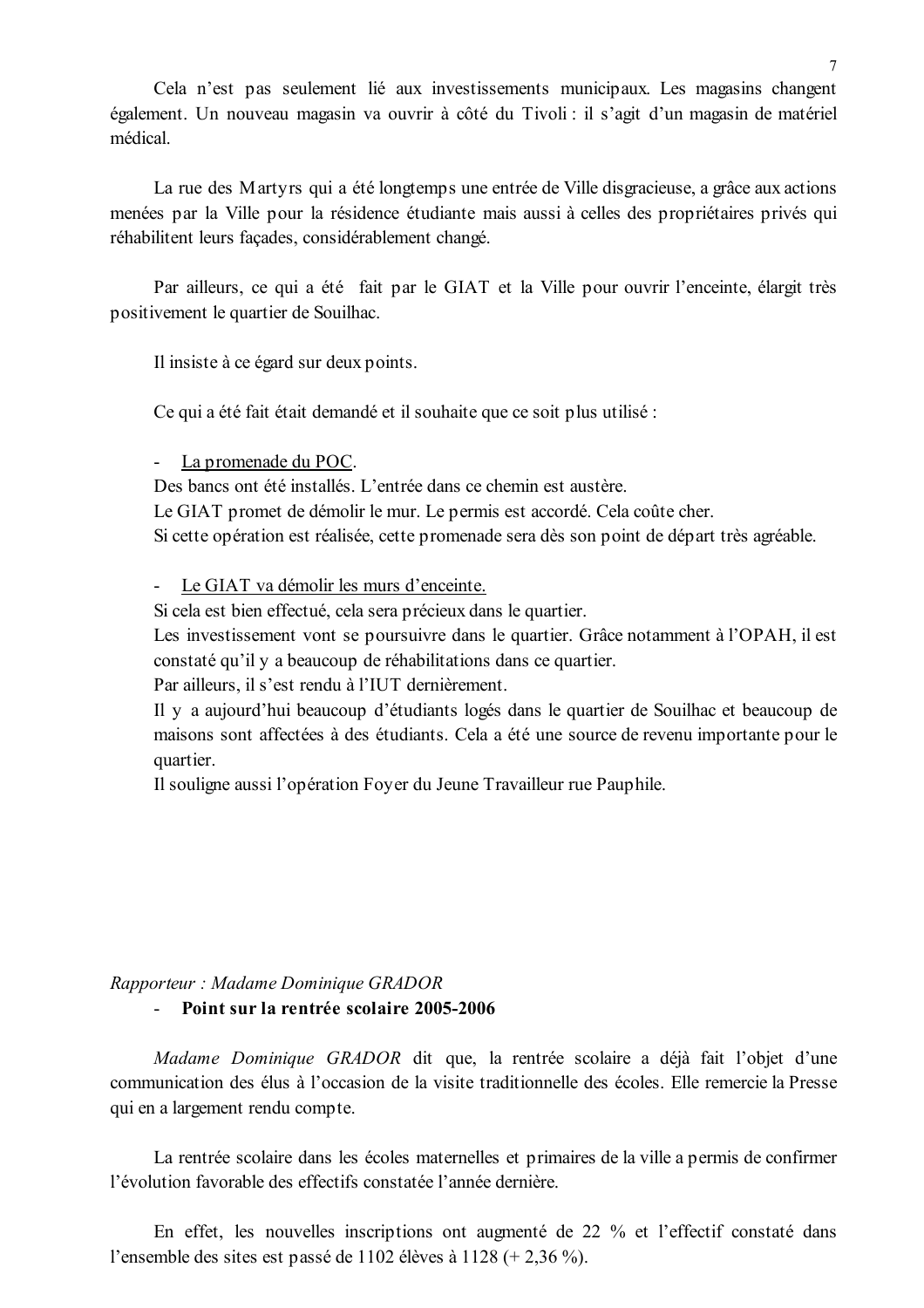Cela n'est pas seulement lié aux investissements municipaux. Les magasins changent également. Un nouveau magasin va ouvrir à côté du Tivoli : il s'agit d'un magasin de matériel médical.

La rue des Martyrs qui a été longtemps une entrée de Ville disgracieuse, a grâce aux actions menées par la Ville pour la résidence étudiante mais aussi à celles des propriétaires privés qui réhabilitent leurs façades, considérablement changé.

Par ailleurs, ce qui a été fait par le GIAT et la Ville pour ouvrir l'enceinte, élargit très positivement le quartier de Souilhac.

Il insiste à ce égard sur deux points.

Ce qui a été fait était demandé et il souhaite que ce soit plus utilisé :

- <u>La promenade du POC</u>.

Des bancs ont été installés. L'entrée dans ce chemin est austère.
Le GIAT promet de démolir le mur. Le permis est accordé. Cela coûte cher.
Si cette opération est réalisée, cette promenade sera dès son point de départ très agréable.

- <u>Le GIAT va démolir les murs d'enceinte.</u>

Si cela est bien effectué, cela sera précieux dans le quartier.
Les investissement vont se poursuivre dans le quartier. Grâce notamment à l'OPAH, il est constaté qu'il y a beaucoup de réhabilitations dans ce quartier.
Par ailleurs, il s'est rendu à l'IUT dernièrement.
Il y a aujourd'hui beaucoup d'étudiants logés dans le quartier de Souilhac et beaucoup de maisons sont affectées à des étudiants. Cela a été une source de revenu importante pour le quartier.
Il souligne aussi l'opération Foyer du Jeune Travailleur rue Pauphile.

*Rapporteur : Madame Dominique GRADOR*

- **Point sur la rentrée scolaire 2005-2006**

*Madame Dominique GRADOR* dit que, la rentrée scolaire a déjà fait l'objet d'une communication des élus à l'occasion de la visite traditionnelle des écoles. Elle remercie la Presse qui en a largement rendu compte.

La rentrée scolaire dans les écoles maternelles et primaires de la ville a permis de confirmer l'évolution favorable des effectifs constatée l'année dernière.

En effet, les nouvelles inscriptions ont augmenté de 22 % et l'effectif constaté dans l'ensemble des sites est passé de 1102 élèves à 1128 (+ 2,36 %).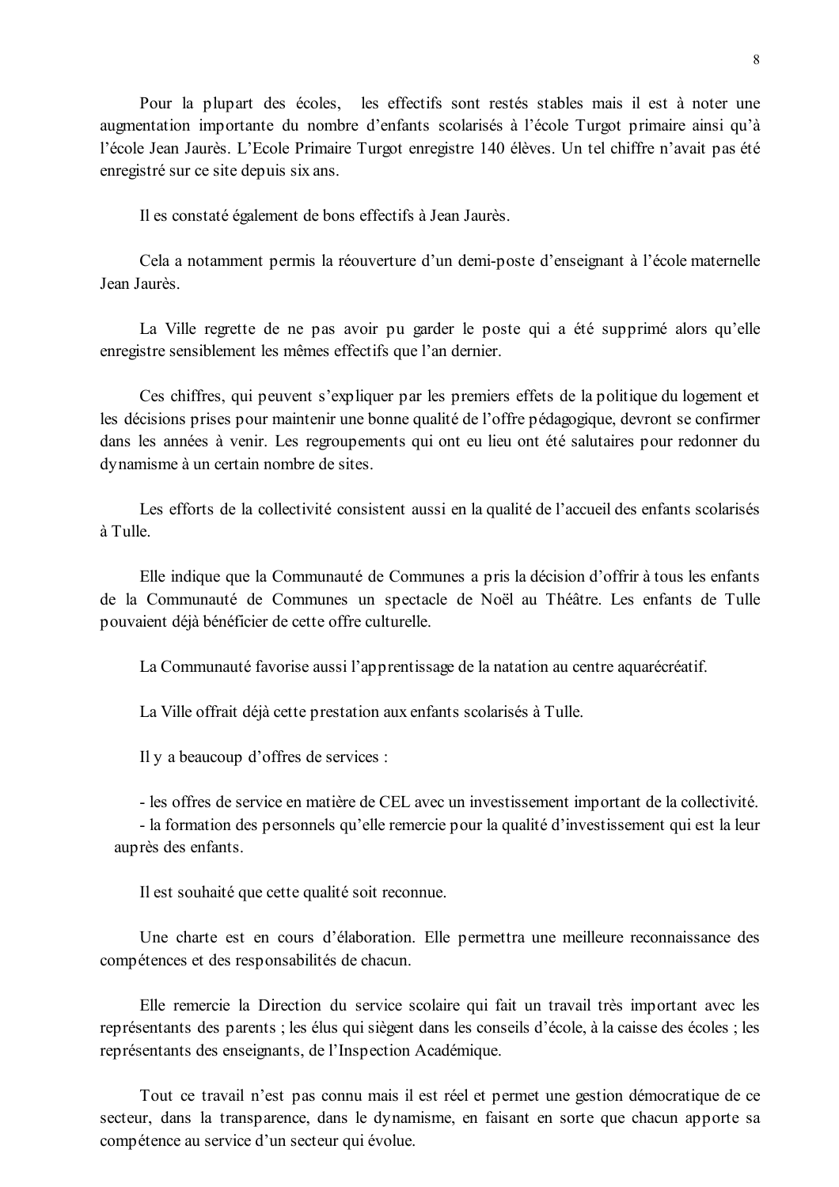Pour la plupart des écoles, les effectifs sont restés stables mais il est à noter une augmentation importante du nombre d'enfants scolarisés à l'école Turgot primaire ainsi qu'à l'école Jean Jaurès. L'Ecole Primaire Turgot enregistre 140 élèves. Un tel chiffre n'avait pas été enregistré sur ce site depuis six ans.

Il es constaté également de bons effectifs à Jean Jaurès.

Cela a notamment permis la réouverture d'un demi-poste d'enseignant à l'école maternelle Jean Jaurès.

La Ville regrette de ne pas avoir pu garder le poste qui a été supprimé alors qu'elle enregistre sensiblement les mêmes effectifs que l'an dernier.

Ces chiffres, qui peuvent s'expliquer par les premiers effets de la politique du logement et les décisions prises pour maintenir une bonne qualité de l'offre pédagogique, devront se confirmer dans les années à venir. Les regroupements qui ont eu lieu ont été salutaires pour redonner du dynamisme à un certain nombre de sites.

Les efforts de la collectivité consistent aussi en la qualité de l'accueil des enfants scolarisés à Tulle.

Elle indique que la Communauté de Communes a pris la décision d'offrir à tous les enfants de la Communauté de Communes un spectacle de Noël au Théâtre. Les enfants de Tulle pouvaient déjà bénéficier de cette offre culturelle.

La Communauté favorise aussi l'apprentissage de la natation au centre aquarécréatif.

La Ville offrait déjà cette prestation aux enfants scolarisés à Tulle.

Il y a beaucoup d'offres de services :

- les offres de service en matière de CEL avec un investissement important de la collectivité.
- la formation des personnels qu'elle remercie pour la qualité d'investissement qui est la leur auprès des enfants.

Il est souhaité que cette qualité soit reconnue.

Une charte est en cours d'élaboration. Elle permettra une meilleure reconnaissance des compétences et des responsabilités de chacun.

Elle remercie la Direction du service scolaire qui fait un travail très important avec les représentants des parents ; les élus qui siègent dans les conseils d'école, à la caisse des écoles ; les représentants des enseignants, de l'Inspection Académique.

Tout ce travail n'est pas connu mais il est réel et permet une gestion démocratique de ce secteur, dans la transparence, dans le dynamisme, en faisant en sorte que chacun apporte sa compétence au service d'un secteur qui évolue.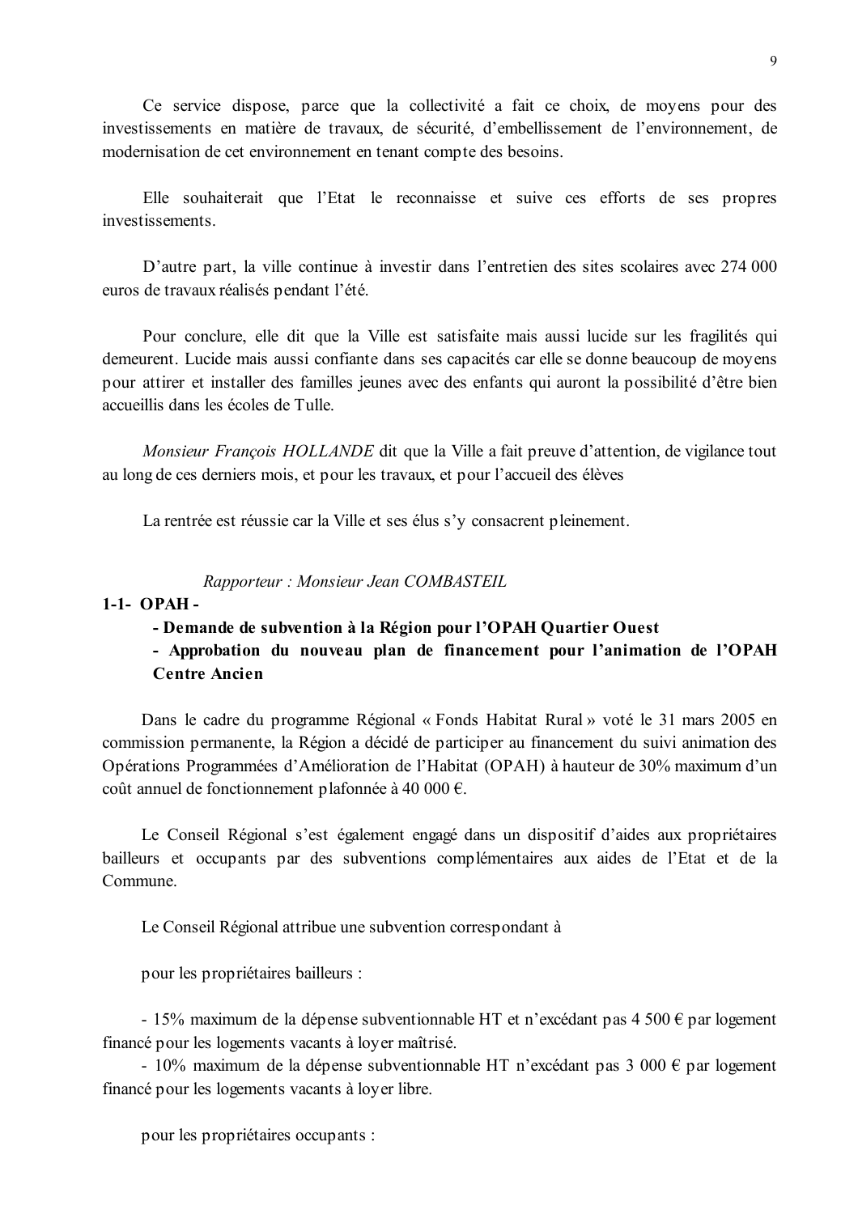Ce service dispose, parce que la collectivité a fait ce choix, de moyens pour des investissements en matière de travaux, de sécurité, d'embellissement de l'environnement, de modernisation de cet environnement en tenant compte des besoins.

Elle souhaiterait que l'Etat le reconnaisse et suive ces efforts de ses propres investissements.

D'autre part, la ville continue à investir dans l'entretien des sites scolaires avec 274 000 euros de travaux réalisés pendant l'été.

Pour conclure, elle dit que la Ville est satisfaite mais aussi lucide sur les fragilités qui demeurent. Lucide mais aussi confiante dans ses capacités car elle se donne beaucoup de moyens pour attirer et installer des familles jeunes avec des enfants qui auront la possibilité d'être bien accueillis dans les écoles de Tulle.

*Monsieur François HOLLANDE* dit que la Ville a fait preuve d'attention, de vigilance tout au long de ces derniers mois, et pour les travaux, et pour l'accueil des élèves

La rentrée est réussie car la Ville et ses élus s'y consacrent pleinement.

*Rapporteur : Monsieur Jean COMBASTEIL*

**1-1- OPAH -**

**- Demande de subvention à la Région pour l'OPAH Quartier Ouest**

**- Approbation du nouveau plan de financement pour l'animation de l'OPAH Centre Ancien**

Dans le cadre du programme Régional « Fonds Habitat Rural » voté le 31 mars 2005 en commission permanente, la Région a décidé de participer au financement du suivi animation des Opérations Programmées d'Amélioration de l'Habitat (OPAH) à hauteur de 30% maximum d'un coût annuel de fonctionnement plafonnée à 40 000 €.

Le Conseil Régional s'est également engagé dans un dispositif d'aides aux propriétaires bailleurs et occupants par des subventions complémentaires aux aides de l'Etat et de la Commune.

Le Conseil Régional attribue une subvention correspondant à

pour les propriétaires bailleurs :

- 15% maximum de la dépense subventionnable HT et n'excédant pas 4 500 € par logement financé pour les logements vacants à loyer maîtrisé.
- 10% maximum de la dépense subventionnable HT n'excédant pas 3 000 € par logement financé pour les logements vacants à loyer libre.

pour les propriétaires occupants :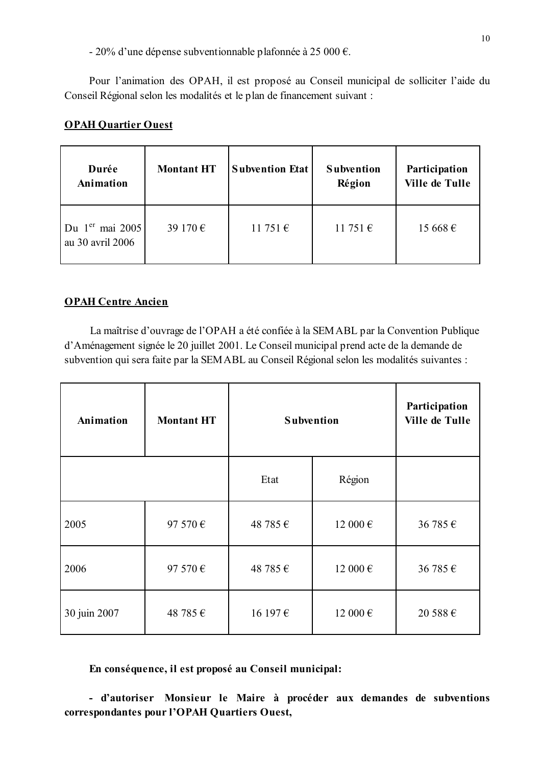- 20% d'une dépense subventionnable plafonnée à 25 000 €.

Pour l'animation des OPAH, il est proposé au Conseil municipal de solliciter l'aide du Conseil Régional selon les modalités et le plan de financement suivant :

**OPAH Quartier Ouest**

| Durée Animation | Montant HT | Subvention Etat | Subvention Région | Participation Ville de Tulle |
|---|---|---|---|---|
| Du 1er mai 2005 au 30 avril 2006 | 39 170 € | 11 751 € | 11 751 € | 15 668 € |

**OPAH Centre Ancien**

La maîtrise d'ouvrage de l'OPAH a été confiée à la SEMABL par la Convention Publique d'Aménagement signée le 20 juillet 2001. Le Conseil municipal prend acte de la demande de subvention qui sera faite par la SEMABL au Conseil Régional selon les modalités suivantes :

| Animation | Montant HT | Subvention | | Participation Ville de Tulle |
|---|---|---|---|---|
| | | Etat | Région | |
| 2005 | 97 570 € | 48 785 € | 12 000 € | 36 785 € |
| 2006 | 97 570 € | 48 785 € | 12 000 € | 36 785 € |
| 30 juin 2007 | 48 785 € | 16 197 € | 12 000 € | 20 588 € |

**En conséquence, il est proposé au Conseil municipal:**

**- d'autoriser Monsieur le Maire à procéder aux demandes de subventions correspondantes pour l'OPAH Quartiers Ouest,**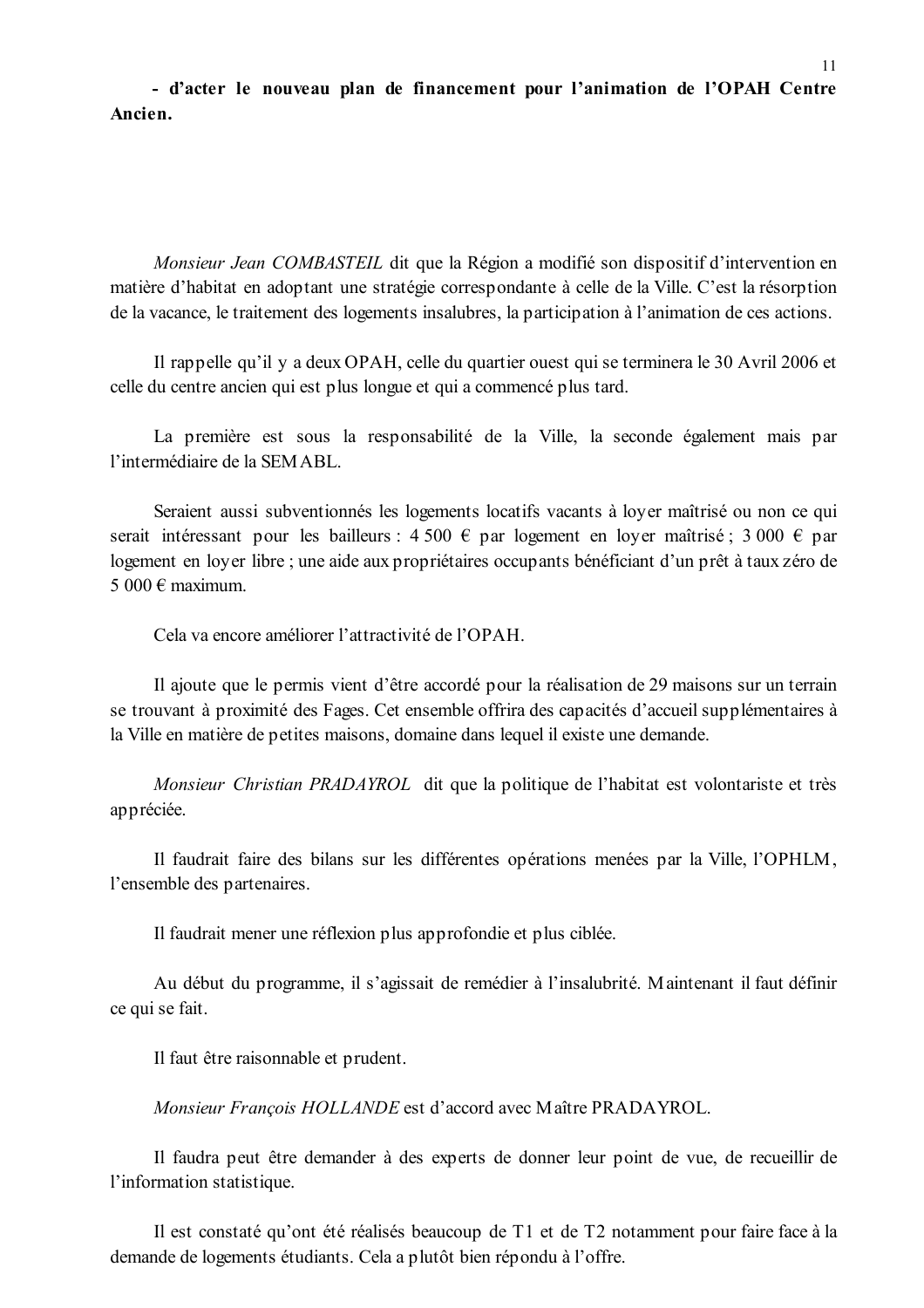**- d'acter le nouveau plan de financement pour l'animation de l'OPAH Centre Ancien.**

*Monsieur Jean COMBASTEIL* dit que la Région a modifié son dispositif d'intervention en matière d'habitat en adoptant une stratégie correspondante à celle de la Ville. C'est la résorption de la vacance, le traitement des logements insalubres, la participation à l'animation de ces actions.

Il rappelle qu'il y a deux OPAH, celle du quartier ouest qui se terminera le 30 Avril 2006 et celle du centre ancien qui est plus longue et qui a commencé plus tard.

La première est sous la responsabilité de la Ville, la seconde également mais par l'intermédiaire de la SEMABL.

Seraient aussi subventionnés les logements locatifs vacants à loyer maîtrisé ou non ce qui serait intéressant pour les bailleurs : 4 500 € par logement en loyer maîtrisé ; 3 000 € par logement en loyer libre ; une aide aux propriétaires occupants bénéficiant d'un prêt à taux zéro de 5 000 € maximum.

Cela va encore améliorer l'attractivité de l'OPAH.

Il ajoute que le permis vient d'être accordé pour la réalisation de 29 maisons sur un terrain se trouvant à proximité des Fages. Cet ensemble offrira des capacités d'accueil supplémentaires à la Ville en matière de petites maisons, domaine dans lequel il existe une demande.

*Monsieur Christian PRADAYROL* dit que la politique de l'habitat est volontariste et très appréciée.

Il faudrait faire des bilans sur les différentes opérations menées par la Ville, l'OPHLM, l'ensemble des partenaires.

Il faudrait mener une réflexion plus approfondie et plus ciblée.

Au début du programme, il s'agissait de remédier à l'insalubrité. Maintenant il faut définir ce qui se fait.

Il faut être raisonnable et prudent.

*Monsieur François HOLLANDE* est d'accord avec Maître PRADAYROL.

Il faudra peut être demander à des experts de donner leur point de vue, de recueillir de l'information statistique.

Il est constaté qu'ont été réalisés beaucoup de T1 et de T2 notamment pour faire face à la demande de logements étudiants. Cela a plutôt bien répondu à l'offre.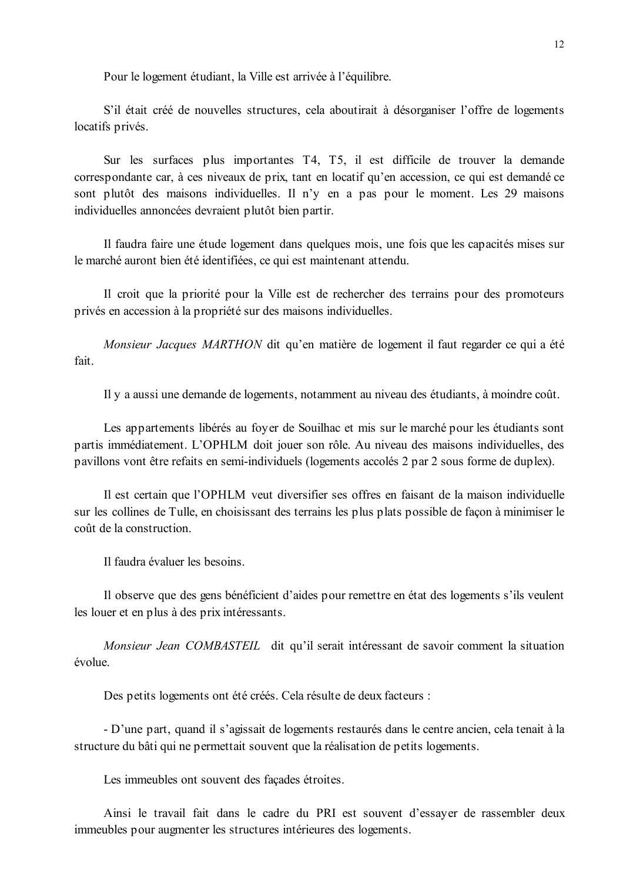Pour le logement étudiant, la Ville est arrivée à l'équilibre.

S'il était créé de nouvelles structures, cela aboutirait à désorganiser l'offre de logements locatifs privés.

Sur les surfaces plus importantes T4, T5, il est difficile de trouver la demande correspondante car, à ces niveaux de prix, tant en locatif qu'en accession, ce qui est demandé ce sont plutôt des maisons individuelles. Il n'y en a pas pour le moment. Les 29 maisons individuelles annoncées devraient plutôt bien partir.

Il faudra faire une étude logement dans quelques mois, une fois que les capacités mises sur le marché auront bien été identifiées, ce qui est maintenant attendu.

Il croit que la priorité pour la Ville est de rechercher des terrains pour des promoteurs privés en accession à la propriété sur des maisons individuelles.

*Monsieur Jacques MARTHON* dit qu'en matière de logement il faut regarder ce qui a été fait.

Il y a aussi une demande de logements, notamment au niveau des étudiants, à moindre coût.

Les appartements libérés au foyer de Souilhac et mis sur le marché pour les étudiants sont partis immédiatement. L'OPHLM doit jouer son rôle. Au niveau des maisons individuelles, des pavillons vont être refaits en semi-individuels (logements accolés 2 par 2 sous forme de duplex).

Il est certain que l'OPHLM veut diversifier ses offres en faisant de la maison individuelle sur les collines de Tulle, en choisissant des terrains les plus plats possible de façon à minimiser le coût de la construction.

Il faudra évaluer les besoins.

Il observe que des gens bénéficient d'aides pour remettre en état des logements s'ils veulent les louer et en plus à des prix intéressants.

*Monsieur Jean COMBASTEIL* dit qu'il serait intéressant de savoir comment la situation évolue.

Des petits logements ont été créés. Cela résulte de deux facteurs :

- D'une part, quand il s'agissait de logements restaurés dans le centre ancien, cela tenait à la structure du bâti qui ne permettait souvent que la réalisation de petits logements.

Les immeubles ont souvent des façades étroites.

Ainsi le travail fait dans le cadre du PRI est souvent d'essayer de rassembler deux immeubles pour augmenter les structures intérieures des logements.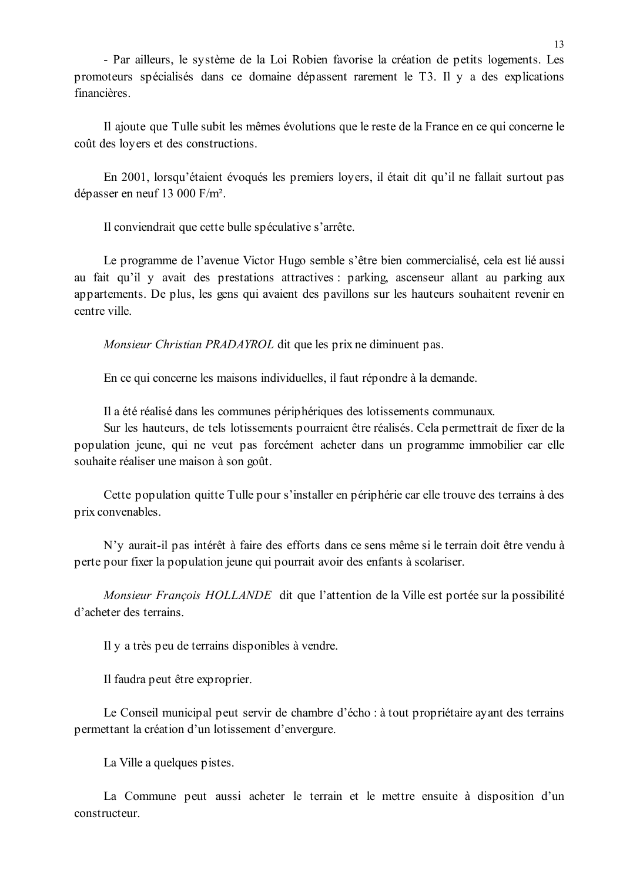- Par ailleurs, le système de la Loi Robien favorise la création de petits logements. Les promoteurs spécialisés dans ce domaine dépassent rarement le T3. Il y a des explications financières.

Il ajoute que Tulle subit les mêmes évolutions que le reste de la France en ce qui concerne le coût des loyers et des constructions.

En 2001, lorsqu'étaient évoqués les premiers loyers, il était dit qu'il ne fallait surtout pas dépasser en neuf 13 000 F/m².

Il conviendrait que cette bulle spéculative s'arrête.

Le programme de l'avenue Victor Hugo semble s'être bien commercialisé, cela est lié aussi au fait qu'il y avait des prestations attractives : parking, ascenseur allant au parking aux appartements. De plus, les gens qui avaient des pavillons sur les hauteurs souhaitent revenir en centre ville.

*Monsieur Christian PRADAYROL* dit que les prix ne diminuent pas.

En ce qui concerne les maisons individuelles, il faut répondre à la demande.

Il a été réalisé dans les communes périphériques des lotissements communaux.
Sur les hauteurs, de tels lotissements pourraient être réalisés. Cela permettrait de fixer de la population jeune, qui ne veut pas forcément acheter dans un programme immobilier car elle souhaite réaliser une maison à son goût.

Cette population quitte Tulle pour s'installer en périphérie car elle trouve des terrains à des prix convenables.

N'y aurait-il pas intérêt à faire des efforts dans ce sens même si le terrain doit être vendu à perte pour fixer la population jeune qui pourrait avoir des enfants à scolariser.

*Monsieur François HOLLANDE* dit que l'attention de la Ville est portée sur la possibilité d'acheter des terrains.

Il y a très peu de terrains disponibles à vendre.

Il faudra peut être exproprier.

Le Conseil municipal peut servir de chambre d'écho : à tout propriétaire ayant des terrains permettant la création d'un lotissement d'envergure.

La Ville a quelques pistes.

La Commune peut aussi acheter le terrain et le mettre ensuite à disposition d'un constructeur.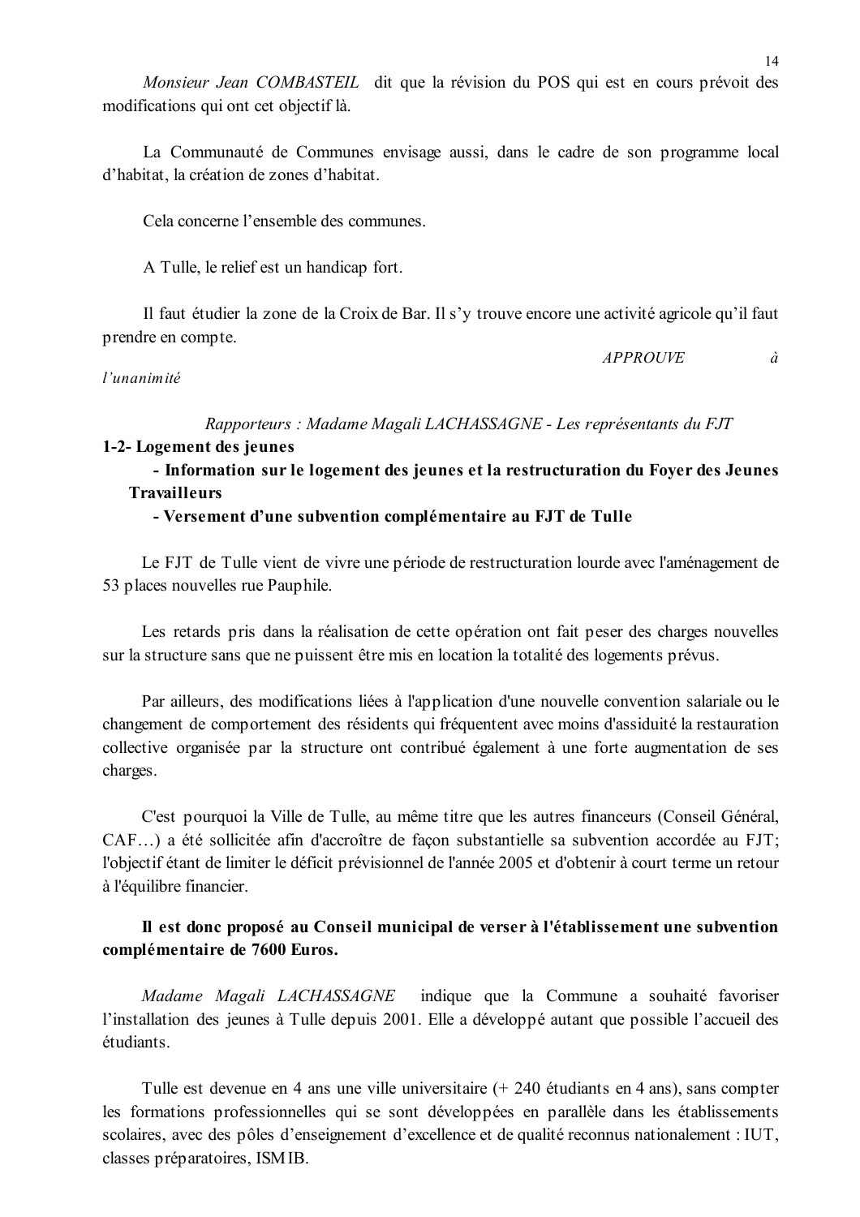*Monsieur Jean COMBASTEIL* dit que la révision du POS qui est en cours prévoit des modifications qui ont cet objectif là.

La Communauté de Communes envisage aussi, dans le cadre de son programme local d'habitat, la création de zones d'habitat.

Cela concerne l'ensemble des communes.

A Tulle, le relief est un handicap fort.

Il faut étudier la zone de la Croix de Bar. Il s'y trouve encore une activité agricole qu'il faut prendre en compte.

*APPROUVE à l'unanimité*

*Rapporteurs : Madame Magali LACHASSAGNE - Les représentants du FJT*

**1-2- Logement des jeunes**

**- Information sur le logement des jeunes et la restructuration du Foyer des Jeunes Travailleurs**

**- Versement d'une subvention complémentaire au FJT de Tulle**

Le FJT de Tulle vient de vivre une période de restructuration lourde avec l'aménagement de 53 places nouvelles rue Pauphile.

Les retards pris dans la réalisation de cette opération ont fait peser des charges nouvelles sur la structure sans que ne puissent être mis en location la totalité des logements prévus.

Par ailleurs, des modifications liées à l'application d'une nouvelle convention salariale ou le changement de comportement des résidents qui fréquentent avec moins d'assiduité la restauration collective organisée par la structure ont contribué également à une forte augmentation de ses charges.

C'est pourquoi la Ville de Tulle, au même titre que les autres financeurs (Conseil Général, CAF…) a été sollicitée afin d'accroître de façon substantielle sa subvention accordée au FJT; l'objectif étant de limiter le déficit prévisionnel de l'année 2005 et d'obtenir à court terme un retour à l'équilibre financier.

**Il est donc proposé au Conseil municipal de verser à l'établissement une subvention complémentaire de 7600 Euros.**

*Madame Magali LACHASSAGNE* indique que la Commune a souhaité favoriser l'installation des jeunes à Tulle depuis 2001. Elle a développé autant que possible l'accueil des étudiants.

Tulle est devenue en 4 ans une ville universitaire (+ 240 étudiants en 4 ans), sans compter les formations professionnelles qui se sont développées en parallèle dans les établissements scolaires, avec des pôles d'enseignement d'excellence et de qualité reconnus nationalement : IUT, classes préparatoires, ISMIB.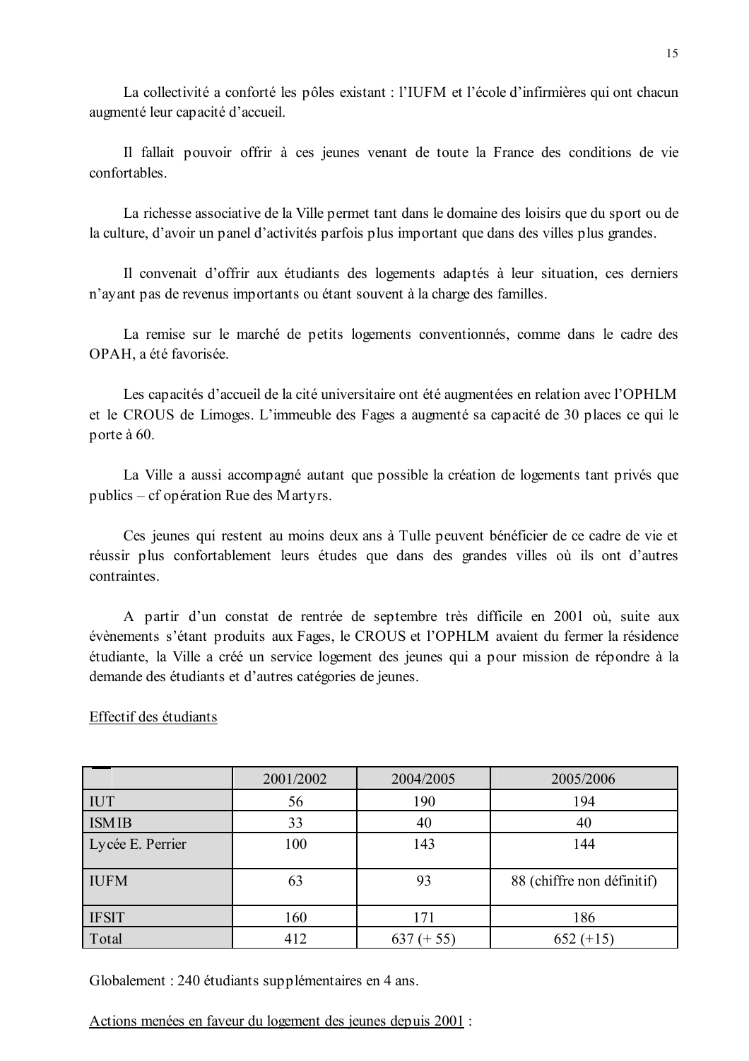La collectivité a conforté les pôles existant : l'IUFM et l'école d'infirmières qui ont chacun augmenté leur capacité d'accueil.

Il fallait pouvoir offrir à ces jeunes venant de toute la France des conditions de vie confortables.

La richesse associative de la Ville permet tant dans le domaine des loisirs que du sport ou de la culture, d'avoir un panel d'activités parfois plus important que dans des villes plus grandes.

Il convenait d'offrir aux étudiants des logements adaptés à leur situation, ces derniers n'ayant pas de revenus importants ou étant souvent à la charge des familles.

La remise sur le marché de petits logements conventionnés, comme dans le cadre des OPAH, a été favorisée.

Les capacités d'accueil de la cité universitaire ont été augmentées en relation avec l'OPHLM et le CROUS de Limoges. L'immeuble des Fages a augmenté sa capacité de 30 places ce qui le porte à 60.

La Ville a aussi accompagné autant que possible la création de logements tant privés que publics – cf opération Rue des Martyrs.

Ces jeunes qui restent au moins deux ans à Tulle peuvent bénéficier de ce cadre de vie et réussir plus confortablement leurs études que dans des grandes villes où ils ont d'autres contraintes.

A partir d'un constat de rentrée de septembre très difficile en 2001 où, suite aux évènements s'étant produits aux Fages, le CROUS et l'OPHLM avaient du fermer la résidence étudiante, la Ville a créé un service logement des jeunes qui a pour mission de répondre à la demande des étudiants et d'autres catégories de jeunes.

Effectif des étudiants

| | 2001/2002 | 2004/2005 | 2005/2006 |
|---|---|---|---|
| IUT | 56 | 190 | 194 |
| ISMIB | 33 | 40 | 40 |
| Lycée E. Perrier | 100 | 143 | 144 |
| IUFM | 63 | 93 | 88 (chiffre non définitif) |
| IFSIT | 160 | 171 | 186 |
| Total | 412 | 637 (+ 55) | 652 (+15) |

Globalement : 240 étudiants supplémentaires en 4 ans.

Actions menées en faveur du logement des jeunes depuis 2001 :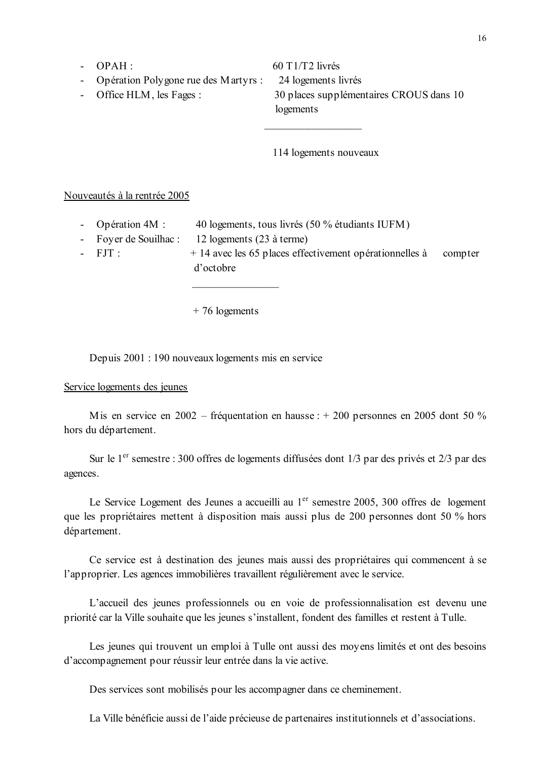- OPAH : 60 T1/T2 livrés
- Opération Polygone rue des Martyrs : 24 logements livrés
- Office HLM, les Fages : 30 places supplémentaires CROUS dans 10 logements

―――――――――――――

114 logements nouveaux

Nouveautés à la rentrée 2005

- Opération 4M : 40 logements, tous livrés (50 % étudiants IUFM)
- Foyer de Souilhac : 12 logements (23 à terme)
- FJT : + 14 avec les 65 places effectivement opérationnelles à compter d'octobre

―――――――――――――

+ 76 logements

Depuis 2001 : 190 nouveaux logements mis en service

Service logements des jeunes

Mis en service en 2002 – fréquentation en hausse : + 200 personnes en 2005 dont 50 % hors du département.

Sur le 1er semestre : 300 offres de logements diffusées dont 1/3 par des privés et 2/3 par des agences.

Le Service Logement des Jeunes a accueilli au 1er semestre 2005, 300 offres de logement que les propriétaires mettent à disposition mais aussi plus de 200 personnes dont 50 % hors département.

Ce service est à destination des jeunes mais aussi des propriétaires qui commencent à se l'approprier. Les agences immobilières travaillent régulièrement avec le service.

L'accueil des jeunes professionnels ou en voie de professionnalisation est devenu une priorité car la Ville souhaite que les jeunes s'installent, fondent des familles et restent à Tulle.

Les jeunes qui trouvent un emploi à Tulle ont aussi des moyens limités et ont des besoins d'accompagnement pour réussir leur entrée dans la vie active.

Des services sont mobilisés pour les accompagner dans ce cheminement.

La Ville bénéficie aussi de l'aide précieuse de partenaires institutionnels et d'associations.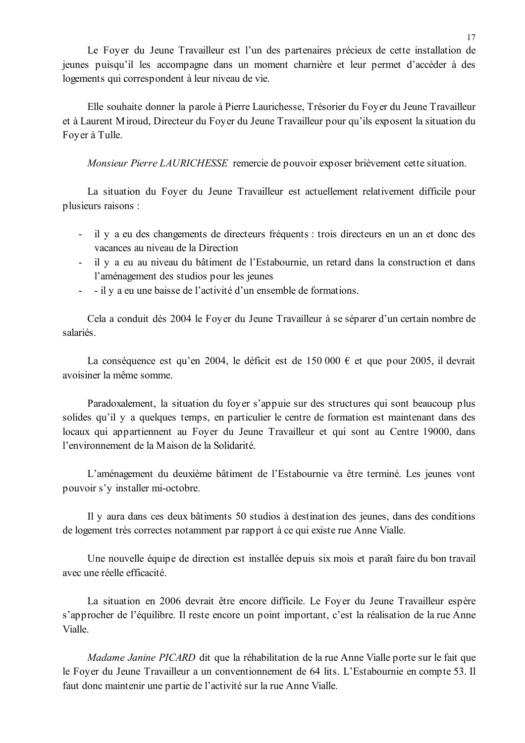Le Foyer du Jeune Travailleur est l'un des partenaires précieux de cette installation de jeunes puisqu'il les accompagne dans un moment charnière et leur permet d'accéder à des logements qui correspondent à leur niveau de vie.

Elle souhaite donner la parole à Pierre Laurichesse, Trésorier du Foyer du Jeune Travailleur et à Laurent Miroud, Directeur du Foyer du Jeune Travailleur pour qu'ils exposent la situation du Foyer à Tulle.

*Monsieur Pierre LAURICHESSE* remercie de pouvoir exposer brièvement cette situation.

La situation du Foyer du Jeune Travailleur est actuellement relativement difficile pour plusieurs raisons :

- il y a eu des changements de directeurs fréquents : trois directeurs en un an et donc des vacances au niveau de la Direction
- il y a eu au niveau du bâtiment de l'Estabournie, un retard dans la construction et dans l'aménagement des studios pour les jeunes
- - il y a eu une baisse de l'activité d'un ensemble de formations.

Cela a conduit dès 2004 le Foyer du Jeune Travailleur à se séparer d'un certain nombre de salariés.

La conséquence est qu'en 2004, le déficit est de 150 000 € et que pour 2005, il devrait avoisiner la même somme.

Paradoxalement, la situation du foyer s'appuie sur des structures qui sont beaucoup plus solides qu'il y a quelques temps, en particulier le centre de formation est maintenant dans des locaux qui appartiennent au Foyer du Jeune Travailleur et qui sont au Centre 19000, dans l'environnement de la Maison de la Solidarité.

L'aménagement du deuxième bâtiment de l'Estabournie va être terminé. Les jeunes vont pouvoir s'y installer mi-octobre.

Il y aura dans ces deux bâtiments 50 studios à destination des jeunes, dans des conditions de logement très correctes notamment par rapport à ce qui existe rue Anne Vialle.

Une nouvelle équipe de direction est installée depuis six mois et paraît faire du bon travail avec une réelle efficacité.

La situation en 2006 devrait être encore difficile. Le Foyer du Jeune Travailleur espère s'approcher de l'équilibre. Il reste encore un point important, c'est la réalisation de la rue Anne Vialle.

*Madame Janine PICARD* dit que la réhabilitation de la rue Anne Vialle porte sur le fait que le Foyer du Jeune Travailleur a un conventionnement de 64 lits. L'Estabournie en compte 53. Il faut donc maintenir une partie de l'activité sur la rue Anne Vialle.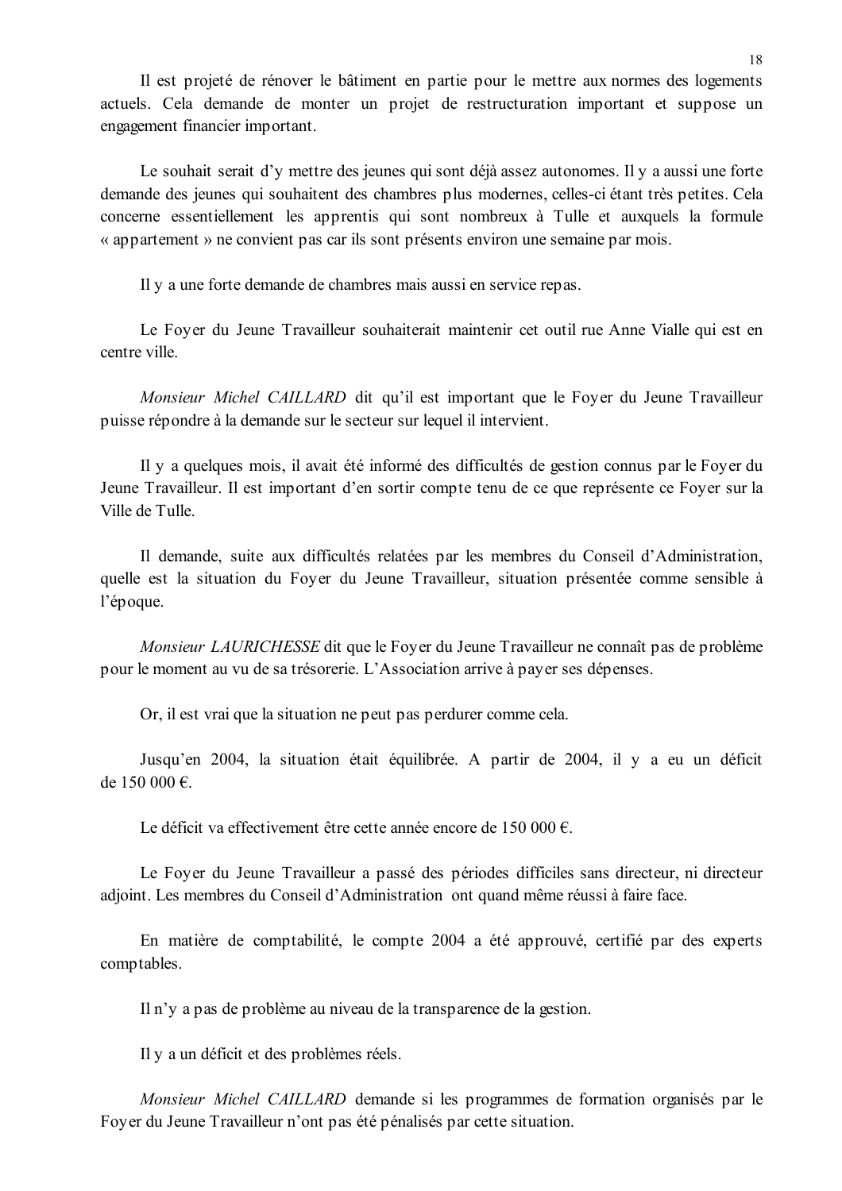Il est projeté de rénover le bâtiment en partie pour le mettre aux normes des logements actuels. Cela demande de monter un projet de restructuration important et suppose un engagement financier important.

Le souhait serait d'y mettre des jeunes qui sont déjà assez autonomes. Il y a aussi une forte demande des jeunes qui souhaitent des chambres plus modernes, celles-ci étant très petites. Cela concerne essentiellement les apprentis qui sont nombreux à Tulle et auxquels la formule « appartement » ne convient pas car ils sont présents environ une semaine par mois.

Il y a une forte demande de chambres mais aussi en service repas.

Le Foyer du Jeune Travailleur souhaiterait maintenir cet outil rue Anne Vialle qui est en centre ville.

*Monsieur Michel CAILLARD* dit qu'il est important que le Foyer du Jeune Travailleur puisse répondre à la demande sur le secteur sur lequel il intervient.

Il y a quelques mois, il avait été informé des difficultés de gestion connus par le Foyer du Jeune Travailleur. Il est important d'en sortir compte tenu de ce que représente ce Foyer sur la Ville de Tulle.

Il demande, suite aux difficultés relatées par les membres du Conseil d'Administration, quelle est la situation du Foyer du Jeune Travailleur, situation présentée comme sensible à l'époque.

*Monsieur LAURICHESSE* dit que le Foyer du Jeune Travailleur ne connaît pas de problème pour le moment au vu de sa trésorerie. L'Association arrive à payer ses dépenses.

Or, il est vrai que la situation ne peut pas perdurer comme cela.

Jusqu'en 2004, la situation était équilibrée. A partir de 2004, il y a eu un déficit de 150 000 €.

Le déficit va effectivement être cette année encore de 150 000 €.

Le Foyer du Jeune Travailleur a passé des périodes difficiles sans directeur, ni directeur adjoint. Les membres du Conseil d'Administration ont quand même réussi à faire face.

En matière de comptabilité, le compte 2004 a été approuvé, certifié par des experts comptables.

Il n'y a pas de problème au niveau de la transparence de la gestion.

Il y a un déficit et des problèmes réels.

*Monsieur Michel CAILLARD* demande si les programmes de formation organisés par le Foyer du Jeune Travailleur n'ont pas été pénalisés par cette situation.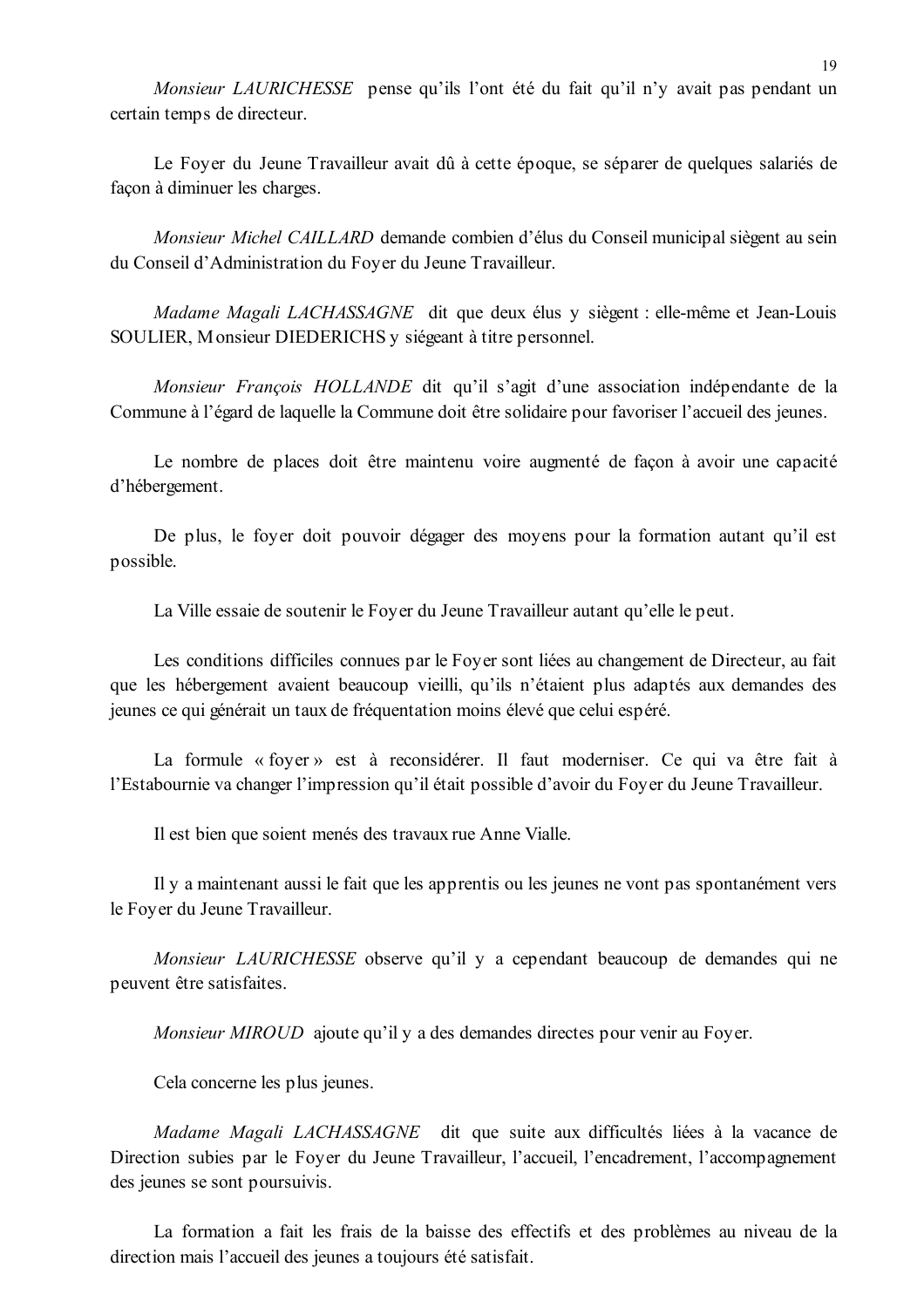*Monsieur LAURICHESSE* pense qu'ils l'ont été du fait qu'il n'y avait pas pendant un certain temps de directeur.

Le Foyer du Jeune Travailleur avait dû à cette époque, se séparer de quelques salariés de façon à diminuer les charges.

*Monsieur Michel CAILLARD* demande combien d'élus du Conseil municipal siègent au sein du Conseil d'Administration du Foyer du Jeune Travailleur.

*Madame Magali LACHASSAGNE* dit que deux élus y siègent : elle-même et Jean-Louis SOULIER, Monsieur DIEDERICHS y siégeant à titre personnel.

*Monsieur François HOLLANDE* dit qu'il s'agit d'une association indépendante de la Commune à l'égard de laquelle la Commune doit être solidaire pour favoriser l'accueil des jeunes.

Le nombre de places doit être maintenu voire augmenté de façon à avoir une capacité d'hébergement.

De plus, le foyer doit pouvoir dégager des moyens pour la formation autant qu'il est possible.

La Ville essaie de soutenir le Foyer du Jeune Travailleur autant qu'elle le peut.

Les conditions difficiles connues par le Foyer sont liées au changement de Directeur, au fait que les hébergement avaient beaucoup vieilli, qu'ils n'étaient plus adaptés aux demandes des jeunes ce qui générait un taux de fréquentation moins élevé que celui espéré.

La formule « foyer » est à reconsidérer. Il faut moderniser. Ce qui va être fait à l'Estabournie va changer l'impression qu'il était possible d'avoir du Foyer du Jeune Travailleur.

Il est bien que soient menés des travaux rue Anne Vialle.

Il y a maintenant aussi le fait que les apprentis ou les jeunes ne vont pas spontanément vers le Foyer du Jeune Travailleur.

*Monsieur LAURICHESSE* observe qu'il y a cependant beaucoup de demandes qui ne peuvent être satisfaites.

*Monsieur MIROUD* ajoute qu'il y a des demandes directes pour venir au Foyer.

Cela concerne les plus jeunes.

*Madame Magali LACHASSAGNE* dit que suite aux difficultés liées à la vacance de Direction subies par le Foyer du Jeune Travailleur, l'accueil, l'encadrement, l'accompagnement des jeunes se sont poursuivis.

La formation a fait les frais de la baisse des effectifs et des problèmes au niveau de la direction mais l'accueil des jeunes a toujours été satisfait.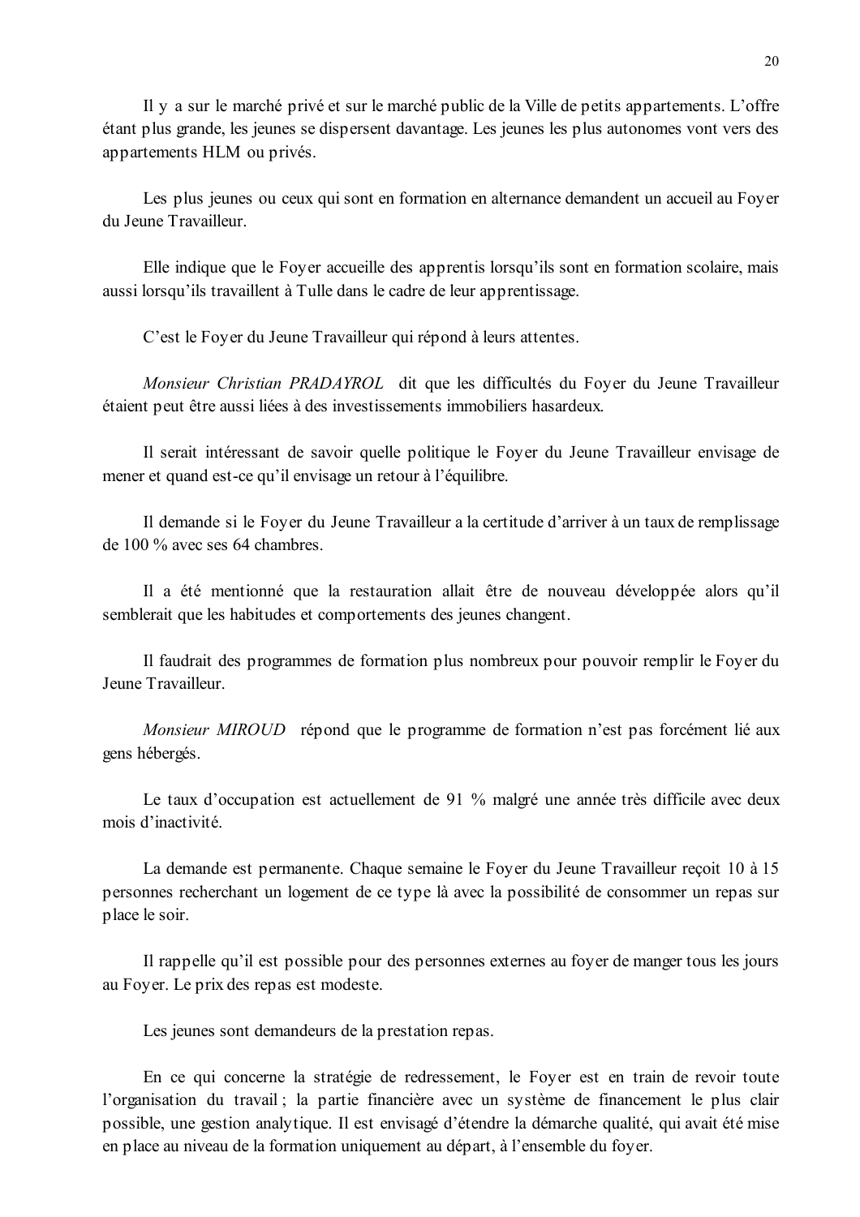Il y a sur le marché privé et sur le marché public de la Ville de petits appartements. L'offre étant plus grande, les jeunes se dispersent davantage. Les jeunes les plus autonomes vont vers des appartements HLM ou privés.

Les plus jeunes ou ceux qui sont en formation en alternance demandent un accueil au Foyer du Jeune Travailleur.

Elle indique que le Foyer accueille des apprentis lorsqu'ils sont en formation scolaire, mais aussi lorsqu'ils travaillent à Tulle dans le cadre de leur apprentissage.

C'est le Foyer du Jeune Travailleur qui répond à leurs attentes.

*Monsieur Christian PRADAYROL* dit que les difficultés du Foyer du Jeune Travailleur étaient peut être aussi liées à des investissements immobiliers hasardeux.

Il serait intéressant de savoir quelle politique le Foyer du Jeune Travailleur envisage de mener et quand est-ce qu'il envisage un retour à l'équilibre.

Il demande si le Foyer du Jeune Travailleur a la certitude d'arriver à un taux de remplissage de 100 % avec ses 64 chambres.

Il a été mentionné que la restauration allait être de nouveau développée alors qu'il semblerait que les habitudes et comportements des jeunes changent.

Il faudrait des programmes de formation plus nombreux pour pouvoir remplir le Foyer du Jeune Travailleur.

*Monsieur MIROUD* répond que le programme de formation n'est pas forcément lié aux gens hébergés.

Le taux d'occupation est actuellement de 91 % malgré une année très difficile avec deux mois d'inactivité.

La demande est permanente. Chaque semaine le Foyer du Jeune Travailleur reçoit 10 à 15 personnes recherchant un logement de ce type là avec la possibilité de consommer un repas sur place le soir.

Il rappelle qu'il est possible pour des personnes externes au foyer de manger tous les jours au Foyer. Le prix des repas est modeste.

Les jeunes sont demandeurs de la prestation repas.

En ce qui concerne la stratégie de redressement, le Foyer est en train de revoir toute l'organisation du travail ; la partie financière avec un système de financement le plus clair possible, une gestion analytique. Il est envisagé d'étendre la démarche qualité, qui avait été mise en place au niveau de la formation uniquement au départ, à l'ensemble du foyer.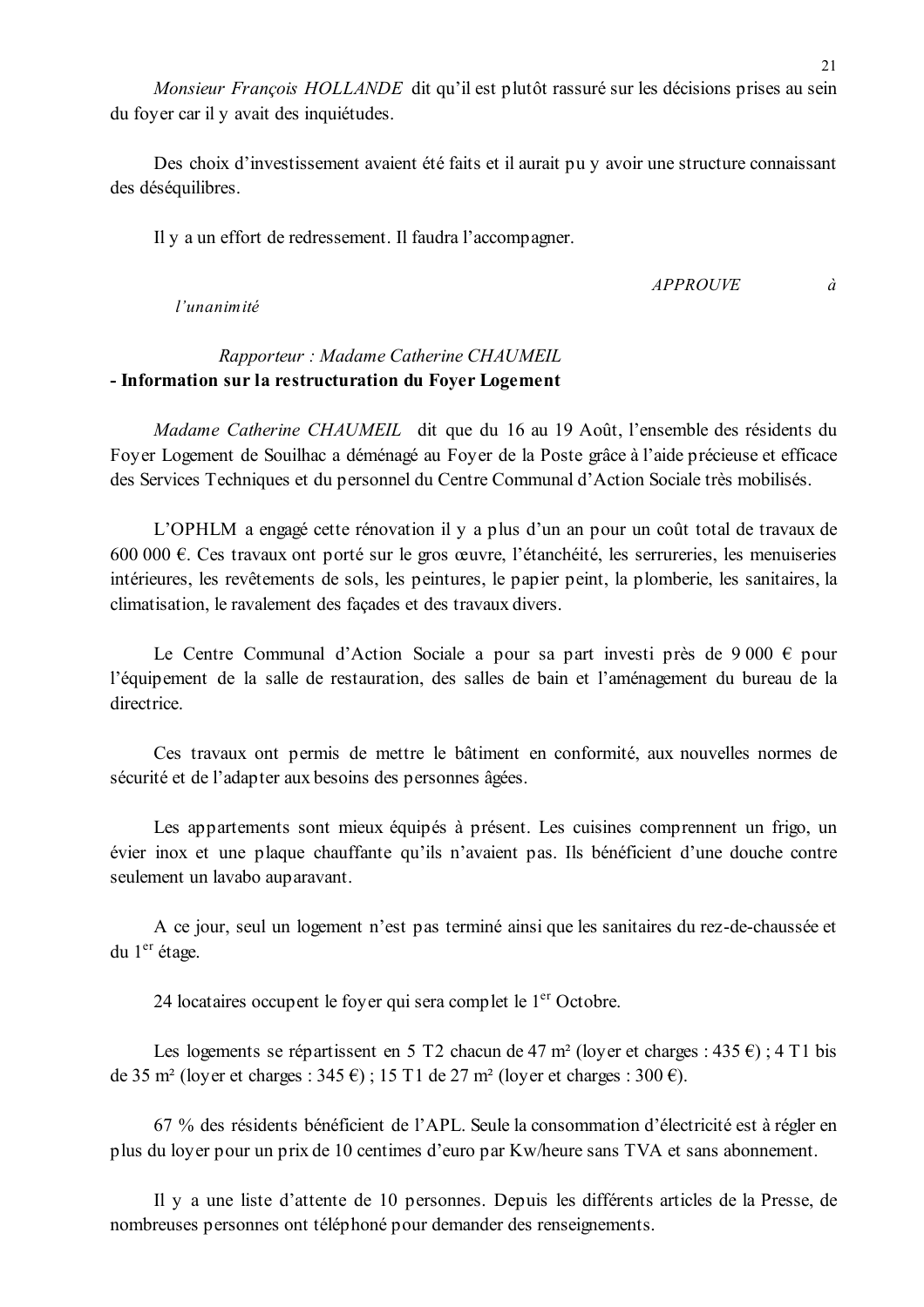*Monsieur François HOLLANDE* dit qu'il est plutôt rassuré sur les décisions prises au sein du foyer car il y avait des inquiétudes.

Des choix d'investissement avaient été faits et il aurait pu y avoir une structure connaissant des déséquilibres.

Il y a un effort de redressement. Il faudra l'accompagner.

*APPROUVE à l'unanimité*

*Rapporteur : Madame Catherine CHAUMEIL*

**- Information sur la restructuration du Foyer Logement**

*Madame Catherine CHAUMEIL* dit que du 16 au 19 Août, l'ensemble des résidents du Foyer Logement de Souilhac a déménagé au Foyer de la Poste grâce à l'aide précieuse et efficace des Services Techniques et du personnel du Centre Communal d'Action Sociale très mobilisés.

L'OPHLM a engagé cette rénovation il y a plus d'un an pour un coût total de travaux de 600 000 €. Ces travaux ont porté sur le gros œuvre, l'étanchéité, les serrureries, les menuiseries intérieures, les revêtements de sols, les peintures, le papier peint, la plomberie, les sanitaires, la climatisation, le ravalement des façades et des travaux divers.

Le Centre Communal d'Action Sociale a pour sa part investi près de 9 000 € pour l'équipement de la salle de restauration, des salles de bain et l'aménagement du bureau de la directrice.

Ces travaux ont permis de mettre le bâtiment en conformité, aux nouvelles normes de sécurité et de l'adapter aux besoins des personnes âgées.

Les appartements sont mieux équipés à présent. Les cuisines comprennent un frigo, un évier inox et une plaque chauffante qu'ils n'avaient pas. Ils bénéficient d'une douche contre seulement un lavabo auparavant.

A ce jour, seul un logement n'est pas terminé ainsi que les sanitaires du rez-de-chaussée et du 1er étage.

24 locataires occupent le foyer qui sera complet le 1er Octobre.

Les logements se répartissent en 5 T2 chacun de 47 m² (loyer et charges : 435 €) ; 4 T1 bis de 35 m² (loyer et charges : 345 €) ; 15 T1 de 27 m² (loyer et charges : 300 €).

67 % des résidents bénéficient de l'APL. Seule la consommation d'électricité est à régler en plus du loyer pour un prix de 10 centimes d'euro par Kw/heure sans TVA et sans abonnement.

Il y a une liste d'attente de 10 personnes. Depuis les différents articles de la Presse, de nombreuses personnes ont téléphoné pour demander des renseignements.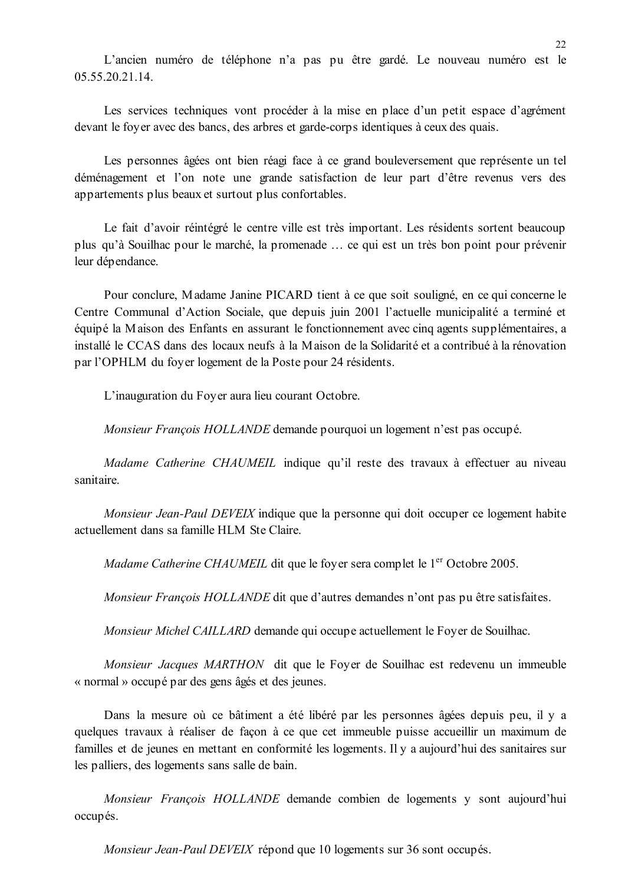L'ancien numéro de téléphone n'a pas pu être gardé. Le nouveau numéro est le 05.55.20.21.14.

Les services techniques vont procéder à la mise en place d'un petit espace d'agrément devant le foyer avec des bancs, des arbres et garde-corps identiques à ceux des quais.

Les personnes âgées ont bien réagi face à ce grand bouleversement que représente un tel déménagement et l'on note une grande satisfaction de leur part d'être revenus vers des appartements plus beaux et surtout plus confortables.

Le fait d'avoir réintégré le centre ville est très important. Les résidents sortent beaucoup plus qu'à Souilhac pour le marché, la promenade … ce qui est un très bon point pour prévenir leur dépendance.

Pour conclure, Madame Janine PICARD tient à ce que soit souligné, en ce qui concerne le Centre Communal d'Action Sociale, que depuis juin 2001 l'actuelle municipalité a terminé et équipé la Maison des Enfants en assurant le fonctionnement avec cinq agents supplémentaires, a installé le CCAS dans des locaux neufs à la Maison de la Solidarité et a contribué à la rénovation par l'OPHLM du foyer logement de la Poste pour 24 résidents.

L'inauguration du Foyer aura lieu courant Octobre.

*Monsieur François HOLLANDE* demande pourquoi un logement n'est pas occupé.

*Madame Catherine CHAUMEIL* indique qu'il reste des travaux à effectuer au niveau sanitaire.

*Monsieur Jean-Paul DEVEIX* indique que la personne qui doit occuper ce logement habite actuellement dans sa famille HLM Ste Claire.

*Madame Catherine CHAUMEIL* dit que le foyer sera complet le 1er Octobre 2005.

*Monsieur François HOLLANDE* dit que d'autres demandes n'ont pas pu être satisfaites.

*Monsieur Michel CAILLARD* demande qui occupe actuellement le Foyer de Souilhac.

*Monsieur Jacques MARTHON* dit que le Foyer de Souilhac est redevenu un immeuble « normal » occupé par des gens âgés et des jeunes.

Dans la mesure où ce bâtiment a été libéré par les personnes âgées depuis peu, il y a quelques travaux à réaliser de façon à ce que cet immeuble puisse accueillir un maximum de familles et de jeunes en mettant en conformité les logements. Il y a aujourd'hui des sanitaires sur les palliers, des logements sans salle de bain.

*Monsieur François HOLLANDE* demande combien de logements y sont aujourd'hui occupés.

*Monsieur Jean-Paul DEVEIX* répond que 10 logements sur 36 sont occupés.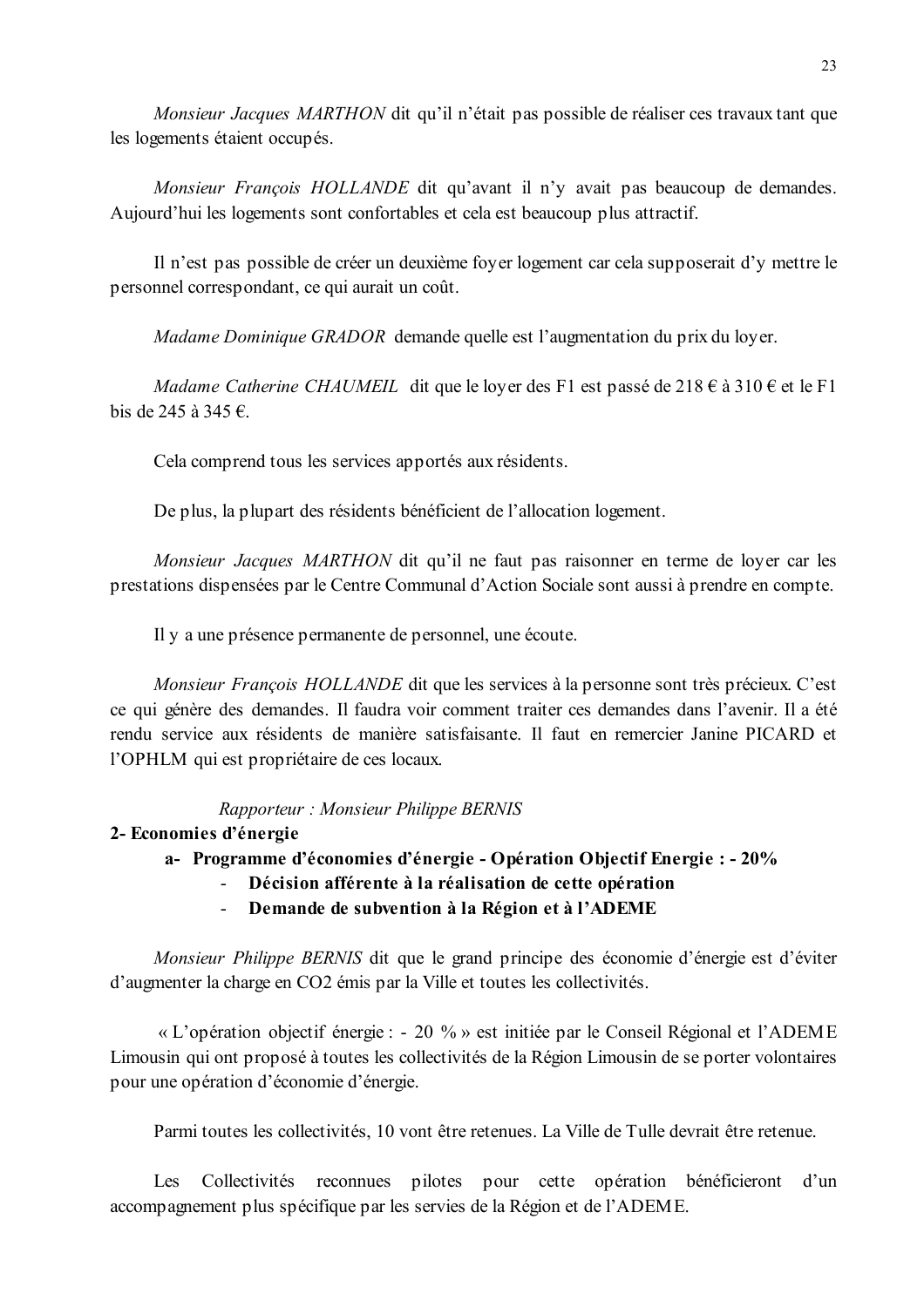*Monsieur Jacques MARTHON* dit qu'il n'était pas possible de réaliser ces travaux tant que les logements étaient occupés.

*Monsieur François HOLLANDE* dit qu'avant il n'y avait pas beaucoup de demandes. Aujourd'hui les logements sont confortables et cela est beaucoup plus attractif.

Il n'est pas possible de créer un deuxième foyer logement car cela supposerait d'y mettre le personnel correspondant, ce qui aurait un coût.

*Madame Dominique GRADOR* demande quelle est l'augmentation du prix du loyer.

*Madame Catherine CHAUMEIL* dit que le loyer des F1 est passé de 218 € à 310 € et le F1 bis de 245 à 345 €.

Cela comprend tous les services apportés aux résidents.

De plus, la plupart des résidents bénéficient de l'allocation logement.

*Monsieur Jacques MARTHON* dit qu'il ne faut pas raisonner en terme de loyer car les prestations dispensées par le Centre Communal d'Action Sociale sont aussi à prendre en compte.

Il y a une présence permanente de personnel, une écoute.

*Monsieur François HOLLANDE* dit que les services à la personne sont très précieux. C'est ce qui génère des demandes. Il faudra voir comment traiter ces demandes dans l'avenir. Il a été rendu service aux résidents de manière satisfaisante. Il faut en remercier Janine PICARD et l'OPHLM qui est propriétaire de ces locaux.

*Rapporteur : Monsieur Philippe BERNIS*

**2- Economies d'énergie**

**a- Programme d'économies d'énergie - Opération Objectif Energie : - 20%**

- **Décision afférente à la réalisation de cette opération**
- **Demande de subvention à la Région et à l'ADEME**

*Monsieur Philippe BERNIS* dit que le grand principe des économie d'énergie est d'éviter d'augmenter la charge en $CO_2$ émis par la Ville et toutes les collectivités.

« L'opération objectif énergie : - 20 % » est initiée par le Conseil Régional et l'ADEME Limousin qui ont proposé à toutes les collectivités de la Région Limousin de se porter volontaires pour une opération d'économie d'énergie.

Parmi toutes les collectivités, 10 vont être retenues. La Ville de Tulle devrait être retenue.

Les Collectivités reconnues pilotes pour cette opération bénéficieront d'un accompagnement plus spécifique par les servies de la Région et de l'ADEME.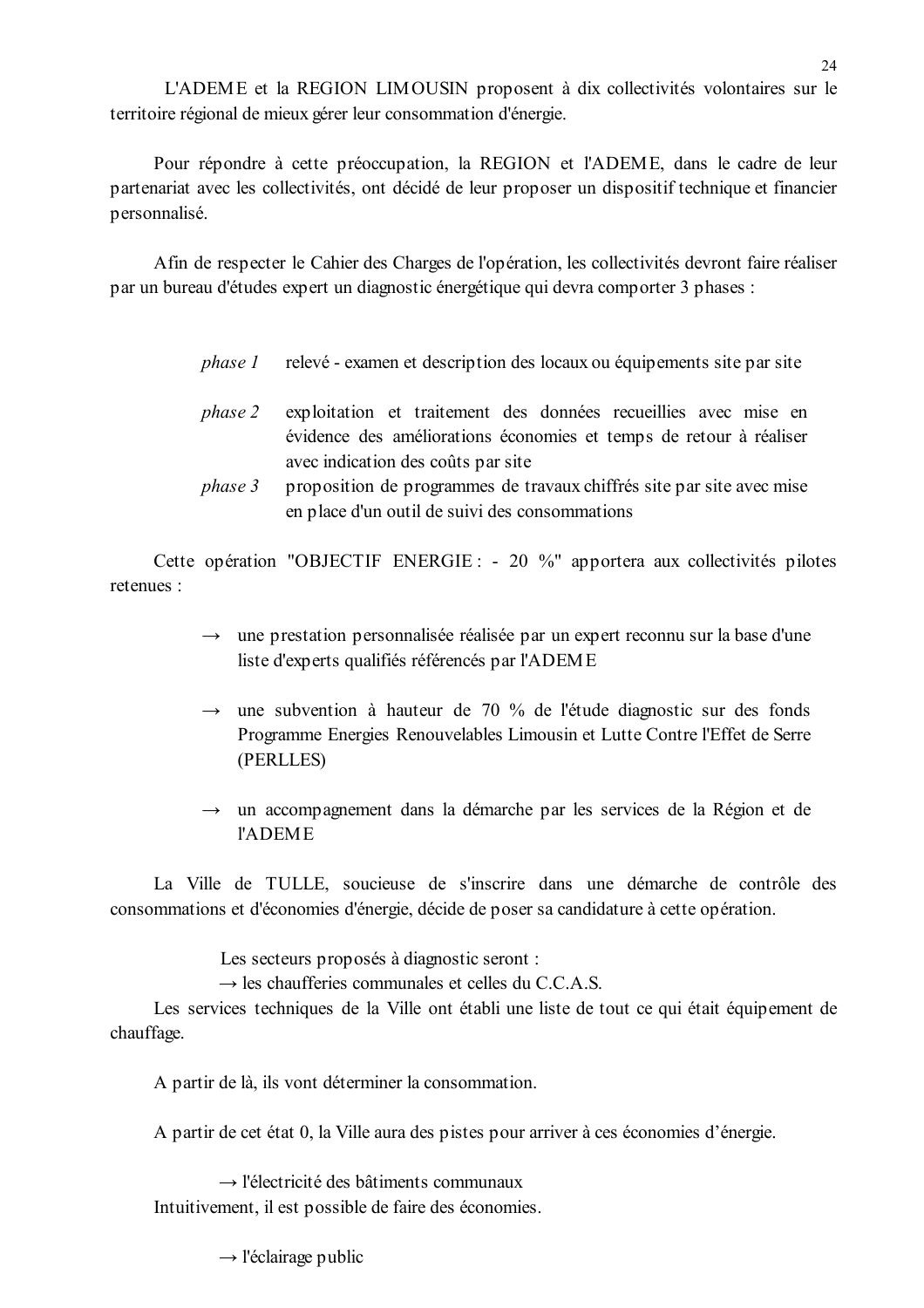L'ADEME et la REGION LIMOUSIN proposent à dix collectivités volontaires sur le territoire régional de mieux gérer leur consommation d'énergie.

Pour répondre à cette préoccupation, la REGION et l'ADEME, dans le cadre de leur partenariat avec les collectivités, ont décidé de leur proposer un dispositif technique et financier personnalisé.

Afin de respecter le Cahier des Charges de l'opération, les collectivités devront faire réaliser par un bureau d'études expert un diagnostic énergétique qui devra comporter 3 phases :

*phase 1* relevé - examen et description des locaux ou équipements site par site

*phase 2* exploitation et traitement des données recueillies avec mise en évidence des améliorations économies et temps de retour à réaliser avec indication des coûts par site

*phase 3* proposition de programmes de travaux chiffrés site par site avec mise en place d'un outil de suivi des consommations

Cette opération "OBJECTIF ENERGIE : - 20 %" apportera aux collectivités pilotes retenues :

→ une prestation personnalisée réalisée par un expert reconnu sur la base d'une liste d'experts qualifiés référencés par l'ADEME

→ une subvention à hauteur de 70 % de l'étude diagnostic sur des fonds Programme Energies Renouvelables Limousin et Lutte Contre l'Effet de Serre (PERLLES)

→ un accompagnement dans la démarche par les services de la Région et de l'ADEME

La Ville de TULLE, soucieuse de s'inscrire dans une démarche de contrôle des consommations et d'économies d'énergie, décide de poser sa candidature à cette opération.

Les secteurs proposés à diagnostic seront :

→ les chaufferies communales et celles du C.C.A.S.

Les services techniques de la Ville ont établi une liste de tout ce qui était équipement de chauffage.

A partir de là, ils vont déterminer la consommation.

A partir de cet état 0, la Ville aura des pistes pour arriver à ces économies d'énergie.

→ l'électricité des bâtiments communaux

Intuitivement, il est possible de faire des économies.

→ l'éclairage public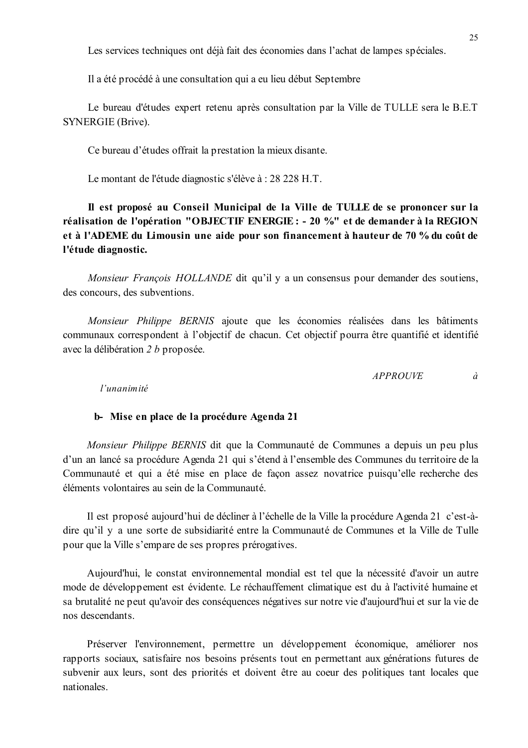Les services techniques ont déjà fait des économies dans l'achat de lampes spéciales.

Il a été procédé à une consultation qui a eu lieu début Septembre

Le bureau d'études expert retenu après consultation par la Ville de TULLE sera le B.E.T SYNERGIE (Brive).

Ce bureau d'études offrait la prestation la mieux disante.

Le montant de l'étude diagnostic s'élève à : 28 228 H.T.

**Il est proposé au Conseil Municipal de la Ville de TULLE de se prononcer sur la réalisation de l'opération "OBJECTIF ENERGIE : - 20 %" et de demander à la REGION et à l'ADEME du Limousin une aide pour son financement à hauteur de 70 % du coût de l'étude diagnostic.**

*Monsieur François HOLLANDE* dit qu'il y a un consensus pour demander des soutiens, des concours, des subventions.

*Monsieur Philippe BERNIS* ajoute que les économies réalisées dans les bâtiments communaux correspondent à l'objectif de chacun. Cet objectif pourra être quantifié et identifié avec la délibération *2 b* proposée.

*APPROUVE à l'unanimité*

**b- Mise en place de la procédure Agenda 21**

*Monsieur Philippe BERNIS* dit que la Communauté de Communes a depuis un peu plus d'un an lancé sa procédure Agenda 21 qui s'étend à l'ensemble des Communes du territoire de la Communauté et qui a été mise en place de façon assez novatrice puisqu'elle recherche des éléments volontaires au sein de la Communauté.

Il est proposé aujourd'hui de décliner à l'échelle de la Ville la procédure Agenda 21 c'est-à-dire qu'il y a une sorte de subsidiarité entre la Communauté de Communes et la Ville de Tulle pour que la Ville s'empare de ses propres prérogatives.

Aujourd'hui, le constat environnemental mondial est tel que la nécessité d'avoir un autre mode de développement est évidente. Le réchauffement climatique est du à l'activité humaine et sa brutalité ne peut qu'avoir des conséquences négatives sur notre vie d'aujourd'hui et sur la vie de nos descendants.

Préserver l'environnement, permettre un développement économique, améliorer nos rapports sociaux, satisfaire nos besoins présents tout en permettant aux générations futures de subvenir aux leurs, sont des priorités et doivent être au coeur des politiques tant locales que nationales.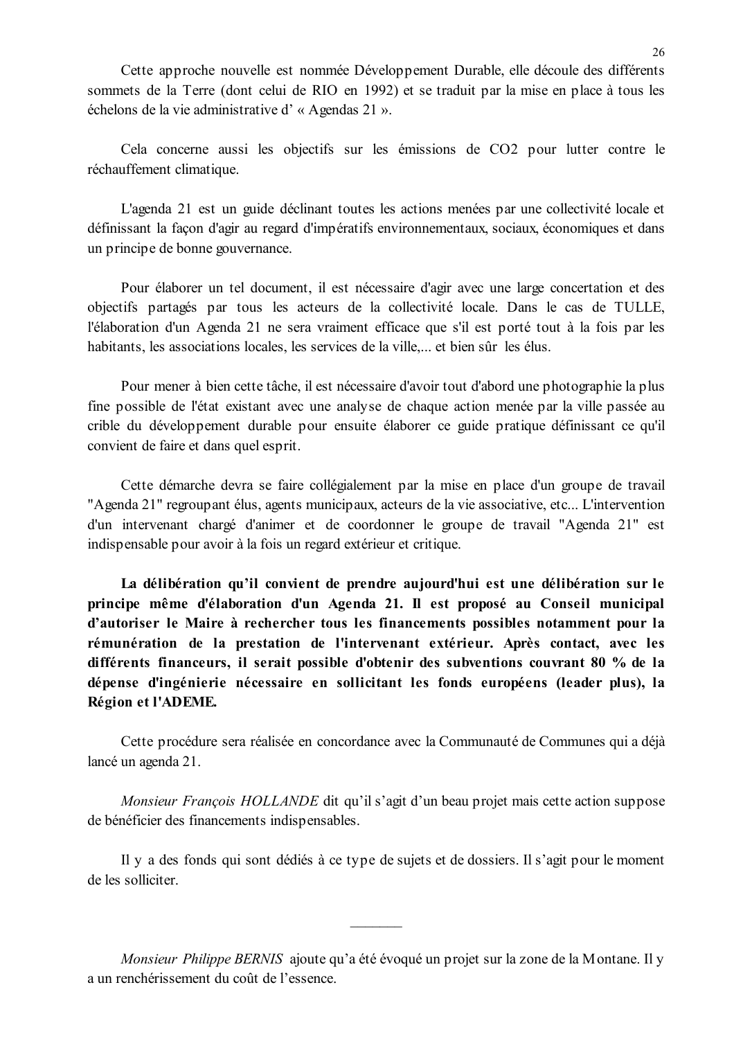Cette approche nouvelle est nommée Développement Durable, elle découle des différents sommets de la Terre (dont celui de RIO en 1992) et se traduit par la mise en place à tous les échelons de la vie administrative d' « Agendas 21 ».

Cela concerne aussi les objectifs sur les émissions de $CO_2$ pour lutter contre le réchauffement climatique.

L'agenda 21 est un guide déclinant toutes les actions menées par une collectivité locale et définissant la façon d'agir au regard d'impératifs environnementaux, sociaux, économiques et dans un principe de bonne gouvernance.

Pour élaborer un tel document, il est nécessaire d'agir avec une large concertation et des objectifs partagés par tous les acteurs de la collectivité locale. Dans le cas de TULLE, l'élaboration d'un Agenda 21 ne sera vraiment efficace que s'il est porté tout à la fois par les habitants, les associations locales, les services de la ville,... et bien sûr les élus.

Pour mener à bien cette tâche, il est nécessaire d'avoir tout d'abord une photographie la plus fine possible de l'état existant avec une analyse de chaque action menée par la ville passée au crible du développement durable pour ensuite élaborer ce guide pratique définissant ce qu'il convient de faire et dans quel esprit.

Cette démarche devra se faire collégialement par la mise en place d'un groupe de travail "Agenda 21" regroupant élus, agents municipaux, acteurs de la vie associative, etc... L'intervention d'un intervenant chargé d'animer et de coordonner le groupe de travail "Agenda 21" est indispensable pour avoir à la fois un regard extérieur et critique.

**La délibération qu'il convient de prendre aujourd'hui est une délibération sur le principe même d'élaboration d'un Agenda 21. Il est proposé au Conseil municipal d'autoriser le Maire à rechercher tous les financements possibles notamment pour la rémunération de la prestation de l'intervenant extérieur. Après contact, avec les différents financeurs, il serait possible d'obtenir des subventions couvrant 80 % de la dépense d'ingénierie nécessaire en sollicitant les fonds européens (leader plus), la Région et l'ADEME.**

Cette procédure sera réalisée en concordance avec la Communauté de Communes qui a déjà lancé un agenda 21.

*Monsieur François HOLLANDE* dit qu'il s'agit d'un beau projet mais cette action suppose de bénéficier des financements indispensables.

Il y a des fonds qui sont dédiés à ce type de sujets et de dossiers. Il s'agit pour le moment de les solliciter.

---

*Monsieur Philippe BERNIS* ajoute qu'a été évoqué un projet sur la zone de la Montane. Il y a un renchérissement du coût de l'essence.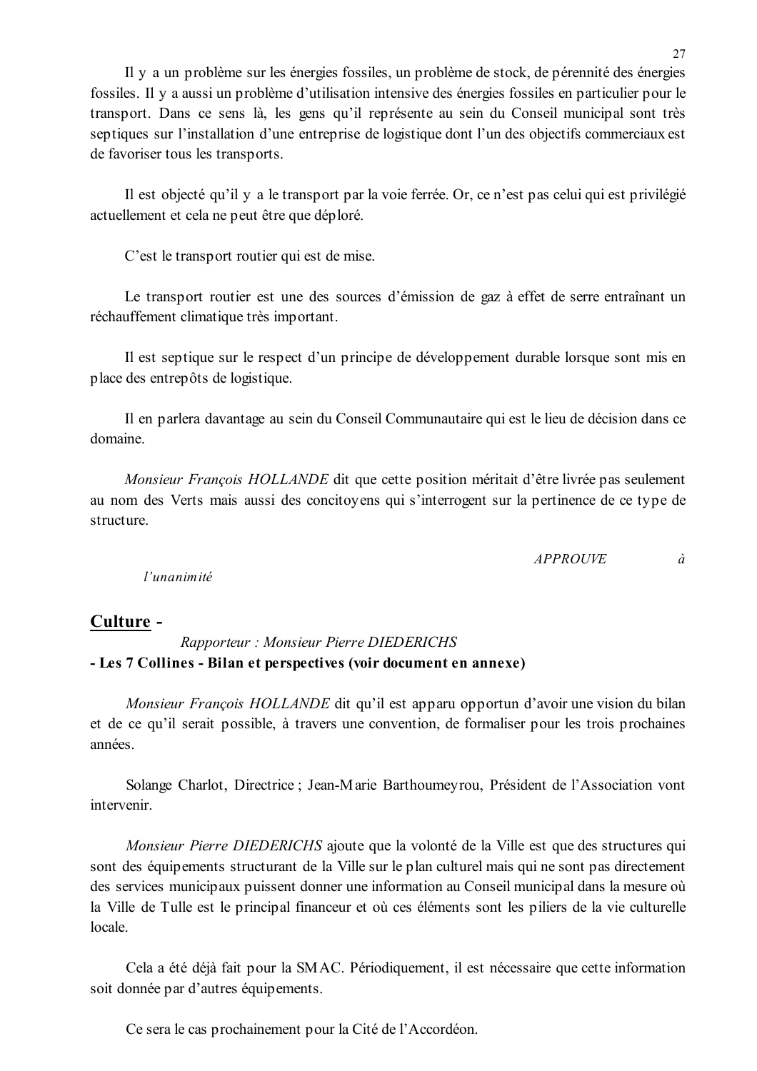Il y a un problème sur les énergies fossiles, un problème de stock, de pérennité des énergies fossiles. Il y a aussi un problème d'utilisation intensive des énergies fossiles en particulier pour le transport. Dans ce sens là, les gens qu'il représente au sein du Conseil municipal sont très septiques sur l'installation d'une entreprise de logistique dont l'un des objectifs commerciaux est de favoriser tous les transports.

Il est objecté qu'il y a le transport par la voie ferrée. Or, ce n'est pas celui qui est privilégié actuellement et cela ne peut être que déploré.

C'est le transport routier qui est de mise.

Le transport routier est une des sources d'émission de gaz à effet de serre entraînant un réchauffement climatique très important.

Il est septique sur le respect d'un principe de développement durable lorsque sont mis en place des entrepôts de logistique.

Il en parlera davantage au sein du Conseil Communautaire qui est le lieu de décision dans ce domaine.

*Monsieur François HOLLANDE* dit que cette position méritait d'être livrée pas seulement au nom des Verts mais aussi des concitoyens qui s'interrogent sur la pertinence de ce type de structure.

*APPROUVE à l'unanimité*

## <u>Culture</u> -

*Rapporteur : Monsieur Pierre DIEDERICHS*

**- Les 7 Collines - Bilan et perspectives (voir document en annexe)**

*Monsieur François HOLLANDE* dit qu'il est apparu opportun d'avoir une vision du bilan et de ce qu'il serait possible, à travers une convention, de formaliser pour les trois prochaines années.

Solange Charlot, Directrice ; Jean-Marie Barthoumeyrou, Président de l'Association vont intervenir.

*Monsieur Pierre DIEDERICHS* ajoute que la volonté de la Ville est que des structures qui sont des équipements structurant de la Ville sur le plan culturel mais qui ne sont pas directement des services municipaux puissent donner une information au Conseil municipal dans la mesure où la Ville de Tulle est le principal financeur et où ces éléments sont les piliers de la vie culturelle locale.

Cela a été déjà fait pour la SMAC. Périodiquement, il est nécessaire que cette information soit donnée par d'autres équipements.

Ce sera le cas prochainement pour la Cité de l'Accordéon.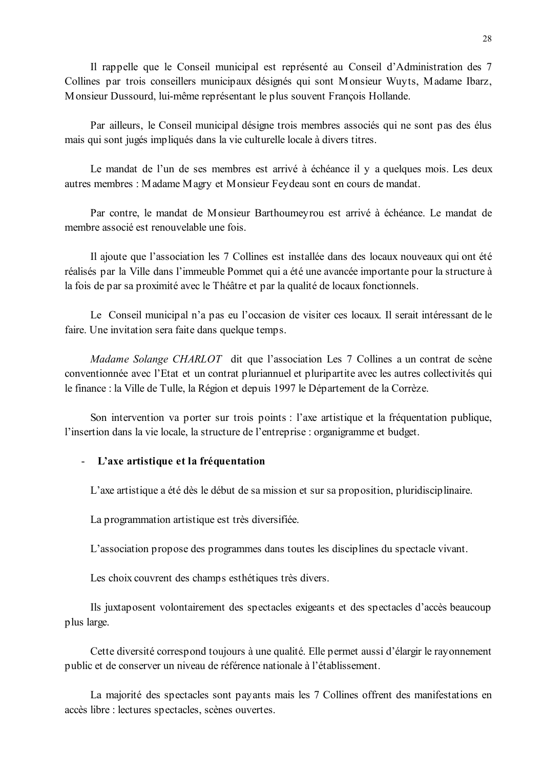Il rappelle que le Conseil municipal est représenté au Conseil d'Administration des 7 Collines par trois conseillers municipaux désignés qui sont Monsieur Wuyts, Madame Ibarz, Monsieur Dussourd, lui-même représentant le plus souvent François Hollande.

Par ailleurs, le Conseil municipal désigne trois membres associés qui ne sont pas des élus mais qui sont jugés impliqués dans la vie culturelle locale à divers titres.

Le mandat de l'un de ses membres est arrivé à échéance il y a quelques mois. Les deux autres membres : Madame Magry et Monsieur Feydeau sont en cours de mandat.

Par contre, le mandat de Monsieur Barthoumeyrou est arrivé à échéance. Le mandat de membre associé est renouvelable une fois.

Il ajoute que l'association les 7 Collines est installée dans des locaux nouveaux qui ont été réalisés par la Ville dans l'immeuble Pommet qui a été une avancée importante pour la structure à la fois de par sa proximité avec le Théâtre et par la qualité de locaux fonctionnels.

Le Conseil municipal n'a pas eu l'occasion de visiter ces locaux. Il serait intéressant de le faire. Une invitation sera faite dans quelque temps.

*Madame Solange CHARLOT* dit que l'association Les 7 Collines a un contrat de scène conventionnée avec l'Etat et un contrat pluriannuel et pluripartite avec les autres collectivités qui le finance : la Ville de Tulle, la Région et depuis 1997 le Département de la Corrèze.

Son intervention va porter sur trois points : l'axe artistique et la fréquentation publique, l'insertion dans la vie locale, la structure de l'entreprise : organigramme et budget.

- **L'axe artistique et la fréquentation**

L'axe artistique a été dès le début de sa mission et sur sa proposition, pluridisciplinaire.

La programmation artistique est très diversifiée.

L'association propose des programmes dans toutes les disciplines du spectacle vivant.

Les choix couvrent des champs esthétiques très divers.

Ils juxtaposent volontairement des spectacles exigeants et des spectacles d'accès beaucoup plus large.

Cette diversité correspond toujours à une qualité. Elle permet aussi d'élargir le rayonnement public et de conserver un niveau de référence nationale à l'établissement.

La majorité des spectacles sont payants mais les 7 Collines offrent des manifestations en accès libre : lectures spectacles, scènes ouvertes.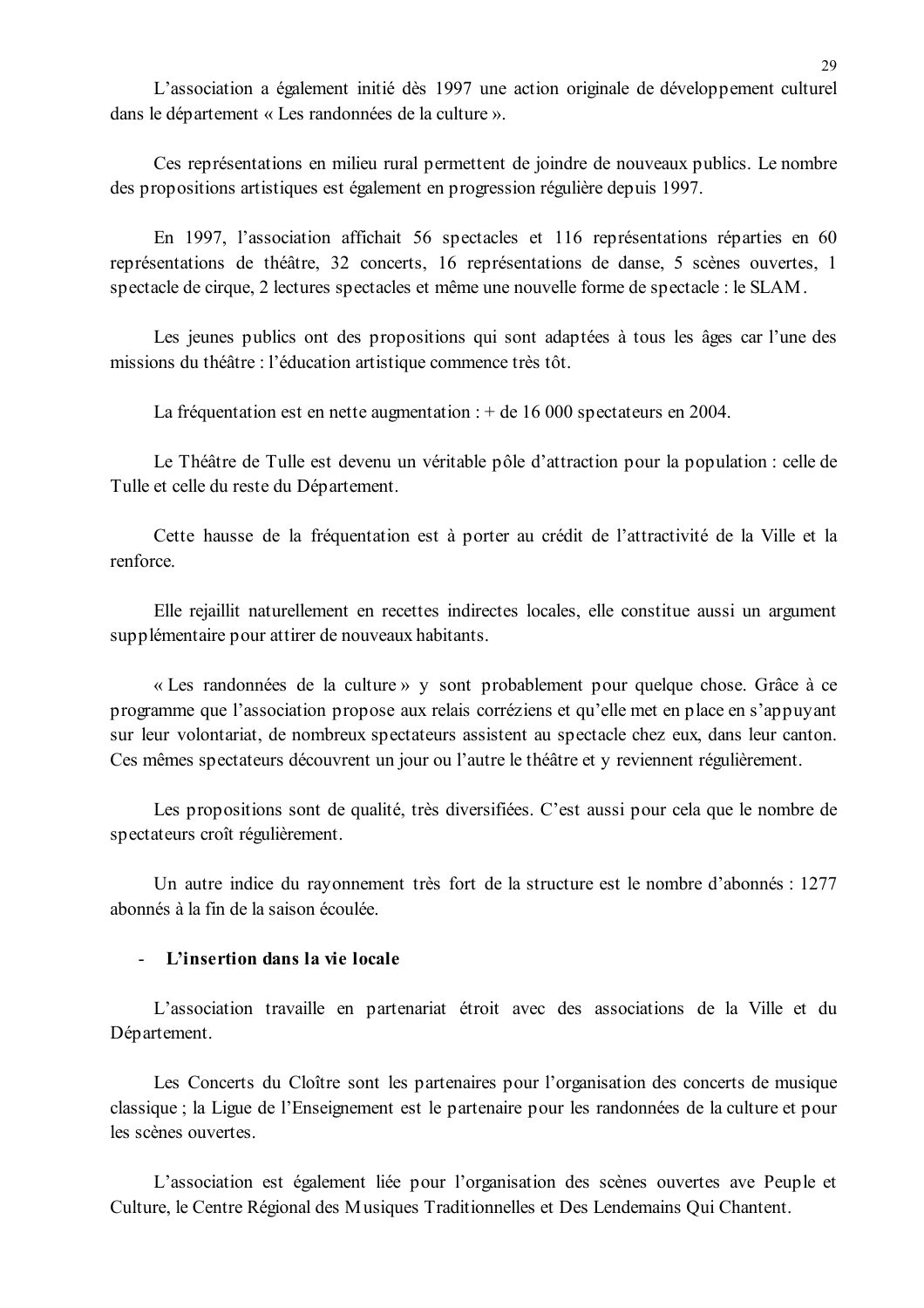L'association a également initié dès 1997 une action originale de développement culturel dans le département « Les randonnées de la culture ».

Ces représentations en milieu rural permettent de joindre de nouveaux publics. Le nombre des propositions artistiques est également en progression régulière depuis 1997.

En 1997, l'association affichait 56 spectacles et 116 représentations réparties en 60 représentations de théâtre, 32 concerts, 16 représentations de danse, 5 scènes ouvertes, 1 spectacle de cirque, 2 lectures spectacles et même une nouvelle forme de spectacle : le SLAM.

Les jeunes publics ont des propositions qui sont adaptées à tous les âges car l'une des missions du théâtre : l'éducation artistique commence très tôt.

La fréquentation est en nette augmentation : + de 16 000 spectateurs en 2004.

Le Théâtre de Tulle est devenu un véritable pôle d'attraction pour la population : celle de Tulle et celle du reste du Département.

Cette hausse de la fréquentation est à porter au crédit de l'attractivité de la Ville et la renforce.

Elle rejaillit naturellement en recettes indirectes locales, elle constitue aussi un argument supplémentaire pour attirer de nouveaux habitants.

« Les randonnées de la culture » y sont probablement pour quelque chose. Grâce à ce programme que l'association propose aux relais corréziens et qu'elle met en place en s'appuyant sur leur volontariat, de nombreux spectateurs assistent au spectacle chez eux, dans leur canton. Ces mêmes spectateurs découvrent un jour ou l'autre le théâtre et y reviennent régulièrement.

Les propositions sont de qualité, très diversifiées. C'est aussi pour cela que le nombre de spectateurs croît régulièrement.

Un autre indice du rayonnement très fort de la structure est le nombre d'abonnés : 1277 abonnés à la fin de la saison écoulée.

- **L'insertion dans la vie locale**

L'association travaille en partenariat étroit avec des associations de la Ville et du Département.

Les Concerts du Cloître sont les partenaires pour l'organisation des concerts de musique classique ; la Ligue de l'Enseignement est le partenaire pour les randonnées de la culture et pour les scènes ouvertes.

L'association est également liée pour l'organisation des scènes ouvertes ave Peuple et Culture, le Centre Régional des Musiques Traditionnelles et Des Lendemains Qui Chantent.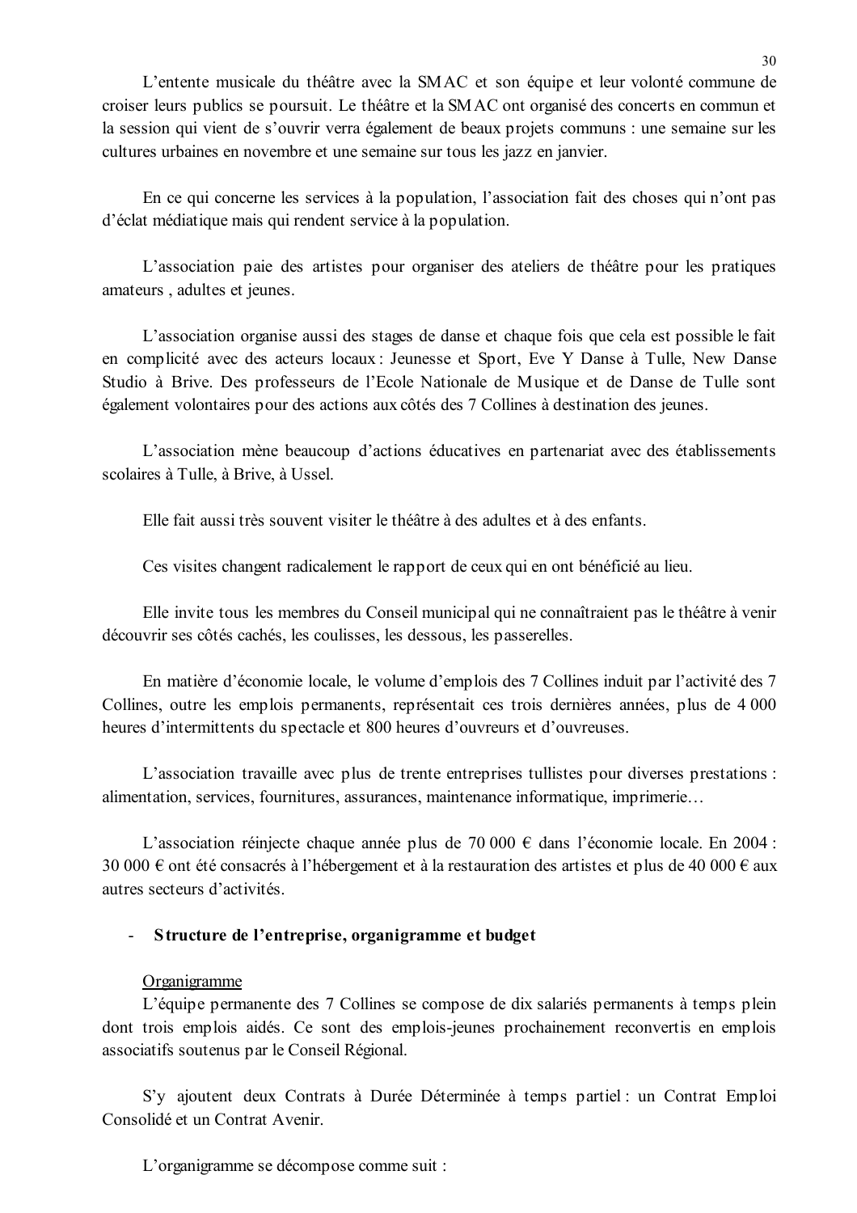L'entente musicale du théâtre avec la SMAC et son équipe et leur volonté commune de croiser leurs publics se poursuit. Le théâtre et la SMAC ont organisé des concerts en commun et la session qui vient de s'ouvrir verra également de beaux projets communs : une semaine sur les cultures urbaines en novembre et une semaine sur tous les jazz en janvier.

En ce qui concerne les services à la population, l'association fait des choses qui n'ont pas d'éclat médiatique mais qui rendent service à la population.

L'association paie des artistes pour organiser des ateliers de théâtre pour les pratiques amateurs , adultes et jeunes.

L'association organise aussi des stages de danse et chaque fois que cela est possible le fait en complicité avec des acteurs locaux : Jeunesse et Sport, Eve Y Danse à Tulle, New Danse Studio à Brive. Des professeurs de l'Ecole Nationale de Musique et de Danse de Tulle sont également volontaires pour des actions aux côtés des 7 Collines à destination des jeunes.

L'association mène beaucoup d'actions éducatives en partenariat avec des établissements scolaires à Tulle, à Brive, à Ussel.

Elle fait aussi très souvent visiter le théâtre à des adultes et à des enfants.

Ces visites changent radicalement le rapport de ceux qui en ont bénéficié au lieu.

Elle invite tous les membres du Conseil municipal qui ne connaîtraient pas le théâtre à venir découvrir ses côtés cachés, les coulisses, les dessous, les passerelles.

En matière d'économie locale, le volume d'emplois des 7 Collines induit par l'activité des 7 Collines, outre les emplois permanents, représentait ces trois dernières années, plus de 4 000 heures d'intermittents du spectacle et 800 heures d'ouvreurs et d'ouvreuses.

L'association travaille avec plus de trente entreprises tullistes pour diverses prestations : alimentation, services, fournitures, assurances, maintenance informatique, imprimerie…

L'association réinjecte chaque année plus de 70 000 € dans l'économie locale. En 2004 : 30 000 € ont été consacrés à l'hébergement et à la restauration des artistes et plus de 40 000 € aux autres secteurs d'activités.

- **Structure de l'entreprise, organigramme et budget**

Organigramme

L'équipe permanente des 7 Collines se compose de dix salariés permanents à temps plein dont trois emplois aidés. Ce sont des emplois-jeunes prochainement reconvertis en emplois associatifs soutenus par le Conseil Régional.

S'y ajoutent deux Contrats à Durée Déterminée à temps partiel : un Contrat Emploi Consolidé et un Contrat Avenir.

L'organigramme se décompose comme suit :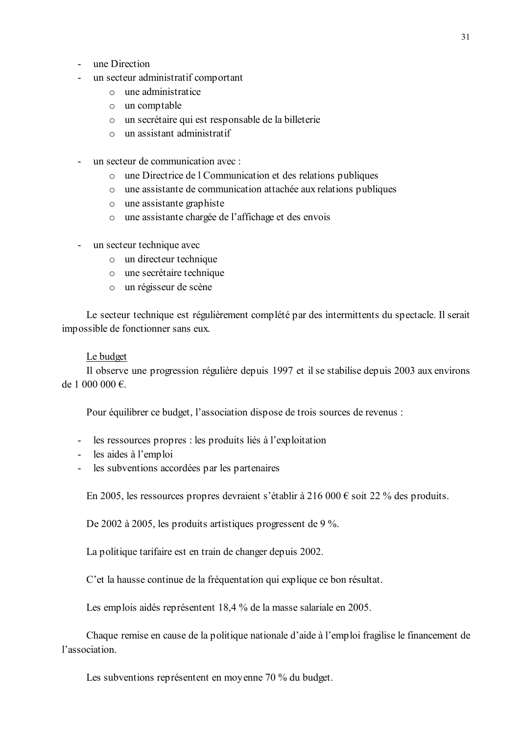- une Direction
- un secteur administratif comportant
    - une administratice
    - un comptable
    - un secrétaire qui est responsable de la billeterie
    - un assistant administratif

- un secteur de communication avec :
    - une Directrice de l Communication et des relations publiques
    - une assistante de communication attachée aux relations publiques
    - une assistante graphiste
    - une assistante chargée de l'affichage et des envois

- un secteur technique avec
    - un directeur technique
    - une secrétaire technique
    - un régisseur de scène

Le secteur technique est régulièrement complété par des intermittents du spectacle. Il serait impossible de fonctionner sans eux.

<u>Le budget</u>

Il observe une progression régulière depuis 1997 et il se stabilise depuis 2003 aux environs de 1 000 000 €.

Pour équilibrer ce budget, l'association dispose de trois sources de revenus :

- les ressources propres : les produits liés à l'exploitation
- les aides à l'emploi
- les subventions accordées par les partenaires

En 2005, les ressources propres devraient s'établir à 216 000 € soit 22 % des produits.

De 2002 à 2005, les produits artistiques progressent de 9 %.

La politique tarifaire est en train de changer depuis 2002.

C'et la hausse continue de la fréquentation qui explique ce bon résultat.

Les emplois aidés représentent 18,4 % de la masse salariale en 2005.

Chaque remise en cause de la politique nationale d'aide à l'emploi fragilise le financement de l'association.

Les subventions représentent en moyenne 70 % du budget.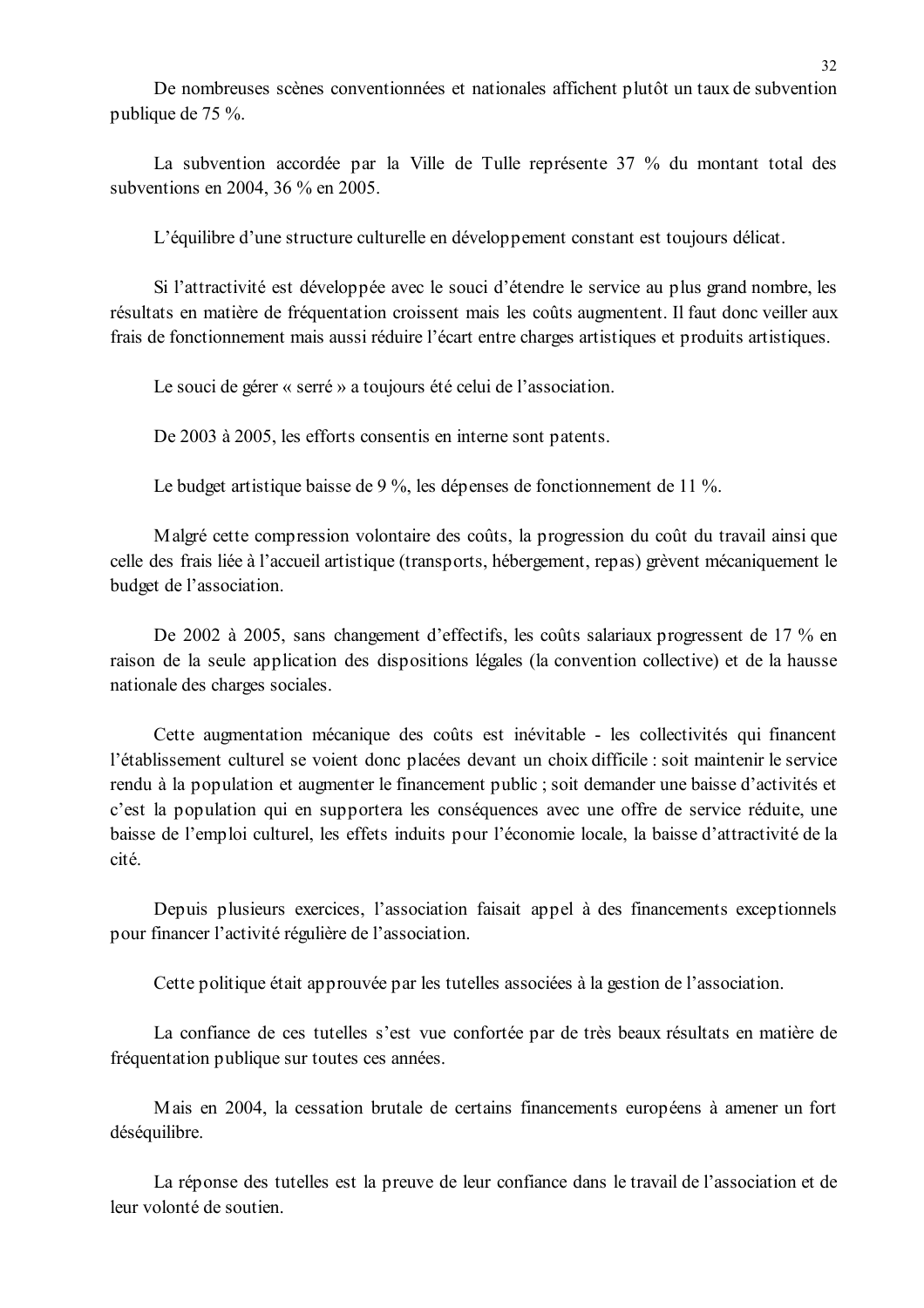De nombreuses scènes conventionnées et nationales affichent plutôt un taux de subvention publique de 75 %.

La subvention accordée par la Ville de Tulle représente 37 % du montant total des subventions en 2004, 36 % en 2005.

L'équilibre d'une structure culturelle en développement constant est toujours délicat.

Si l'attractivité est développée avec le souci d'étendre le service au plus grand nombre, les résultats en matière de fréquentation croissent mais les coûts augmentent. Il faut donc veiller aux frais de fonctionnement mais aussi réduire l'écart entre charges artistiques et produits artistiques.

Le souci de gérer « serré » a toujours été celui de l'association.

De 2003 à 2005, les efforts consentis en interne sont patents.

Le budget artistique baisse de 9 %, les dépenses de fonctionnement de 11 %.

Malgré cette compression volontaire des coûts, la progression du coût du travail ainsi que celle des frais liée à l'accueil artistique (transports, hébergement, repas) grèvent mécaniquement le budget de l'association.

De 2002 à 2005, sans changement d'effectifs, les coûts salariaux progressent de 17 % en raison de la seule application des dispositions légales (la convention collective) et de la hausse nationale des charges sociales.

Cette augmentation mécanique des coûts est inévitable - les collectivités qui financent l'établissement culturel se voient donc placées devant un choix difficile : soit maintenir le service rendu à la population et augmenter le financement public ; soit demander une baisse d'activités et c'est la population qui en supportera les conséquences avec une offre de service réduite, une baisse de l'emploi culturel, les effets induits pour l'économie locale, la baisse d'attractivité de la cité.

Depuis plusieurs exercices, l'association faisait appel à des financements exceptionnels pour financer l'activité régulière de l'association.

Cette politique était approuvée par les tutelles associées à la gestion de l'association.

La confiance de ces tutelles s'est vue confortée par de très beaux résultats en matière de fréquentation publique sur toutes ces années.

Mais en 2004, la cessation brutale de certains financements européens à amener un fort déséquilibre.

La réponse des tutelles est la preuve de leur confiance dans le travail de l'association et de leur volonté de soutien.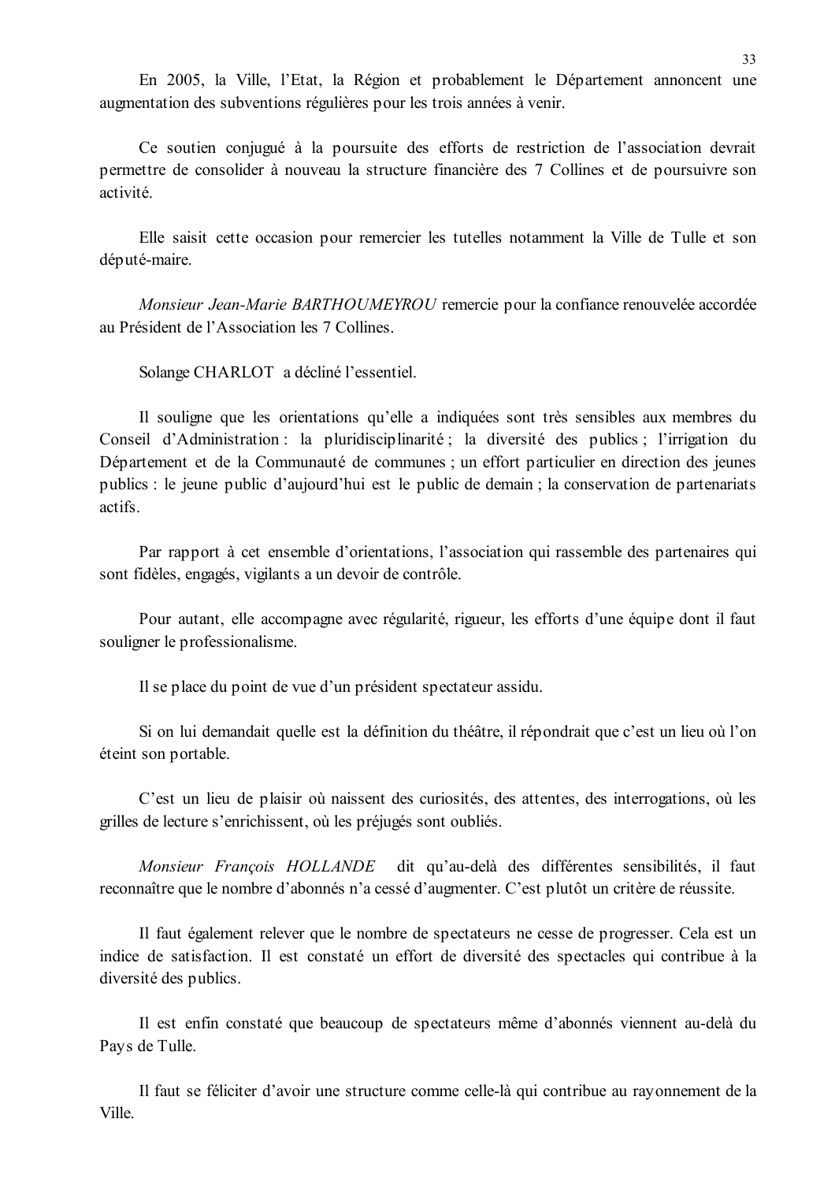En 2005, la Ville, l'Etat, la Région et probablement le Département annoncent une augmentation des subventions régulières pour les trois années à venir.

Ce soutien conjugué à la poursuite des efforts de restriction de l'association devrait permettre de consolider à nouveau la structure financière des 7 Collines et de poursuivre son activité.

Elle saisit cette occasion pour remercier les tutelles notamment la Ville de Tulle et son député-maire.

*Monsieur Jean-Marie BARTHOUMEYROU* remercie pour la confiance renouvelée accordée au Président de l'Association les 7 Collines.

Solange CHARLOT a décliné l'essentiel.

Il souligne que les orientations qu'elle a indiquées sont très sensibles aux membres du Conseil d'Administration : la pluridisciplinarité ; la diversité des publics ; l'irrigation du Département et de la Communauté de communes ; un effort particulier en direction des jeunes publics : le jeune public d'aujourd'hui est le public de demain ; la conservation de partenariats actifs.

Par rapport à cet ensemble d'orientations, l'association qui rassemble des partenaires qui sont fidèles, engagés, vigilants a un devoir de contrôle.

Pour autant, elle accompagne avec régularité, rigueur, les efforts d'une équipe dont il faut souligner le professionalisme.

Il se place du point de vue d'un président spectateur assidu.

Si on lui demandait quelle est la définition du théâtre, il répondrait que c'est un lieu où l'on éteint son portable.

C'est un lieu de plaisir où naissent des curiosités, des attentes, des interrogations, où les grilles de lecture s'enrichissent, où les préjugés sont oubliés.

*Monsieur François HOLLANDE* dit qu'au-delà des différentes sensibilités, il faut reconnaître que le nombre d'abonnés n'a cessé d'augmenter. C'est plutôt un critère de réussite.

Il faut également relever que le nombre de spectateurs ne cesse de progresser. Cela est un indice de satisfaction. Il est constaté un effort de diversité des spectacles qui contribue à la diversité des publics.

Il est enfin constaté que beaucoup de spectateurs même d'abonnés viennent au-delà du Pays de Tulle.

Il faut se féliciter d'avoir une structure comme celle-là qui contribue au rayonnement de la Ville.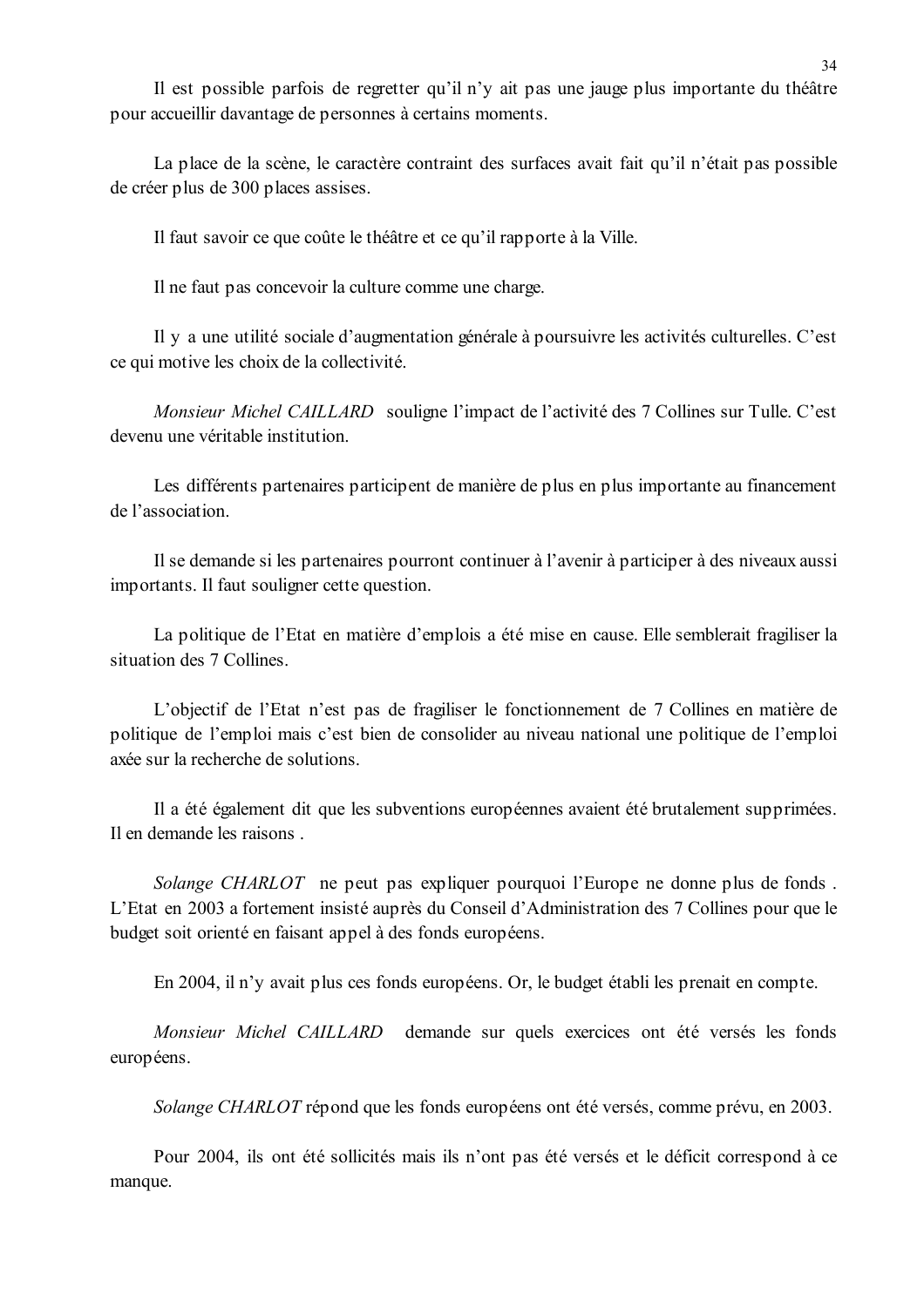Il est possible parfois de regretter qu'il n'y ait pas une jauge plus importante du théâtre pour accueillir davantage de personnes à certains moments.

La place de la scène, le caractère contraint des surfaces avait fait qu'il n'était pas possible de créer plus de 300 places assises.

Il faut savoir ce que coûte le théâtre et ce qu'il rapporte à la Ville.

Il ne faut pas concevoir la culture comme une charge.

Il y a une utilité sociale d'augmentation générale à poursuivre les activités culturelles. C'est ce qui motive les choix de la collectivité.

*Monsieur Michel CAILLARD* souligne l'impact de l'activité des 7 Collines sur Tulle. C'est devenu une véritable institution.

Les différents partenaires participent de manière de plus en plus importante au financement de l'association.

Il se demande si les partenaires pourront continuer à l'avenir à participer à des niveaux aussi importants. Il faut souligner cette question.

La politique de l'Etat en matière d'emplois a été mise en cause. Elle semblerait fragiliser la situation des 7 Collines.

L'objectif de l'Etat n'est pas de fragiliser le fonctionnement de 7 Collines en matière de politique de l'emploi mais c'est bien de consolider au niveau national une politique de l'emploi axée sur la recherche de solutions.

Il a été également dit que les subventions européennes avaient été brutalement supprimées. Il en demande les raisons .

*Solange CHARLOT* ne peut pas expliquer pourquoi l'Europe ne donne plus de fonds . L'Etat en 2003 a fortement insisté auprès du Conseil d'Administration des 7 Collines pour que le budget soit orienté en faisant appel à des fonds européens.

En 2004, il n'y avait plus ces fonds européens. Or, le budget établi les prenait en compte.

*Monsieur Michel CAILLARD* demande sur quels exercices ont été versés les fonds européens.

*Solange CHARLOT* répond que les fonds européens ont été versés, comme prévu, en 2003.

Pour 2004, ils ont été sollicités mais ils n'ont pas été versés et le déficit correspond à ce manque.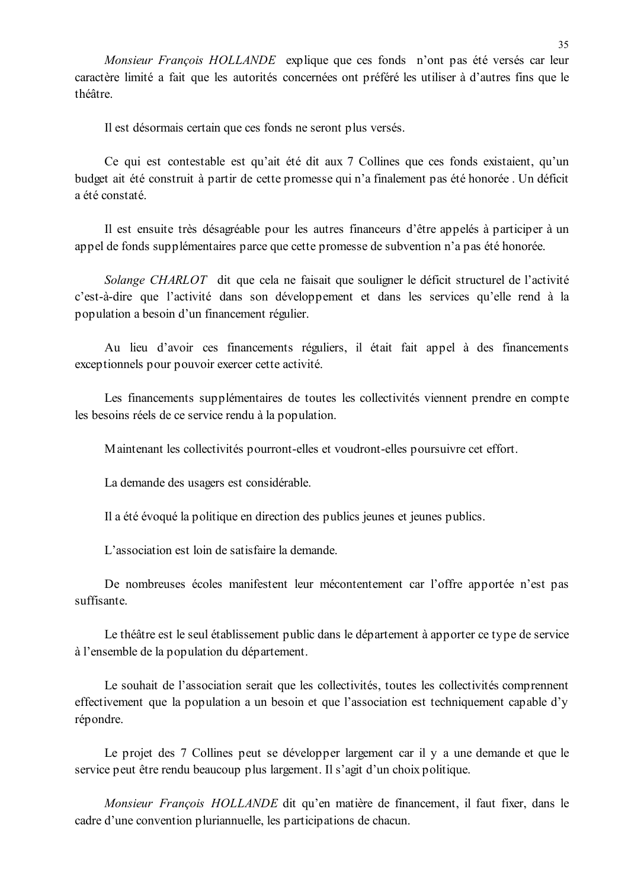*Monsieur François HOLLANDE* explique que ces fonds n'ont pas été versés car leur caractère limité a fait que les autorités concernées ont préféré les utiliser à d'autres fins que le théâtre.

Il est désormais certain que ces fonds ne seront plus versés.

Ce qui est contestable est qu'ait été dit aux 7 Collines que ces fonds existaient, qu'un budget ait été construit à partir de cette promesse qui n'a finalement pas été honorée . Un déficit a été constaté.

Il est ensuite très désagréable pour les autres financeurs d'être appelés à participer à un appel de fonds supplémentaires parce que cette promesse de subvention n'a pas été honorée.

*Solange CHARLOT* dit que cela ne faisait que souligner le déficit structurel de l'activité c'est-à-dire que l'activité dans son développement et dans les services qu'elle rend à la population a besoin d'un financement régulier.

Au lieu d'avoir ces financements réguliers, il était fait appel à des financements exceptionnels pour pouvoir exercer cette activité.

Les financements supplémentaires de toutes les collectivités viennent prendre en compte les besoins réels de ce service rendu à la population.

Maintenant les collectivités pourront-elles et voudront-elles poursuivre cet effort.

La demande des usagers est considérable.

Il a été évoqué la politique en direction des publics jeunes et jeunes publics.

L'association est loin de satisfaire la demande.

De nombreuses écoles manifestent leur mécontentement car l'offre apportée n'est pas suffisante.

Le théâtre est le seul établissement public dans le département à apporter ce type de service à l'ensemble de la population du département.

Le souhait de l'association serait que les collectivités, toutes les collectivités comprennent effectivement que la population a un besoin et que l'association est techniquement capable d'y répondre.

Le projet des 7 Collines peut se développer largement car il y a une demande et que le service peut être rendu beaucoup plus largement. Il s'agit d'un choix politique.

*Monsieur François HOLLANDE* dit qu'en matière de financement, il faut fixer, dans le cadre d'une convention pluriannuelle, les participations de chacun.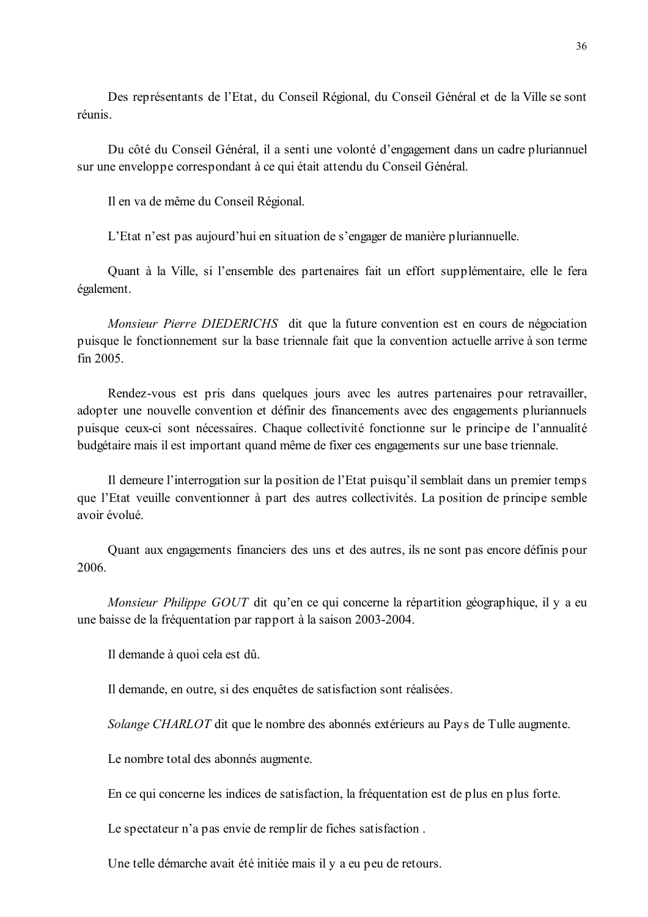Des représentants de l'Etat, du Conseil Régional, du Conseil Général et de la Ville se sont réunis.

Du côté du Conseil Général, il a senti une volonté d'engagement dans un cadre pluriannuel sur une enveloppe correspondant à ce qui était attendu du Conseil Général.

Il en va de même du Conseil Régional.

L'Etat n'est pas aujourd'hui en situation de s'engager de manière pluriannuelle.

Quant à la Ville, si l'ensemble des partenaires fait un effort supplémentaire, elle le fera également.

*Monsieur Pierre DIEDERICHS* dit que la future convention est en cours de négociation puisque le fonctionnement sur la base triennale fait que la convention actuelle arrive à son terme fin 2005.

Rendez-vous est pris dans quelques jours avec les autres partenaires pour retravailler, adopter une nouvelle convention et définir des financements avec des engagements pluriannuels puisque ceux-ci sont nécessaires. Chaque collectivité fonctionne sur le principe de l'annualité budgétaire mais il est important quand même de fixer ces engagements sur une base triennale.

Il demeure l'interrogation sur la position de l'Etat puisqu'il semblait dans un premier temps que l'Etat veuille conventionner à part des autres collectivités. La position de principe semble avoir évolué.

Quant aux engagements financiers des uns et des autres, ils ne sont pas encore définis pour 2006.

*Monsieur Philippe GOUT* dit qu'en ce qui concerne la répartition géographique, il y a eu une baisse de la fréquentation par rapport à la saison 2003-2004.

Il demande à quoi cela est dû.

Il demande, en outre, si des enquêtes de satisfaction sont réalisées.

*Solange CHARLOT* dit que le nombre des abonnés extérieurs au Pays de Tulle augmente.

Le nombre total des abonnés augmente.

En ce qui concerne les indices de satisfaction, la fréquentation est de plus en plus forte.

Le spectateur n'a pas envie de remplir de fiches satisfaction .

Une telle démarche avait été initiée mais il y a eu peu de retours.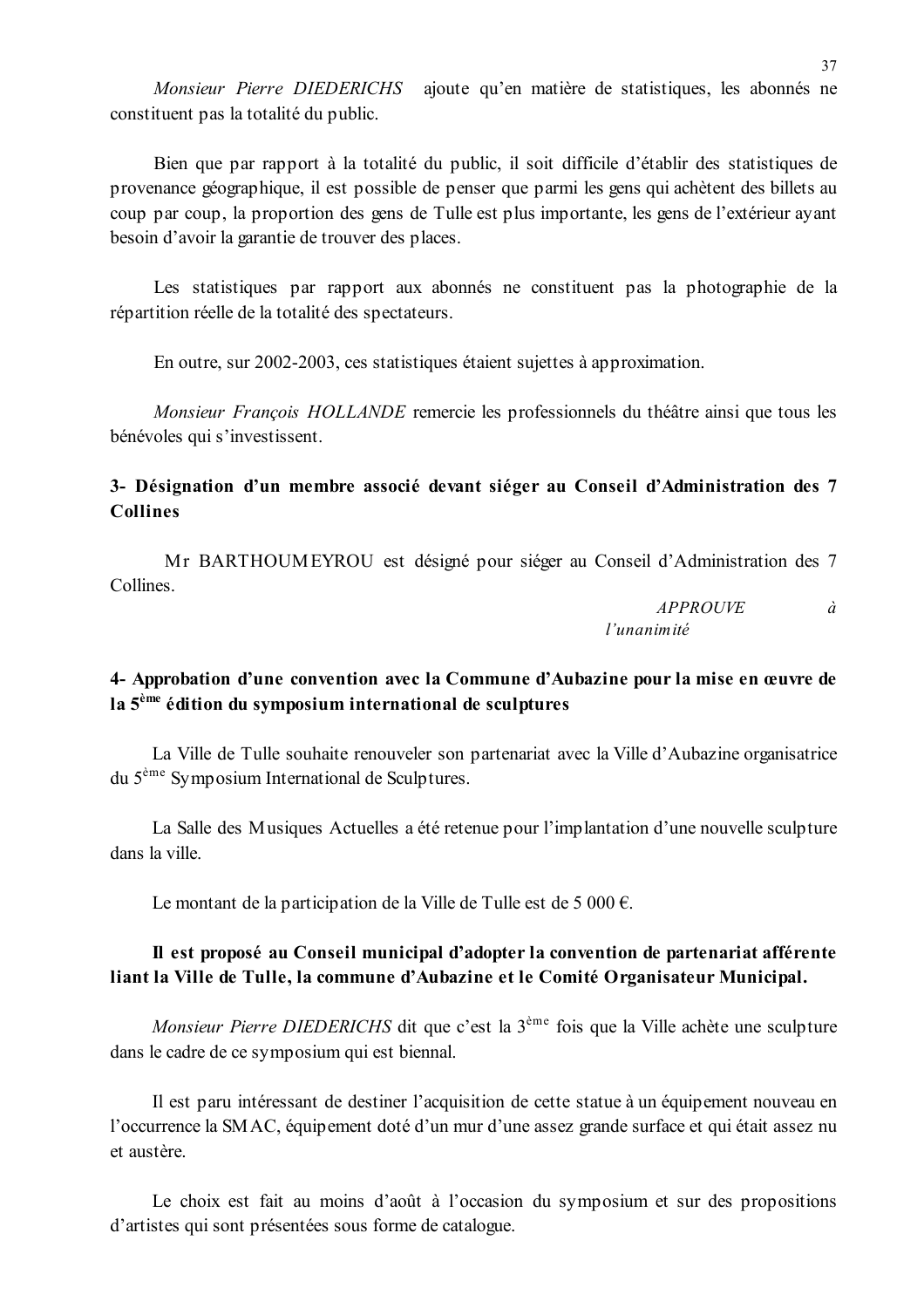*Monsieur Pierre DIEDERICHS* ajoute qu'en matière de statistiques, les abonnés ne constituent pas la totalité du public.

Bien que par rapport à la totalité du public, il soit difficile d'établir des statistiques de provenance géographique, il est possible de penser que parmi les gens qui achètent des billets au coup par coup, la proportion des gens de Tulle est plus importante, les gens de l'extérieur ayant besoin d'avoir la garantie de trouver des places.

Les statistiques par rapport aux abonnés ne constituent pas la photographie de la répartition réelle de la totalité des spectateurs.

En outre, sur 2002-2003, ces statistiques étaient sujettes à approximation.

*Monsieur François HOLLANDE* remercie les professionnels du théâtre ainsi que tous les bénévoles qui s'investissent.

### 3- Désignation d'un membre associé devant siéger au Conseil d'Administration des 7 Collines

Mr BARTHOUMEYROU est désigné pour siéger au Conseil d'Administration des 7 Collines.

*APPROUVE à l'unanimité*

### 4- Approbation d'une convention avec la Commune d'Aubazine pour la mise en œuvre de la 5ème édition du symposium international de sculptures

La Ville de Tulle souhaite renouveler son partenariat avec la Ville d'Aubazine organisatrice du 5ème Symposium International de Sculptures.

La Salle des Musiques Actuelles a été retenue pour l'implantation d'une nouvelle sculpture dans la ville.

Le montant de la participation de la Ville de Tulle est de 5 000 €.

**Il est proposé au Conseil municipal d'adopter la convention de partenariat afférente liant la Ville de Tulle, la commune d'Aubazine et le Comité Organisateur Municipal.**

*Monsieur Pierre DIEDERICHS* dit que c'est la 3ème fois que la Ville achète une sculpture dans le cadre de ce symposium qui est biennal.

Il est paru intéressant de destiner l'acquisition de cette statue à un équipement nouveau en l'occurrence la SMAC, équipement doté d'un mur d'une assez grande surface et qui était assez nu et austère.

Le choix est fait au moins d'août à l'occasion du symposium et sur des propositions d'artistes qui sont présentées sous forme de catalogue.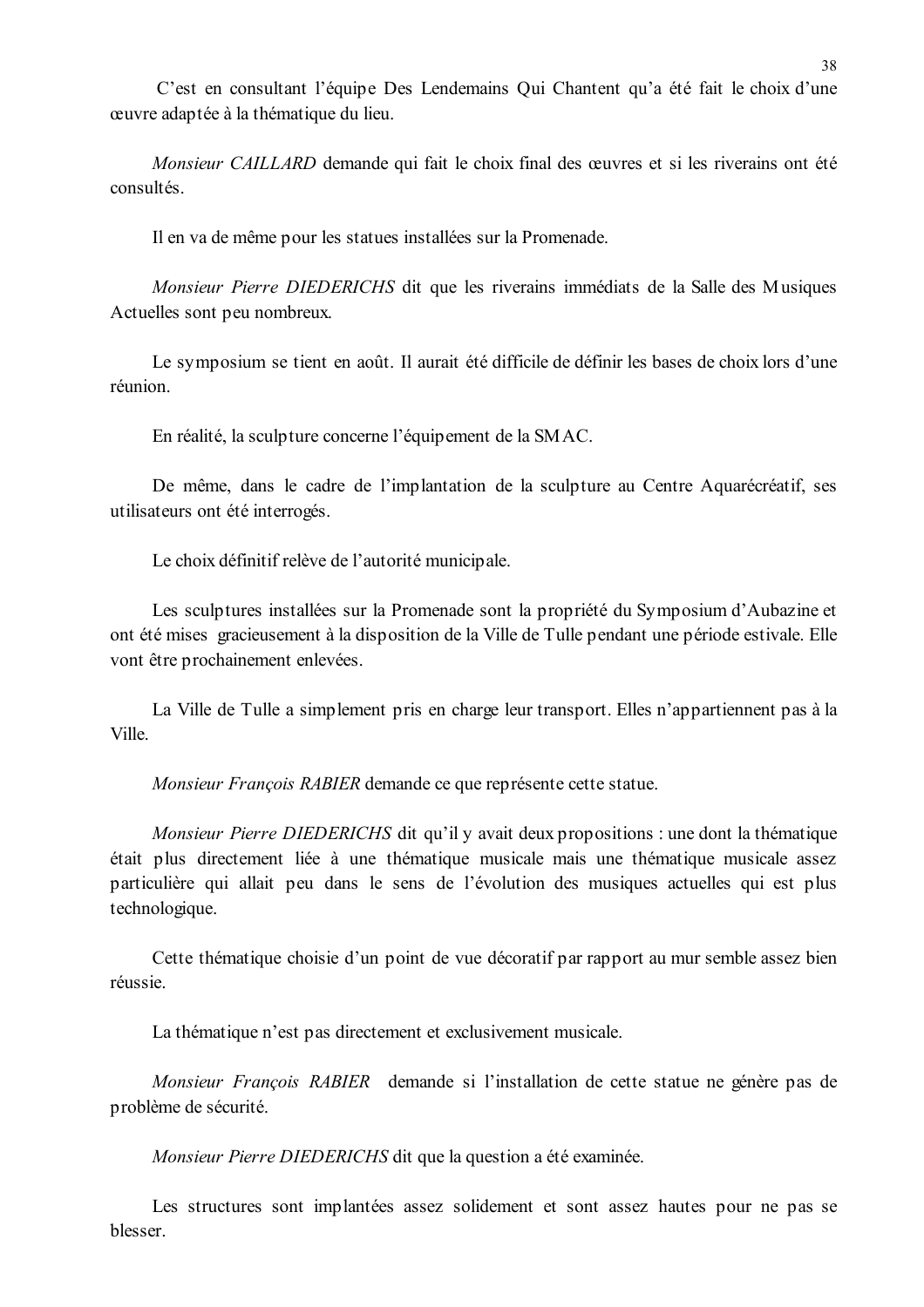C'est en consultant l'équipe Des Lendemains Qui Chantent qu'a été fait le choix d'une œuvre adaptée à la thématique du lieu.

*Monsieur CAILLARD* demande qui fait le choix final des œuvres et si les riverains ont été consultés.

Il en va de même pour les statues installées sur la Promenade.

*Monsieur Pierre DIEDERICHS* dit que les riverains immédiats de la Salle des Musiques Actuelles sont peu nombreux.

Le symposium se tient en août. Il aurait été difficile de définir les bases de choix lors d'une réunion.

En réalité, la sculpture concerne l'équipement de la SMAC.

De même, dans le cadre de l'implantation de la sculpture au Centre Aquarécréatif, ses utilisateurs ont été interrogés.

Le choix définitif relève de l'autorité municipale.

Les sculptures installées sur la Promenade sont la propriété du Symposium d'Aubazine et ont été mises gracieusement à la disposition de la Ville de Tulle pendant une période estivale. Elle vont être prochainement enlevées.

La Ville de Tulle a simplement pris en charge leur transport. Elles n'appartiennent pas à la Ville.

*Monsieur François RABIER* demande ce que représente cette statue.

*Monsieur Pierre DIEDERICHS* dit qu'il y avait deux propositions : une dont la thématique était plus directement liée à une thématique musicale mais une thématique musicale assez particulière qui allait peu dans le sens de l'évolution des musiques actuelles qui est plus technologique.

Cette thématique choisie d'un point de vue décoratif par rapport au mur semble assez bien réussie.

La thématique n'est pas directement et exclusivement musicale.

*Monsieur François RABIER* demande si l'installation de cette statue ne génère pas de problème de sécurité.

*Monsieur Pierre DIEDERICHS* dit que la question a été examinée.

Les structures sont implantées assez solidement et sont assez hautes pour ne pas se blesser.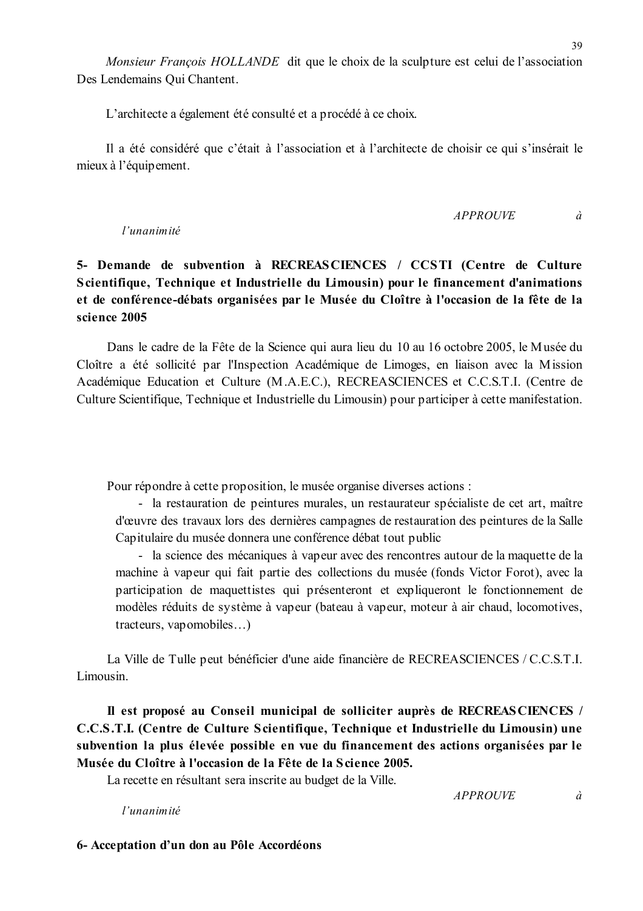*Monsieur François HOLLANDE* dit que le choix de la sculpture est celui de l'association Des Lendemains Qui Chantent.

L'architecte a également été consulté et a procédé à ce choix.

Il a été considéré que c'était à l'association et à l'architecte de choisir ce qui s'insérait le mieux à l'équipement.

*APPROUVE à l'unanimité*

**5- Demande de subvention à RECREASCIENCES / CCSTI (Centre de Culture Scientifique, Technique et Industrielle du Limousin) pour le financement d'animations et de conférence-débats organisées par le Musée du Cloître à l'occasion de la fête de la science 2005**

Dans le cadre de la Fête de la Science qui aura lieu du 10 au 16 octobre 2005, le Musée du Cloître a été sollicité par l'Inspection Académique de Limoges, en liaison avec la Mission Académique Education et Culture (M.A.E.C.), RECREASCIENCES et C.C.S.T.I. (Centre de Culture Scientifique, Technique et Industrielle du Limousin) pour participer à cette manifestation.

Pour répondre à cette proposition, le musée organise diverses actions :

- la restauration de peintures murales, un restaurateur spécialiste de cet art, maître d'œuvre des travaux lors des dernières campagnes de restauration des peintures de la Salle Capitulaire du musée donnera une conférence débat tout public
- la science des mécaniques à vapeur avec des rencontres autour de la maquette de la machine à vapeur qui fait partie des collections du musée (fonds Victor Forot), avec la participation de maquettistes qui présenteront et expliqueront le fonctionnement de modèles réduits de système à vapeur (bateau à vapeur, moteur à air chaud, locomotives, tracteurs, vapomobiles…)

La Ville de Tulle peut bénéficier d'une aide financière de RECREASCIENCES / C.C.S.T.I. Limousin.

**Il est proposé au Conseil municipal de solliciter auprès de RECREASCIENCES / C.C.S.T.I. (Centre de Culture Scientifique, Technique et Industrielle du Limousin) une subvention la plus élevée possible en vue du financement des actions organisées par le Musée du Cloître à l'occasion de la Fête de la Science 2005.**

La recette en résultant sera inscrite au budget de la Ville.

*APPROUVE à l'unanimité*

**6- Acceptation d'un don au Pôle Accordéons**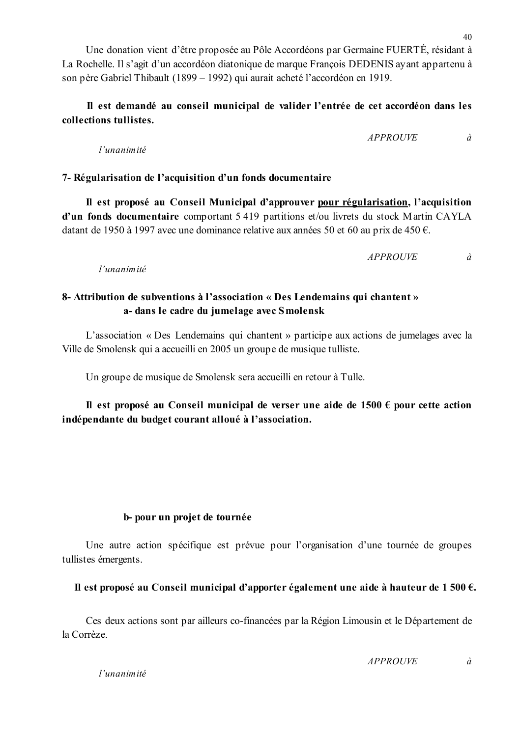Une donation vient d'être proposée au Pôle Accordéons par Germaine FUERTÉ, résidant à La Rochelle. Il s'agit d'un accordéon diatonique de marque François DEDENIS ayant appartenu à son père Gabriel Thibault (1899 – 1992) qui aurait acheté l'accordéon en 1919.

**Il est demandé au conseil municipal de valider l'entrée de cet accordéon dans les collections tullistes.**

*APPROUVE à l'unanimité*

**7- Régularisation de l'acquisition d'un fonds documentaire**

**Il est proposé au Conseil Municipal d'approuver pour régularisation, l'acquisition d'un fonds documentaire** comportant 5 419 partitions et/ou livrets du stock Martin CAYLA datant de 1950 à 1997 avec une dominance relative aux années 50 et 60 au prix de 450 €.

*APPROUVE à l'unanimité*

**8- Attribution de subventions à l'association « Des Lendemains qui chantent »**
**a- dans le cadre du jumelage avec Smolensk**

L'association « Des Lendemains qui chantent » participe aux actions de jumelages avec la Ville de Smolensk qui a accueilli en 2005 un groupe de musique tulliste.

Un groupe de musique de Smolensk sera accueilli en retour à Tulle.

**Il est proposé au Conseil municipal de verser une aide de 1500 € pour cette action indépendante du budget courant alloué à l'association.**

**b- pour un projet de tournée**

Une autre action spécifique est prévue pour l'organisation d'une tournée de groupes tullistes émergents.

**Il est proposé au Conseil municipal d'apporter également une aide à hauteur de 1 500 €.**

Ces deux actions sont par ailleurs co-financées par la Région Limousin et le Département de la Corrèze.

*APPROUVE à l'unanimité*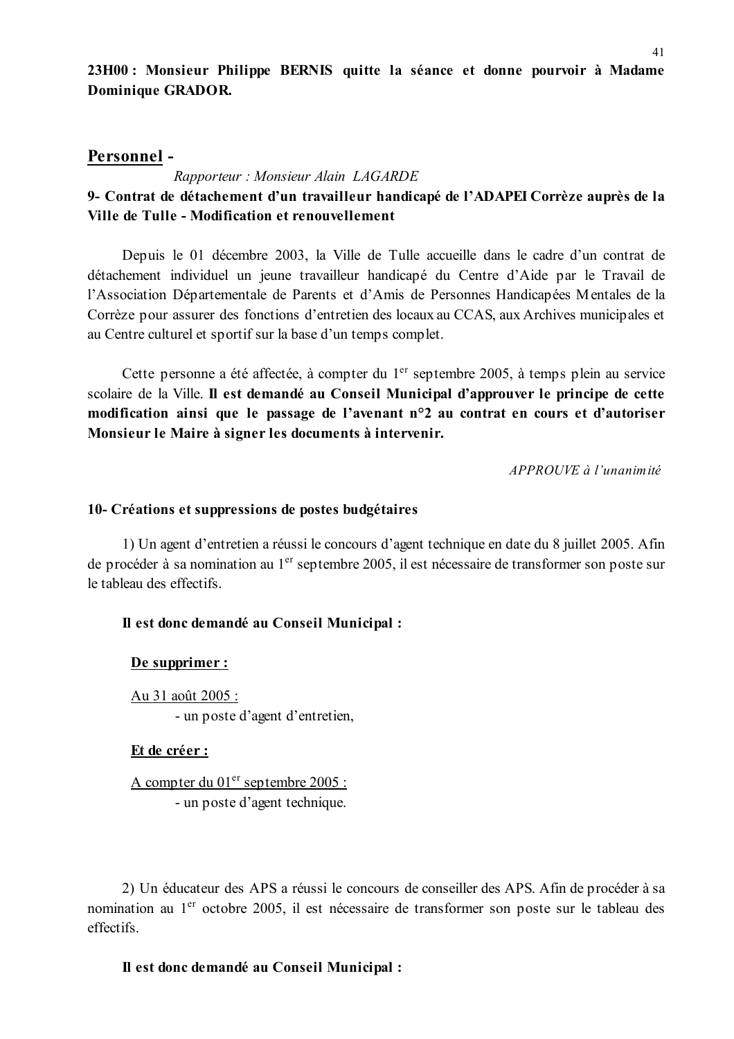**23H00 : Monsieur Philippe BERNIS quitte la séance et donne pourvoir à Madame Dominique GRADOR.**

## Personnel -

*Rapporteur : Monsieur Alain LAGARDE*

### 9- Contrat de détachement d'un travailleur handicapé de l'ADAPEI Corrèze auprès de la Ville de Tulle - Modification et renouvellement

Depuis le 01 décembre 2003, la Ville de Tulle accueille dans le cadre d'un contrat de détachement individuel un jeune travailleur handicapé du Centre d'Aide par le Travail de l'Association Départementale de Parents et d'Amis de Personnes Handicapées Mentales de la Corrèze pour assurer des fonctions d'entretien des locaux au CCAS, aux Archives municipales et au Centre culturel et sportif sur la base d'un temps complet.

Cette personne a été affectée, à compter du 1er septembre 2005, à temps plein au service scolaire de la Ville. **Il est demandé au Conseil Municipal d'approuver le principe de cette modification ainsi que le passage de l'avenant n°2 au contrat en cours et d'autoriser Monsieur le Maire à signer les documents à intervenir.**

*APPROUVE à l'unanimité*

### 10- Créations et suppressions de postes budgétaires

1) Un agent d'entretien a réussi le concours d'agent technique en date du 8 juillet 2005. Afin de procéder à sa nomination au 1er septembre 2005, il est nécessaire de transformer son poste sur le tableau des effectifs.

**Il est donc demandé au Conseil Municipal :**

**De supprimer :**

Au 31 août 2005 :
- un poste d'agent d'entretien,

**Et de créer :**

A compter du 01er septembre 2005 :
- un poste d'agent technique.

2) Un éducateur des APS a réussi le concours de conseiller des APS. Afin de procéder à sa nomination au 1er octobre 2005, il est nécessaire de transformer son poste sur le tableau des effectifs.

**Il est donc demandé au Conseil Municipal :**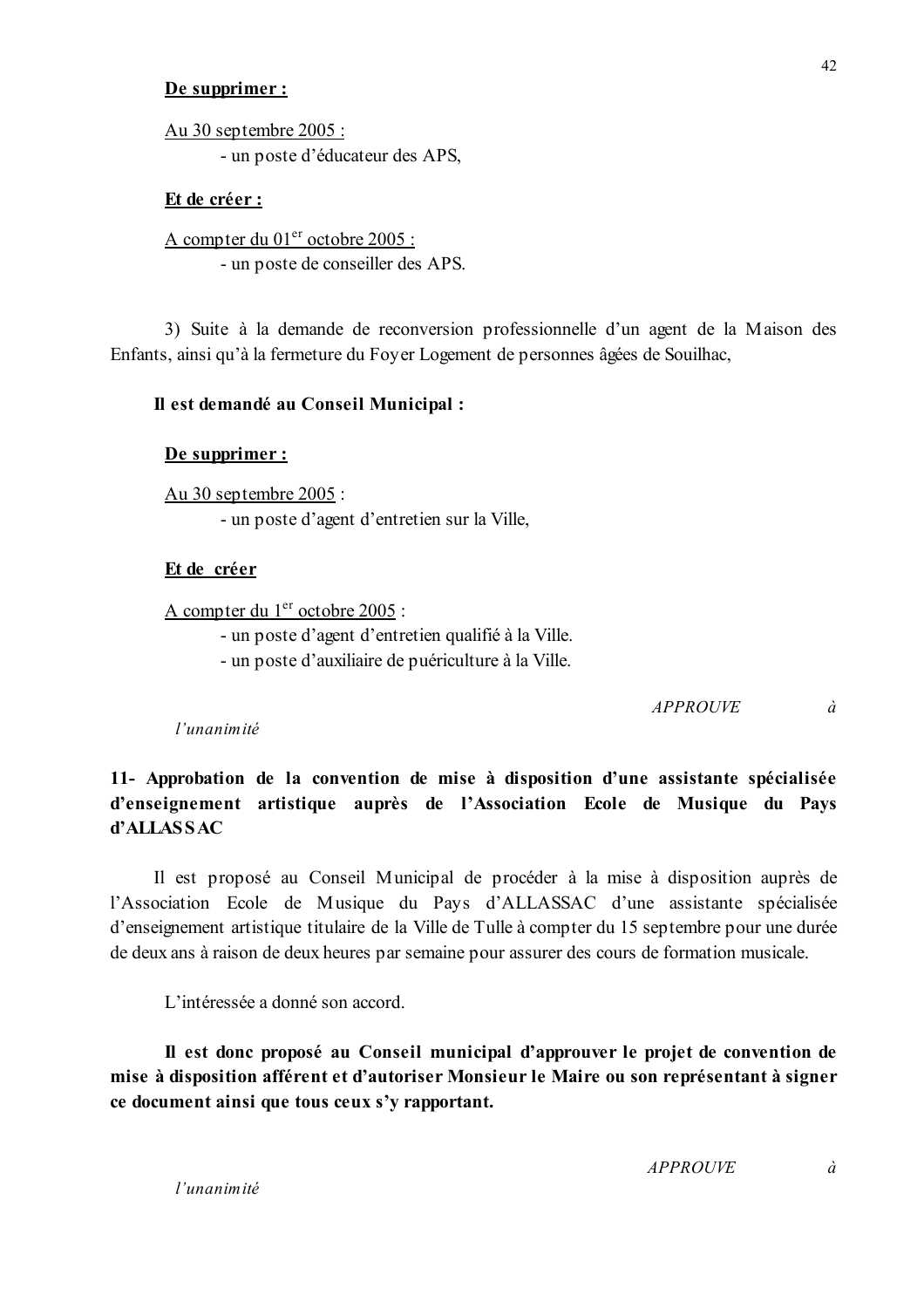**De supprimer :**

Au 30 septembre 2005 :
- un poste d'éducateur des APS,

**Et de créer :**

A compter du 01$^{er}$ octobre 2005 :
- un poste de conseiller des APS.

3) Suite à la demande de reconversion professionnelle d'un agent de la Maison des Enfants, ainsi qu'à la fermeture du Foyer Logement de personnes âgées de Souilhac,

**Il est demandé au Conseil Municipal :**

**De supprimer :**

Au 30 septembre 2005 :
- un poste d'agent d'entretien sur la Ville,

**Et de créer**

A compter du 1$^{er}$ octobre 2005 :
- un poste d'agent d'entretien qualifié à la Ville.
- un poste d'auxiliaire de puériculture à la Ville.

*APPROUVE à l'unanimité*

## 11- Approbation de la convention de mise à disposition d'une assistante spécialisée d'enseignement artistique auprès de l'Association Ecole de Musique du Pays d'ALLASSAC

Il est proposé au Conseil Municipal de procéder à la mise à disposition auprès de l'Association Ecole de Musique du Pays d'ALLASSAC d'une assistante spécialisée d'enseignement artistique titulaire de la Ville de Tulle à compter du 15 septembre pour une durée de deux ans à raison de deux heures par semaine pour assurer des cours de formation musicale.

L'intéressée a donné son accord.

**Il est donc proposé au Conseil municipal d'approuver le projet de convention de mise à disposition afférent et d'autoriser Monsieur le Maire ou son représentant à signer ce document ainsi que tous ceux s'y rapportant.**

*APPROUVE à l'unanimité*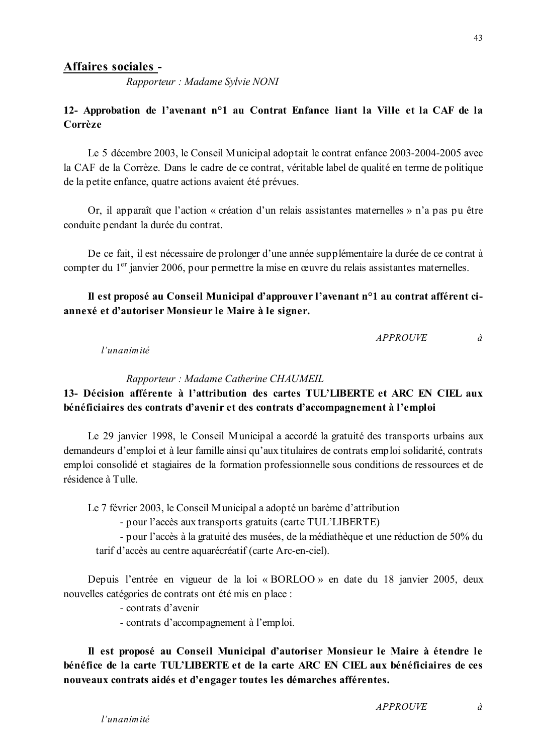## Affaires sociales -

*Rapporteur : Madame Sylvie NONI*

### 12- Approbation de l'avenant n°1 au Contrat Enfance liant la Ville et la CAF de la Corrèze

Le 5 décembre 2003, le Conseil Municipal adoptait le contrat enfance 2003-2004-2005 avec la CAF de la Corrèze. Dans le cadre de ce contrat, véritable label de qualité en terme de politique de la petite enfance, quatre actions avaient été prévues.

Or, il apparaît que l'action « création d'un relais assistantes maternelles » n'a pas pu être conduite pendant la durée du contrat.

De ce fait, il est nécessaire de prolonger d'une année supplémentaire la durée de ce contrat à compter du 1[er] janvier 2006, pour permettre la mise en œuvre du relais assistantes maternelles.

**Il est proposé au Conseil Municipal d'approuver l'avenant n°1 au contrat afférent ci-annexé et d'autoriser Monsieur le Maire à le signer.**

*APPROUVE à l'unanimité*

*Rapporteur : Madame Catherine CHAUMEIL*

### 13- Décision afférente à l'attribution des cartes TUL'LIBERTE et ARC EN CIEL aux bénéficiaires des contrats d'avenir et des contrats d'accompagnement à l'emploi

Le 29 janvier 1998, le Conseil Municipal a accordé la gratuité des transports urbains aux demandeurs d'emploi et à leur famille ainsi qu'aux titulaires de contrats emploi solidarité, contrats emploi consolidé et stagiaires de la formation professionnelle sous conditions de ressources et de résidence à Tulle.

Le 7 février 2003, le Conseil Municipal a adopté un barème d'attribution

- pour l'accès aux transports gratuits (carte TUL'LIBERTE)
- pour l'accès à la gratuité des musées, de la médiathèque et une réduction de 50% du tarif d'accès au centre aquarécréatif (carte Arc-en-ciel).

Depuis l'entrée en vigueur de la loi « BORLOO » en date du 18 janvier 2005, deux nouvelles catégories de contrats ont été mis en place :

- contrats d'avenir
- contrats d'accompagnement à l'emploi.

**Il est proposé au Conseil Municipal d'autoriser Monsieur le Maire à étendre le bénéfice de la carte TUL'LIBERTE et de la carte ARC EN CIEL aux bénéficiaires de ces nouveaux contrats aidés et d'engager toutes les démarches afférentes.**

*APPROUVE à l'unanimité*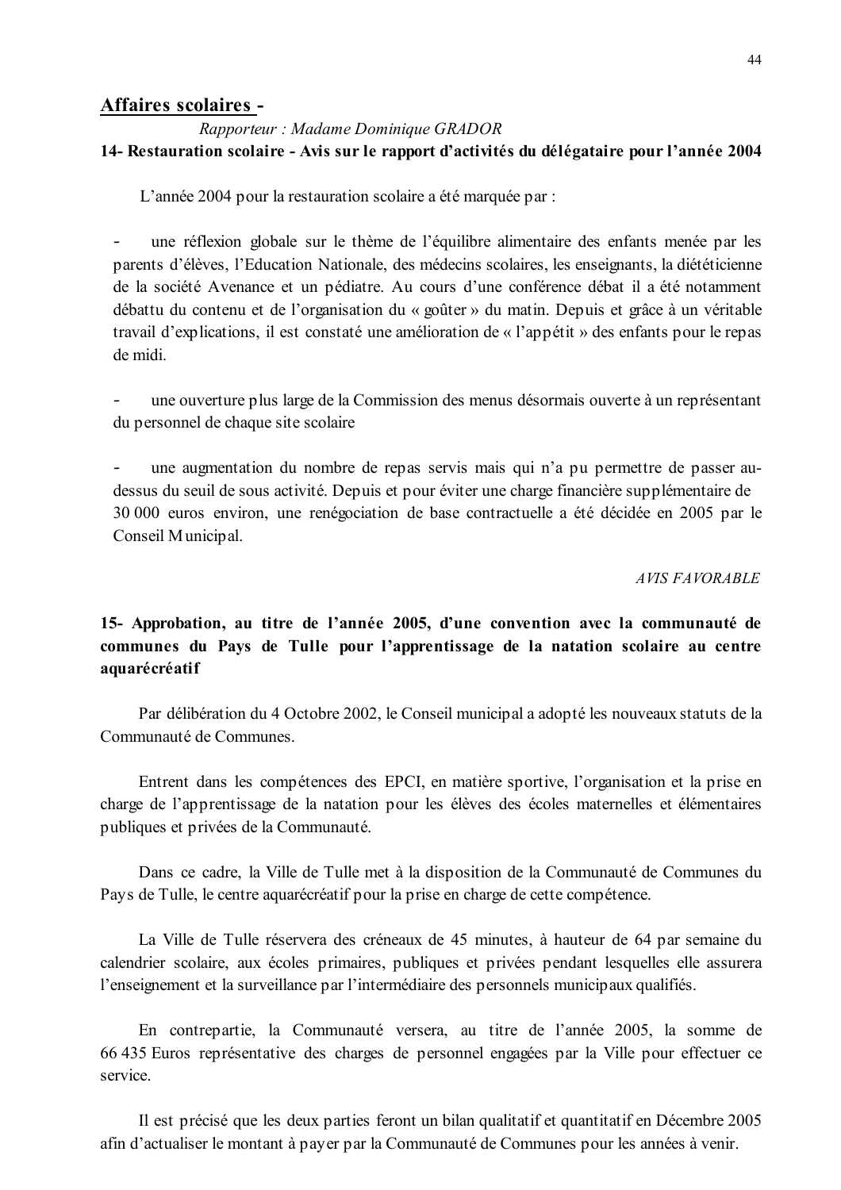## Affaires scolaires -

*Rapporteur : Madame Dominique GRADOR*

**14- Restauration scolaire - Avis sur le rapport d'activités du délégataire pour l'année 2004**

L'année 2004 pour la restauration scolaire a été marquée par :

- une réflexion globale sur le thème de l'équilibre alimentaire des enfants menée par les parents d'élèves, l'Education Nationale, des médecins scolaires, les enseignants, la diététicienne de la société Avenance et un pédiatre. Au cours d'une conférence débat il a été notamment débattu du contenu et de l'organisation du « goûter » du matin. Depuis et grâce à un véritable travail d'explications, il est constaté une amélioration de « l'appétit » des enfants pour le repas de midi.

- une ouverture plus large de la Commission des menus désormais ouverte à un représentant du personnel de chaque site scolaire

- une augmentation du nombre de repas servis mais qui n'a pu permettre de passer au-dessus du seuil de sous activité. Depuis et pour éviter une charge financière supplémentaire de 30 000 euros environ, une renégociation de base contractuelle a été décidée en 2005 par le Conseil Municipal.

*AVIS FAVORABLE*

**15- Approbation, au titre de l'année 2005, d'une convention avec la communauté de communes du Pays de Tulle pour l'apprentissage de la natation scolaire au centre aquarécréatif**

Par délibération du 4 Octobre 2002, le Conseil municipal a adopté les nouveaux statuts de la Communauté de Communes.

Entrent dans les compétences des EPCI, en matière sportive, l'organisation et la prise en charge de l'apprentissage de la natation pour les élèves des écoles maternelles et élémentaires publiques et privées de la Communauté.

Dans ce cadre, la Ville de Tulle met à la disposition de la Communauté de Communes du Pays de Tulle, le centre aquarécréatif pour la prise en charge de cette compétence.

La Ville de Tulle réservera des créneaux de 45 minutes, à hauteur de 64 par semaine du calendrier scolaire, aux écoles primaires, publiques et privées pendant lesquelles elle assurera l'enseignement et la surveillance par l'intermédiaire des personnels municipaux qualifiés.

En contrepartie, la Communauté versera, au titre de l'année 2005, la somme de 66 435 Euros représentative des charges de personnel engagées par la Ville pour effectuer ce service.

Il est précisé que les deux parties feront un bilan qualitatif et quantitatif en Décembre 2005 afin d'actualiser le montant à payer par la Communauté de Communes pour les années à venir.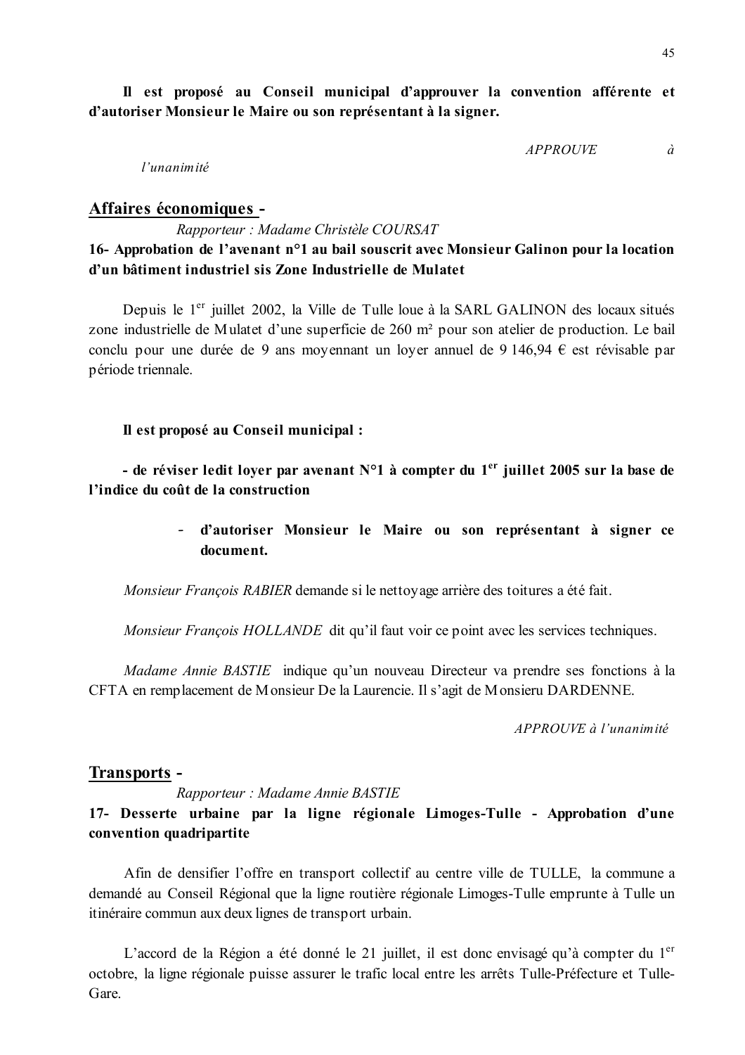**Il est proposé au Conseil municipal d'approuver la convention afférente et d'autoriser Monsieur le Maire ou son représentant à la signer.**

*APPROUVE à l'unanimité*

## Affaires économiques -

*Rapporteur : Madame Christèle COURSAT*

**16- Approbation de l'avenant n°1 au bail souscrit avec Monsieur Galinon pour la location d'un bâtiment industriel sis Zone Industrielle de Mulatet**

Depuis le 1er juillet 2002, la Ville de Tulle loue à la SARL GALINON des locaux situés zone industrielle de Mulatet d'une superficie de 260 m² pour son atelier de production. Le bail conclu pour une durée de 9 ans moyennant un loyer annuel de 9 146,94 € est révisable par période triennale.

**Il est proposé au Conseil municipal :**

**- de réviser ledit loyer par avenant N°1 à compter du 1er juillet 2005 sur la base de l'indice du coût de la construction**

- **d'autoriser Monsieur le Maire ou son représentant à signer ce document.**

*Monsieur François RABIER* demande si le nettoyage arrière des toitures a été fait.

*Monsieur François HOLLANDE* dit qu'il faut voir ce point avec les services techniques.

*Madame Annie BASTIE* indique qu'un nouveau Directeur va prendre ses fonctions à la CFTA en remplacement de Monsieur De la Laurencie. Il s'agit de Monsieru DARDENNE.

*APPROUVE à l'unanimité*

## Transports -

*Rapporteur : Madame Annie BASTIE*

**17- Desserte urbaine par la ligne régionale Limoges-Tulle - Approbation d'une convention quadripartite**

Afin de densifier l'offre en transport collectif au centre ville de TULLE, la commune a demandé au Conseil Régional que la ligne routière régionale Limoges-Tulle emprunte à Tulle un itinéraire commun aux deux lignes de transport urbain.

L'accord de la Région a été donné le 21 juillet, il est donc envisagé qu'à compter du 1er octobre, la ligne régionale puisse assurer le trafic local entre les arrêts Tulle-Préfecture et Tulle-Gare.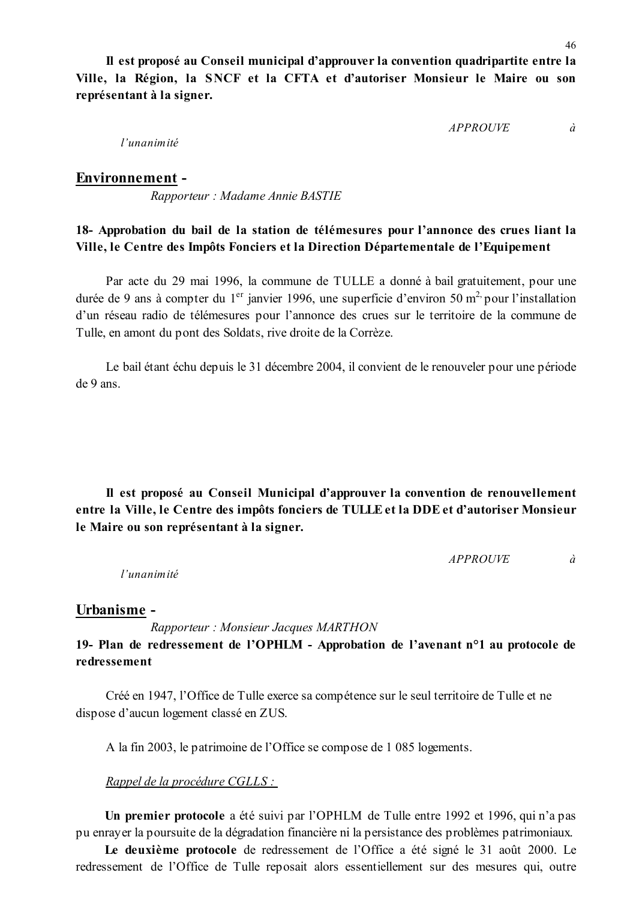**Il est proposé au Conseil municipal d'approuver la convention quadripartite entre la Ville, la Région, la SNCF et la CFTA et d'autoriser Monsieur le Maire ou son représentant à la signer.**

*APPROUVE à l'unanimité*

## Environnement -

*Rapporteur : Madame Annie BASTIE*

**18- Approbation du bail de la station de télémesures pour l'annonce des crues liant la Ville, le Centre des Impôts Fonciers et la Direction Départementale de l'Equipement**

Par acte du 29 mai 1996, la commune de TULLE a donné à bail gratuitement, pour une durée de 9 ans à compter du 1er janvier 1996, une superficie d'environ 50 m², pour l'installation d'un réseau radio de télémesures pour l'annonce des crues sur le territoire de la commune de Tulle, en amont du pont des Soldats, rive droite de la Corrèze.

Le bail étant échu depuis le 31 décembre 2004, il convient de le renouveler pour une période de 9 ans.

**Il est proposé au Conseil Municipal d'approuver la convention de renouvellement entre la Ville, le Centre des impôts fonciers de TULLE et la DDE et d'autoriser Monsieur le Maire ou son représentant à la signer.**

*APPROUVE à l'unanimité*

## Urbanisme -

*Rapporteur : Monsieur Jacques MARTHON*

**19- Plan de redressement de l'OPHLM - Approbation de l'avenant n°1 au protocole de redressement**

Créé en 1947, l'Office de Tulle exerce sa compétence sur le seul territoire de Tulle et ne dispose d'aucun logement classé en ZUS.

A la fin 2003, le patrimoine de l'Office se compose de 1 085 logements.

*Rappel de la procédure CGLLS :*

**Un premier protocole** a été suivi par l'OPHLM de Tulle entre 1992 et 1996, qui n'a pas pu enrayer la poursuite de la dégradation financière ni la persistance des problèmes patrimoniaux.

**Le deuxième protocole** de redressement de l'Office a été signé le 31 août 2000. Le redressement de l'Office de Tulle reposait alors essentiellement sur des mesures qui, outre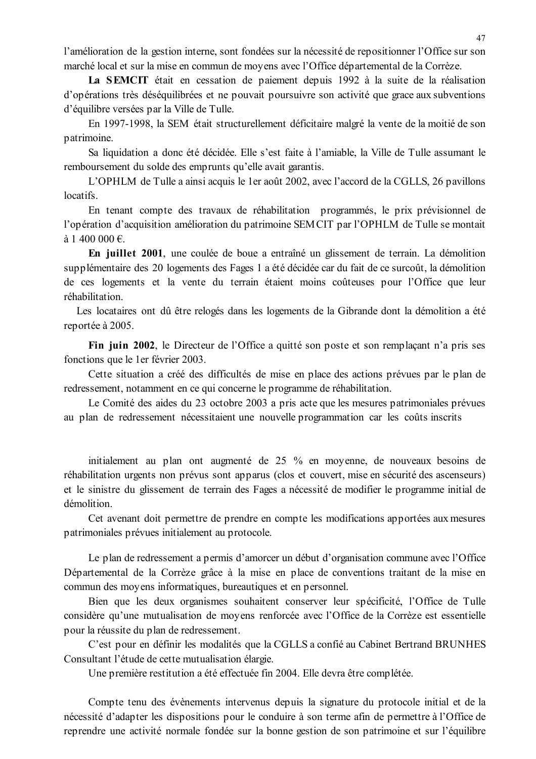l'amélioration de la gestion interne, sont fondées sur la nécessité de repositionner l'Office sur son marché local et sur la mise en commun de moyens avec l'Office départemental de la Corrèze.

**La SEMCIT** était en cessation de paiement depuis 1992 à la suite de la réalisation d'opérations très déséquilibrées et ne pouvait poursuivre son activité que grace aux subventions d'équilibre versées par la Ville de Tulle.

En 1997-1998, la SEM était structurellement déficitaire malgré la vente de la moitié de son patrimoine.

Sa liquidation a donc été décidée. Elle s'est faite à l'amiable, la Ville de Tulle assumant le remboursement du solde des emprunts qu'elle avait garantis.

L'OPHLM de Tulle a ainsi acquis le 1er août 2002, avec l'accord de la CGLLS, 26 pavillons locatifs.

En tenant compte des travaux de réhabilitation programmés, le prix prévisionnel de l'opération d'acquisition amélioration du patrimoine SEMCIT par l'OPHLM de Tulle se montait à 1 400 000 €.

**En juillet 2001**, une coulée de boue a entraîné un glissement de terrain. La démolition supplémentaire des 20 logements des Fages 1 a été décidée car du fait de ce surcoût, la démolition de ces logements et la vente du terrain étaient moins coûteuses pour l'Office que leur réhabilitation.

Les locataires ont dû être relogés dans les logements de la Gibrande dont la démolition a été reportée à 2005.

**Fin juin 2002**, le Directeur de l'Office a quitté son poste et son remplaçant n'a pris ses fonctions que le 1er février 2003.

Cette situation a créé des difficultés de mise en place des actions prévues par le plan de redressement, notamment en ce qui concerne le programme de réhabilitation.

Le Comité des aides du 23 octobre 2003 a pris acte que les mesures patrimoniales prévues au plan de redressement nécessitaient une nouvelle programmation car les coûts inscrits initialement au plan ont augmenté de 25 % en moyenne, de nouveaux besoins de réhabilitation urgents non prévus sont apparus (clos et couvert, mise en sécurité des ascenseurs) et le sinistre du glissement de terrain des Fages a nécessité de modifier le programme initial de démolition.

Cet avenant doit permettre de prendre en compte les modifications apportées aux mesures patrimoniales prévues initialement au protocole.

Le plan de redressement a permis d'amorcer un début d'organisation commune avec l'Office Départemental de la Corrèze grâce à la mise en place de conventions traitant de la mise en commun des moyens informatiques, bureautiques et en personnel.

Bien que les deux organismes souhaitent conserver leur spécificité, l'Office de Tulle considère qu'une mutualisation de moyens renforcée avec l'Office de la Corrèze est essentielle pour la réussite du plan de redressement.

C'est pour en définir les modalités que la CGLLS a confié au Cabinet Bertrand BRUNHES Consultant l'étude de cette mutualisation élargie.

Une première restitution a été effectuée fin 2004. Elle devra être complétée.

Compte tenu des évènements intervenus depuis la signature du protocole initial et de la nécessité d'adapter les dispositions pour le conduire à son terme afin de permettre à l'Office de reprendre une activité normale fondée sur la bonne gestion de son patrimoine et sur l'équilibre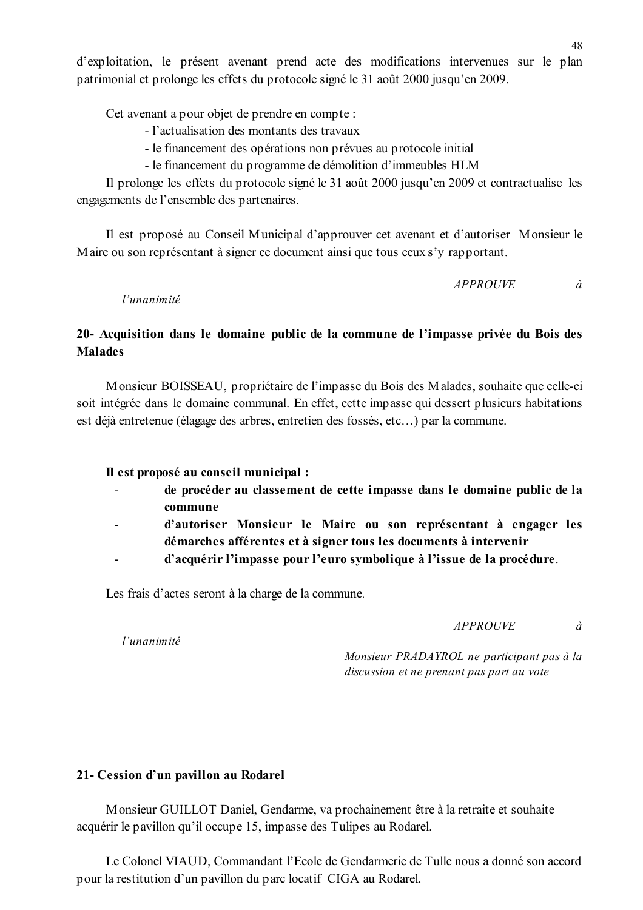d'exploitation, le présent avenant prend acte des modifications intervenues sur le plan patrimonial et prolonge les effets du protocole signé le 31 août 2000 jusqu'en 2009.

Cet avenant a pour objet de prendre en compte :

- l'actualisation des montants des travaux
- le financement des opérations non prévues au protocole initial
- le financement du programme de démolition d'immeubles HLM

Il prolonge les effets du protocole signé le 31 août 2000 jusqu'en 2009 et contractualise les engagements de l'ensemble des partenaires.

Il est proposé au Conseil Municipal d'approuver cet avenant et d'autoriser Monsieur le Maire ou son représentant à signer ce document ainsi que tous ceux s'y rapportant.

*APPROUVE à l'unanimité*

## 20- Acquisition dans le domaine public de la commune de l'impasse privée du Bois des Malades

Monsieur BOISSEAU, propriétaire de l'impasse du Bois des Malades, souhaite que celle-ci soit intégrée dans le domaine communal. En effet, cette impasse qui dessert plusieurs habitations est déjà entretenue (élagage des arbres, entretien des fossés, etc…) par la commune.

**Il est proposé au conseil municipal :**

- **de procéder au classement de cette impasse dans le domaine public de la commune**
- **d'autoriser Monsieur le Maire ou son représentant à engager les démarches afférentes et à signer tous les documents à intervenir**
- **d'acquérir l'impasse pour l'euro symbolique à l'issue de la procédure**.

Les frais d'actes seront à la charge de la commune.

*APPROUVE à l'unanimité*

*Monsieur PRADAYROL ne participant pas à la discussion et ne prenant pas part au vote*

## 21- Cession d'un pavillon au Rodarel

Monsieur GUILLOT Daniel, Gendarme, va prochainement être à la retraite et souhaite acquérir le pavillon qu'il occupe 15, impasse des Tulipes au Rodarel.

Le Colonel VIAUD, Commandant l'Ecole de Gendarmerie de Tulle nous a donné son accord pour la restitution d'un pavillon du parc locatif CIGA au Rodarel.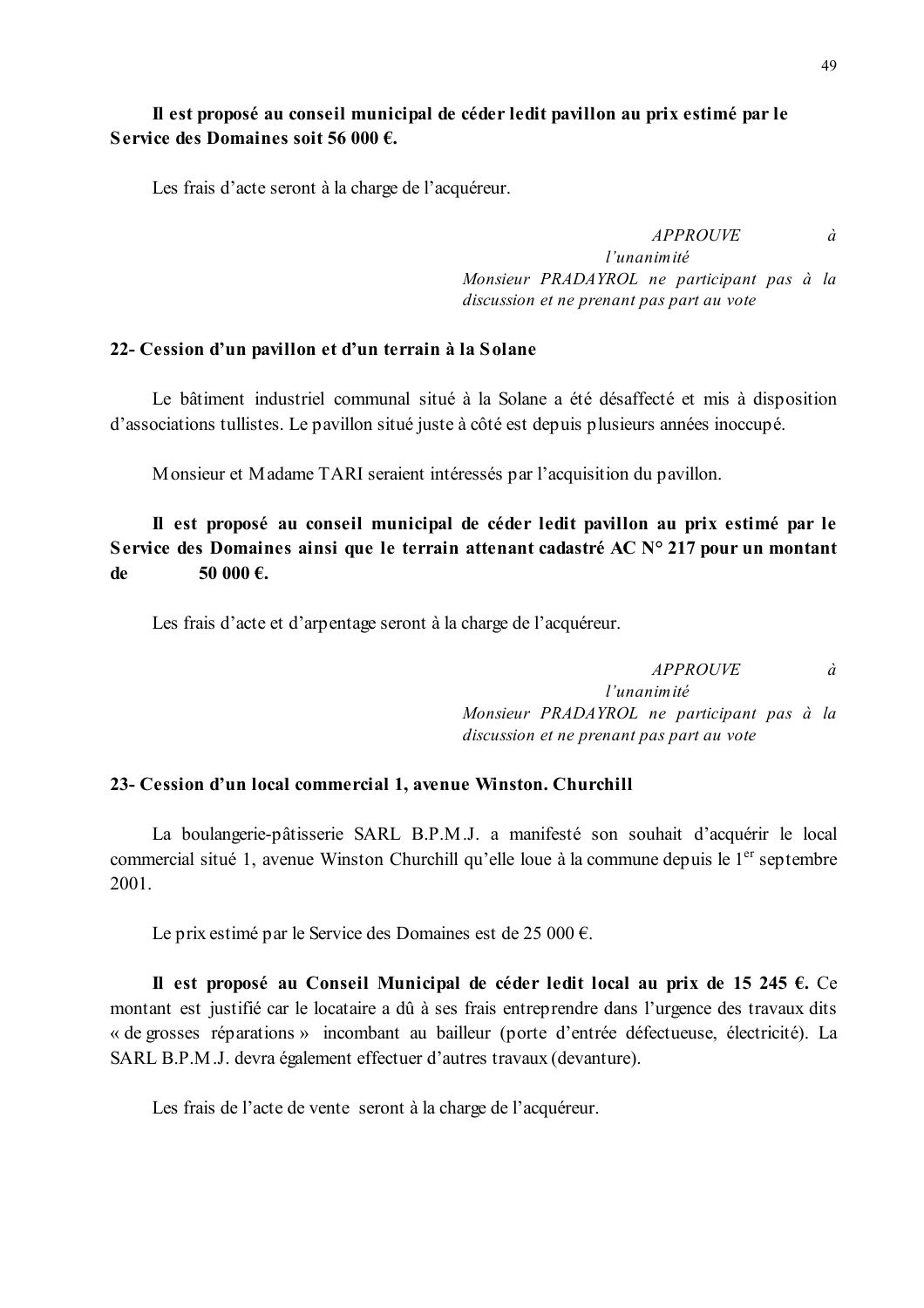**Il est proposé au conseil municipal de céder ledit pavillon au prix estimé par le Service des Domaines soit 56 000 €.**

Les frais d'acte seront à la charge de l'acquéreur.

*APPROUVE à l'unanimité*
*Monsieur PRADAYROL ne participant pas à la discussion et ne prenant pas part au vote*

### 22- Cession d'un pavillon et d'un terrain à la Solane

Le bâtiment industriel communal situé à la Solane a été désaffecté et mis à disposition d'associations tullistes. Le pavillon situé juste à côté est depuis plusieurs années inoccupé.

Monsieur et Madame TARI seraient intéressés par l'acquisition du pavillon.

**Il est proposé au conseil municipal de céder ledit pavillon au prix estimé par le Service des Domaines ainsi que le terrain attenant cadastré AC N° 217 pour un montant de 50 000 €.**

Les frais d'acte et d'arpentage seront à la charge de l'acquéreur.

*APPROUVE à l'unanimité*
*Monsieur PRADAYROL ne participant pas à la discussion et ne prenant pas part au vote*

### 23- Cession d'un local commercial 1, avenue Winston. Churchill

La boulangerie-pâtisserie SARL B.P.M.J. a manifesté son souhait d'acquérir le local commercial situé 1, avenue Winston Churchill qu'elle loue à la commune depuis le 1er septembre 2001.

Le prix estimé par le Service des Domaines est de 25 000 €.

**Il est proposé au Conseil Municipal de céder ledit local au prix de 15 245 €.** Ce montant est justifié car le locataire a dû à ses frais entreprendre dans l'urgence des travaux dits « de grosses réparations » incombant au bailleur (porte d'entrée défectueuse, électricité). La SARL B.P.M.J. devra également effectuer d'autres travaux (devanture).

Les frais de l'acte de vente seront à la charge de l'acquéreur.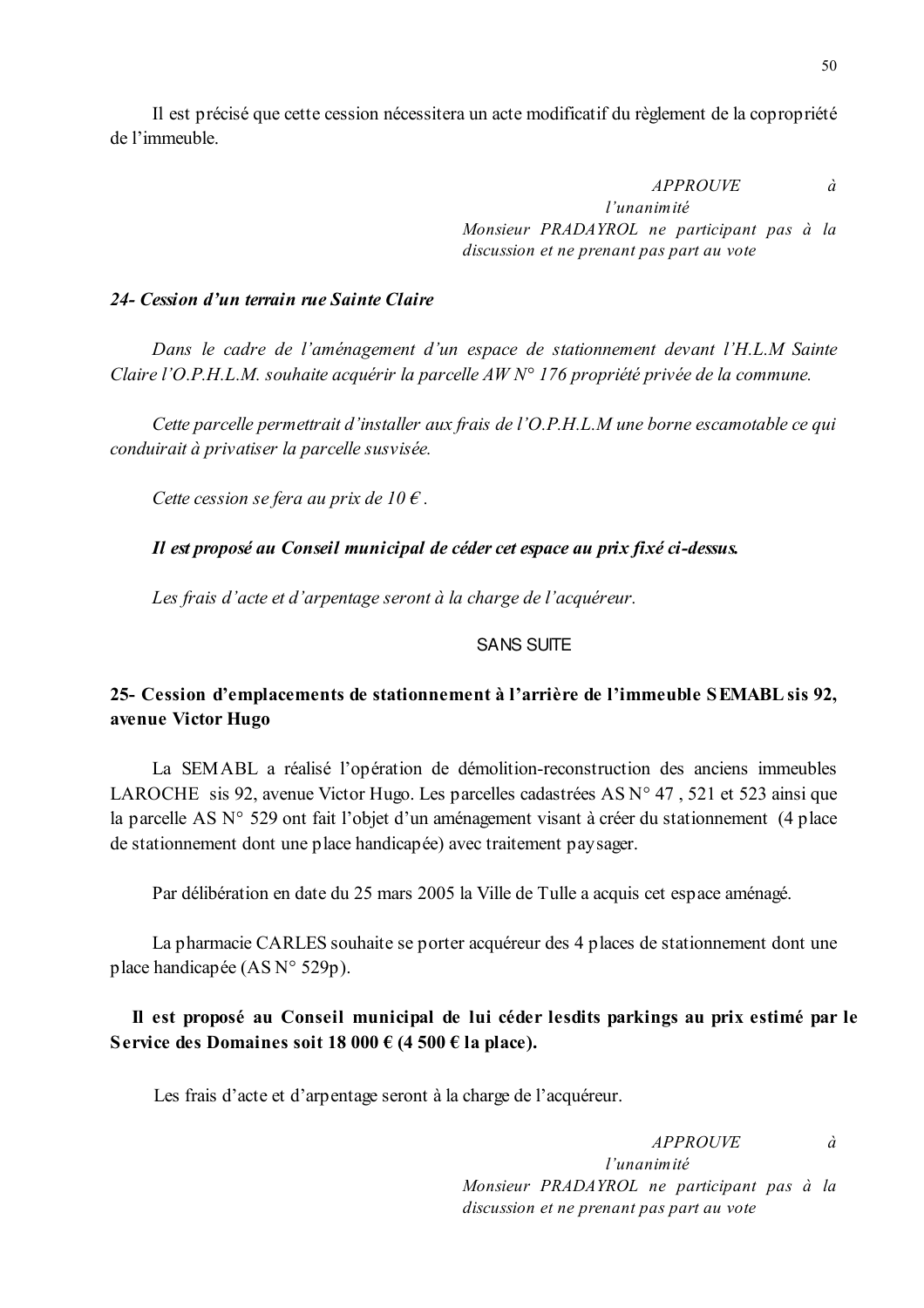Il est précisé que cette cession nécessitera un acte modificatif du règlement de la copropriété de l'immeuble.

*APPROUVE à l'unanimité*
*Monsieur PRADAYROL ne participant pas à la discussion et ne prenant pas part au vote*

### *24- Cession d'un terrain rue Sainte Claire*

*Dans le cadre de l'aménagement d'un espace de stationnement devant l'H.L.M Sainte Claire l'O.P.H.L.M. souhaite acquérir la parcelle AW N° 176 propriété privée de la commune.*

*Cette parcelle permettrait d'installer aux frais de l'O.P.H.L.M une borne escamotable ce qui conduirait à privatiser la parcelle susvisée.*

*Cette cession se fera au prix de 10 €.*

***Il est proposé au Conseil municipal de céder cet espace au prix fixé ci-dessus.***

*Les frais d'acte et d'arpentage seront à la charge de l'acquéreur.*

SANS SUITE

### 25- Cession d'emplacements de stationnement à l'arrière de l'immeuble SEMABL sis 92, avenue Victor Hugo

La SEMABL a réalisé l'opération de démolition-reconstruction des anciens immeubles LAROCHE sis 92, avenue Victor Hugo. Les parcelles cadastrées AS N° 47 , 521 et 523 ainsi que la parcelle AS N° 529 ont fait l'objet d'un aménagement visant à créer du stationnement (4 place de stationnement dont une place handicapée) avec traitement paysager.

Par délibération en date du 25 mars 2005 la Ville de Tulle a acquis cet espace aménagé.

La pharmacie CARLES souhaite se porter acquéreur des 4 places de stationnement dont une place handicapée (AS N° 529p).

**Il est proposé au Conseil municipal de lui céder lesdits parkings au prix estimé par le Service des Domaines soit 18 000 € (4 500 € la place).**

Les frais d'acte et d'arpentage seront à la charge de l'acquéreur.

*APPROUVE à l'unanimité*
*Monsieur PRADAYROL ne participant pas à la discussion et ne prenant pas part au vote*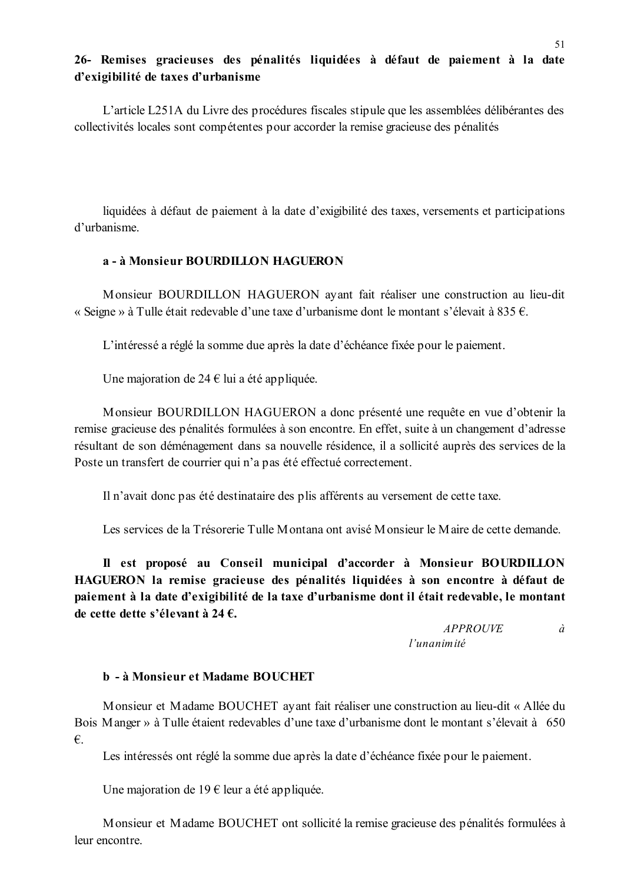## 26- Remises gracieuses des pénalités liquidées à défaut de paiement à la date d'exigibilité de taxes d'urbanisme

L'article L251A du Livre des procédures fiscales stipule que les assemblées délibérantes des collectivités locales sont compétentes pour accorder la remise gracieuse des pénalités

liquidées à défaut de paiement à la date d'exigibilité des taxes, versements et participations d'urbanisme.

### a - à Monsieur BOURDILLON HAGUERON

Monsieur BOURDILLON HAGUERON ayant fait réaliser une construction au lieu-dit « Seigne » à Tulle était redevable d'une taxe d'urbanisme dont le montant s'élevait à 835 €.

L'intéressé a réglé la somme due après la date d'échéance fixée pour le paiement.

Une majoration de 24 € lui a été appliquée.

Monsieur BOURDILLON HAGUERON a donc présenté une requête en vue d'obtenir la remise gracieuse des pénalités formulées à son encontre. En effet, suite à un changement d'adresse résultant de son déménagement dans sa nouvelle résidence, il a sollicité auprès des services de la Poste un transfert de courrier qui n'a pas été effectué correctement.

Il n'avait donc pas été destinataire des plis afférents au versement de cette taxe.

Les services de la Trésorerie Tulle Montana ont avisé Monsieur le Maire de cette demande.

**Il est proposé au Conseil municipal d'accorder à Monsieur BOURDILLON HAGUERON la remise gracieuse des pénalités liquidées à son encontre à défaut de paiement à la date d'exigibilité de la taxe d'urbanisme dont il était redevable, le montant de cette dette s'élevant à 24 €.**

*APPROUVE à l'unanimité*

### b - à Monsieur et Madame BOUCHET

Monsieur et Madame BOUCHET ayant fait réaliser une construction au lieu-dit « Allée du Bois Manger » à Tulle étaient redevables d'une taxe d'urbanisme dont le montant s'élevait à 650 €.

Les intéressés ont réglé la somme due après la date d'échéance fixée pour le paiement.

Une majoration de 19 € leur a été appliquée.

Monsieur et Madame BOUCHET ont sollicité la remise gracieuse des pénalités formulées à leur encontre.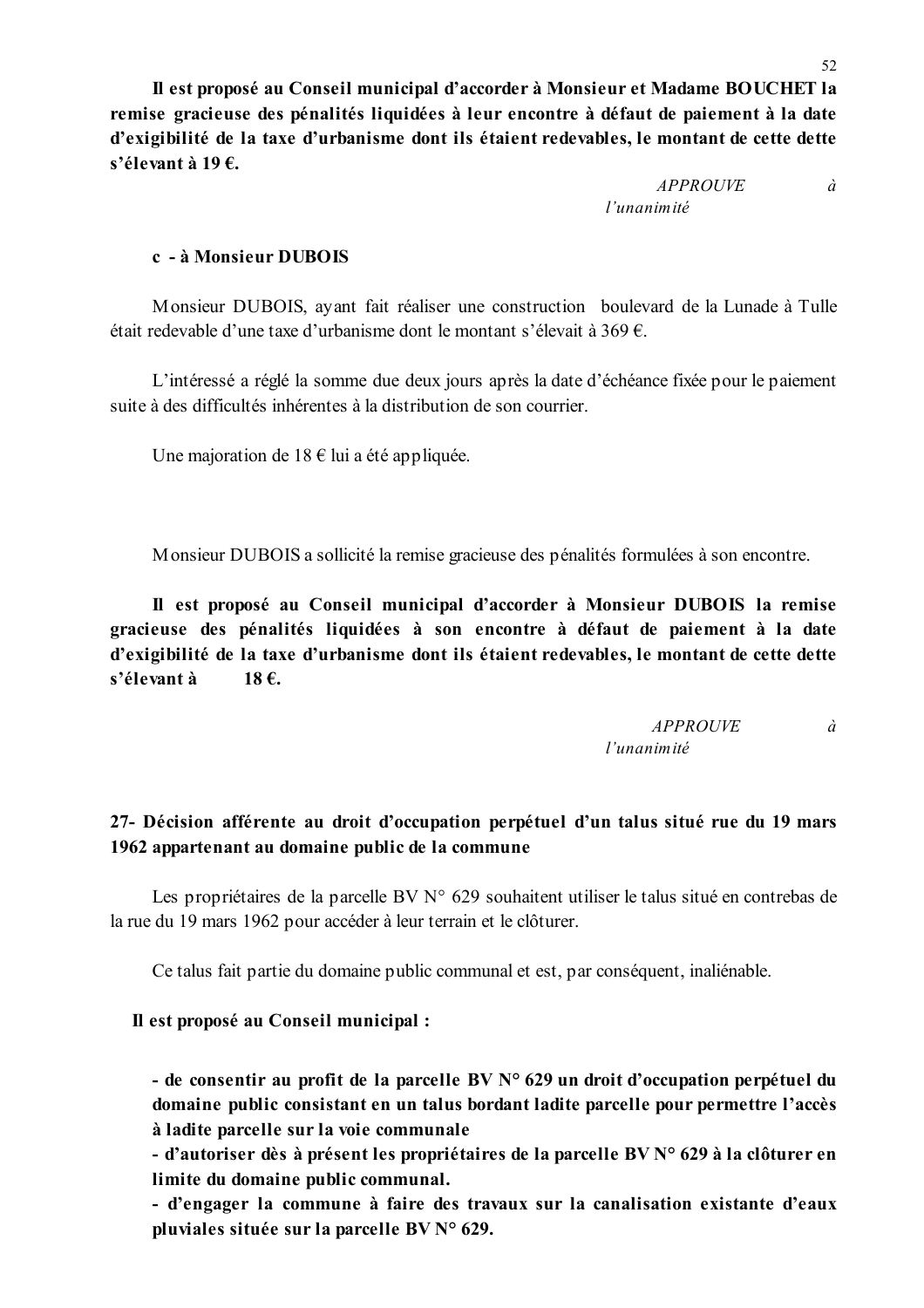**Il est proposé au Conseil municipal d'accorder à Monsieur et Madame BOUCHET la remise gracieuse des pénalités liquidées à leur encontre à défaut de paiement à la date d'exigibilité de la taxe d'urbanisme dont ils étaient redevables, le montant de cette dette s'élevant à 19 €.**

*APPROUVE à l'unanimité*

**c - à Monsieur DUBOIS**

Monsieur DUBOIS, ayant fait réaliser une construction boulevard de la Lunade à Tulle était redevable d'une taxe d'urbanisme dont le montant s'élevait à 369 €.

L'intéressé a réglé la somme due deux jours après la date d'échéance fixée pour le paiement suite à des difficultés inhérentes à la distribution de son courrier.

Une majoration de 18 € lui a été appliquée.

Monsieur DUBOIS a sollicité la remise gracieuse des pénalités formulées à son encontre.

**Il est proposé au Conseil municipal d'accorder à Monsieur DUBOIS la remise gracieuse des pénalités liquidées à son encontre à défaut de paiement à la date d'exigibilité de la taxe d'urbanisme dont ils étaient redevables, le montant de cette dette s'élevant à 18 €.**

*APPROUVE à l'unanimité*

## 27- Décision afférente au droit d'occupation perpétuel d'un talus situé rue du 19 mars 1962 appartenant au domaine public de la commune

Les propriétaires de la parcelle BV N° 629 souhaitent utiliser le talus situé en contrebas de la rue du 19 mars 1962 pour accéder à leur terrain et le clôturer.

Ce talus fait partie du domaine public communal et est, par conséquent, inaliénable.

**Il est proposé au Conseil municipal :**

**- de consentir au profit de la parcelle BV N° 629 un droit d'occupation perpétuel du domaine public consistant en un talus bordant ladite parcelle pour permettre l'accès à ladite parcelle sur la voie communale**
**- d'autoriser dès à présent les propriétaires de la parcelle BV N° 629 à la clôturer en limite du domaine public communal.**
**- d'engager la commune à faire des travaux sur la canalisation existante d'eaux pluviales située sur la parcelle BV N° 629.**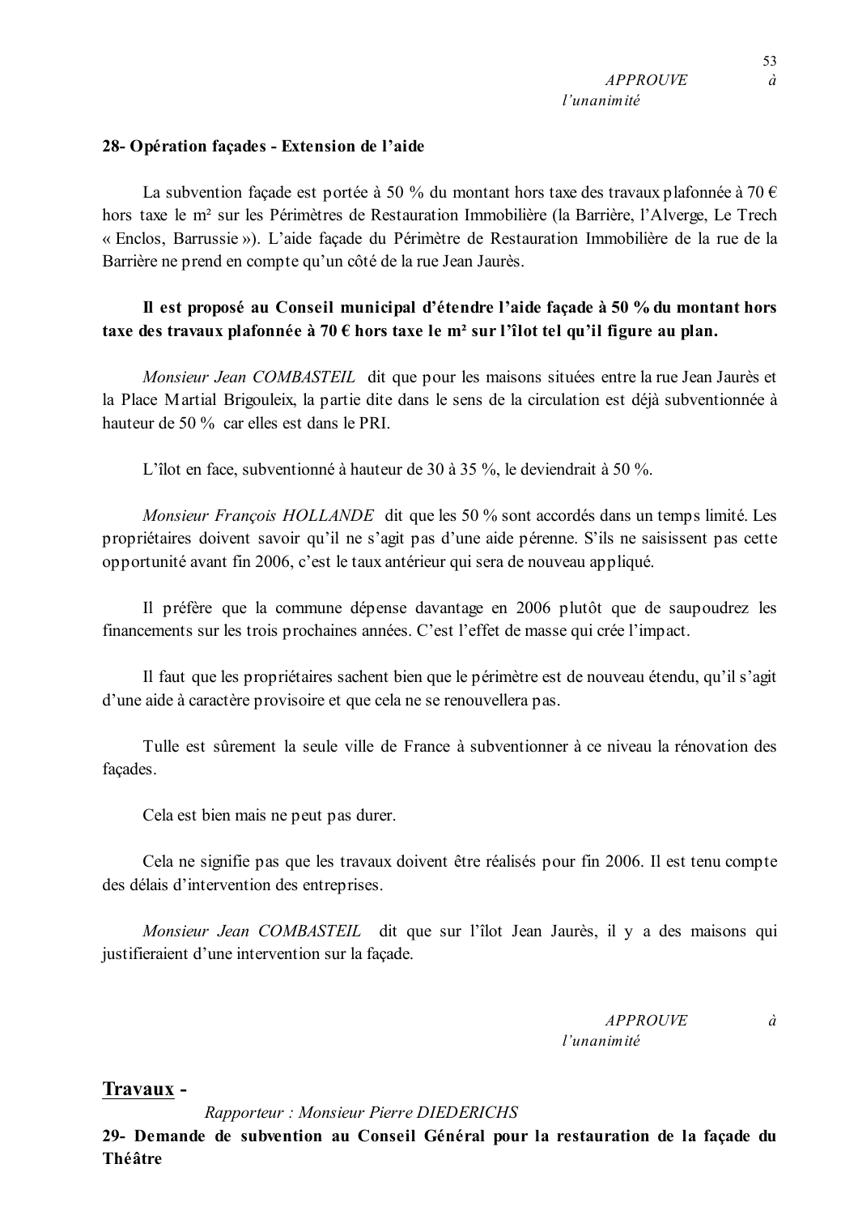*APPROUVE à l'unanimité*

**28- Opération façades - Extension de l'aide**

La subvention façade est portée à 50 % du montant hors taxe des travaux plafonnée à 70 € hors taxe le m² sur les Périmètres de Restauration Immobilière (la Barrière, l'Alverge, Le Trech « Enclos, Barrussie »). L'aide façade du Périmètre de Restauration Immobilière de la rue de la Barrière ne prend en compte qu'un côté de la rue Jean Jaurès.

**Il est proposé au Conseil municipal d'étendre l'aide façade à 50 % du montant hors taxe des travaux plafonnée à 70 € hors taxe le m² sur l'îlot tel qu'il figure au plan.**

*Monsieur Jean COMBASTEIL* dit que pour les maisons situées entre la rue Jean Jaurès et la Place Martial Brigouleix, la partie dite dans le sens de la circulation est déjà subventionnée à hauteur de 50 % car elles est dans le PRI.

L'îlot en face, subventionné à hauteur de 30 à 35 %, le deviendrait à 50 %.

*Monsieur François HOLLANDE* dit que les 50 % sont accordés dans un temps limité. Les propriétaires doivent savoir qu'il ne s'agit pas d'une aide pérenne. S'ils ne saisissent pas cette opportunité avant fin 2006, c'est le taux antérieur qui sera de nouveau appliqué.

Il préfère que la commune dépense davantage en 2006 plutôt que de saupoudrez les financements sur les trois prochaines années. C'est l'effet de masse qui crée l'impact.

Il faut que les propriétaires sachent bien que le périmètre est de nouveau étendu, qu'il s'agit d'une aide à caractère provisoire et que cela ne se renouvellera pas.

Tulle est sûrement la seule ville de France à subventionner à ce niveau la rénovation des façades.

Cela est bien mais ne peut pas durer.

Cela ne signifie pas que les travaux doivent être réalisés pour fin 2006. Il est tenu compte des délais d'intervention des entreprises.

*Monsieur Jean COMBASTEIL* dit que sur l'îlot Jean Jaurès, il y a des maisons qui justifieraient d'une intervention sur la façade.

*APPROUVE à l'unanimité*

## Travaux -

*Rapporteur : Monsieur Pierre DIEDERICHS*

**29- Demande de subvention au Conseil Général pour la restauration de la façade du Théâtre**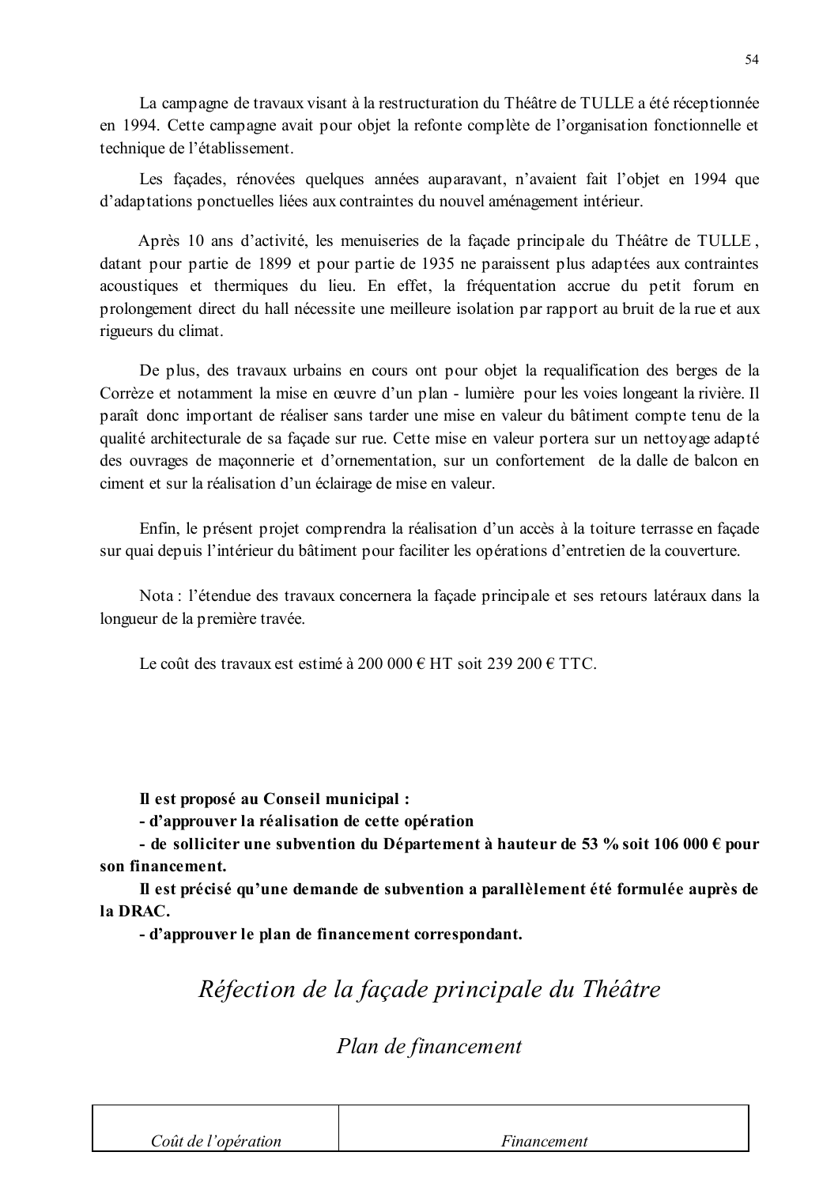La campagne de travaux visant à la restructuration du Théâtre de TULLE a été réceptionnée en 1994. Cette campagne avait pour objet la refonte complète de l'organisation fonctionnelle et technique de l'établissement.

Les façades, rénovées quelques années auparavant, n'avaient fait l'objet en 1994 que d'adaptations ponctuelles liées aux contraintes du nouvel aménagement intérieur.

Après 10 ans d'activité, les menuiseries de la façade principale du Théâtre de TULLE , datant pour partie de 1899 et pour partie de 1935 ne paraissent plus adaptées aux contraintes acoustiques et thermiques du lieu. En effet, la fréquentation accrue du petit forum en prolongement direct du hall nécessite une meilleure isolation par rapport au bruit de la rue et aux rigueurs du climat.

De plus, des travaux urbains en cours ont pour objet la requalification des berges de la Corrèze et notamment la mise en œuvre d'un plan - lumière pour les voies longeant la rivière. Il paraît donc important de réaliser sans tarder une mise en valeur du bâtiment compte tenu de la qualité architecturale de sa façade sur rue. Cette mise en valeur portera sur un nettoyage adapté des ouvrages de maçonnerie et d'ornementation, sur un confortement de la dalle de balcon en ciment et sur la réalisation d'un éclairage de mise en valeur.

Enfin, le présent projet comprendra la réalisation d'un accès à la toiture terrasse en façade sur quai depuis l'intérieur du bâtiment pour faciliter les opérations d'entretien de la couverture.

Nota : l'étendue des travaux concernera la façade principale et ses retours latéraux dans la longueur de la première travée.

Le coût des travaux est estimé à 200 000 € HT soit 239 200 € TTC.

**Il est proposé au Conseil municipal :**

**- d'approuver la réalisation de cette opération**

**- de solliciter une subvention du Département à hauteur de 53 % soit 106 000 € pour son financement.**

**Il est précisé qu'une demande de subvention a parallèlement été formulée auprès de la DRAC.**

**- d'approuver le plan de financement correspondant.**

# *Réfection de la façade principale du Théâtre*

## *Plan de financement*

| *Coût de l'opération* | *Financement* |
|---|---|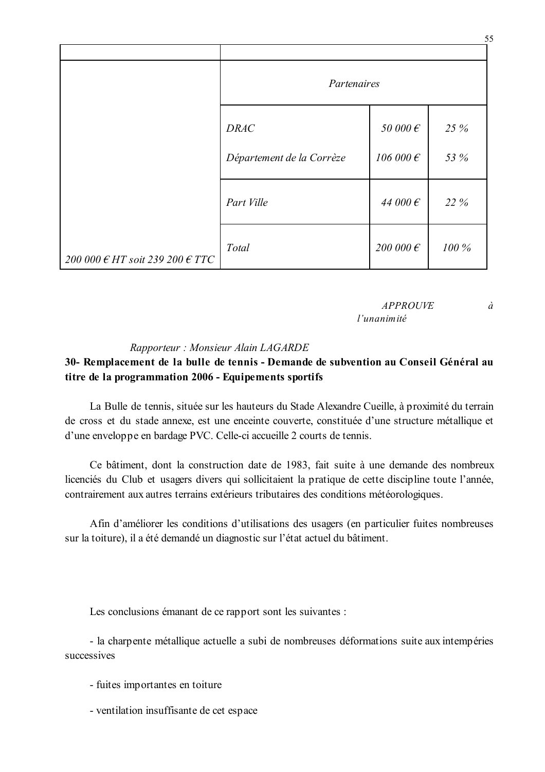| | | | |
|---|---|---|---|
| | *Partenaires* | | |
| | *DRAC*<br>*Département de la Corrèze* | *50 000 €*<br>*106 000 €* | *25 %*<br>*53 %* |
| | *Part Ville* | *44 000 €* | *22 %* |
| *200 000 € HT soit 239 200 € TTC* | *Total* | *200 000 €* | *100 %* |

*APPROUVE à l'unanimité*

*Rapporteur : Monsieur Alain LAGARDE*

**30- Remplacement de la bulle de tennis - Demande de subvention au Conseil Général au titre de la programmation 2006 - Equipements sportifs**

La Bulle de tennis, située sur les hauteurs du Stade Alexandre Cueille, à proximité du terrain de cross et du stade annexe, est une enceinte couverte, constituée d'une structure métallique et d'une enveloppe en bardage PVC. Celle-ci accueille 2 courts de tennis.

Ce bâtiment, dont la construction date de 1983, fait suite à une demande des nombreux licenciés du Club et usagers divers qui sollicitaient la pratique de cette discipline toute l'année, contrairement aux autres terrains extérieurs tributaires des conditions météorologiques.

Afin d'améliorer les conditions d'utilisations des usagers (en particulier fuites nombreuses sur la toiture), il a été demandé un diagnostic sur l'état actuel du bâtiment.

Les conclusions émanant de ce rapport sont les suivantes :

- la charpente métallique actuelle a subi de nombreuses déformations suite aux intempéries successives

- fuites importantes en toiture

- ventilation insuffisante de cet espace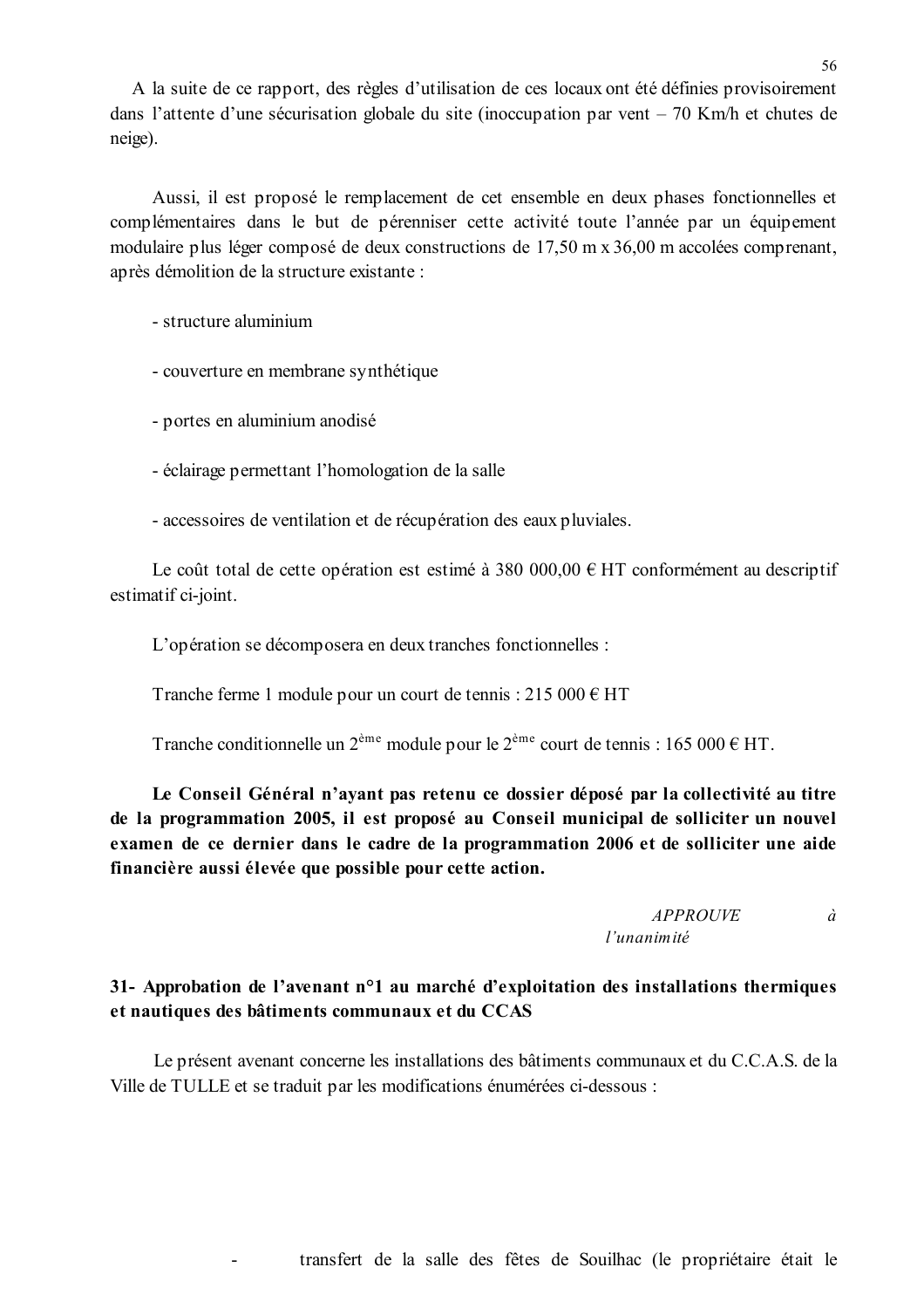A la suite de ce rapport, des règles d'utilisation de ces locaux ont été définies provisoirement dans l'attente d'une sécurisation globale du site (inoccupation par vent – 70 Km/h et chutes de neige).

Aussi, il est proposé le remplacement de cet ensemble en deux phases fonctionnelles et complémentaires dans le but de pérenniser cette activité toute l'année par un équipement modulaire plus léger composé de deux constructions de 17,50 m x 36,00 m accolées comprenant, après démolition de la structure existante :

- structure aluminium
- couverture en membrane synthétique
- portes en aluminium anodisé
- éclairage permettant l'homologation de la salle
- accessoires de ventilation et de récupération des eaux pluviales.

Le coût total de cette opération est estimé à 380 000,00 € HT conformément au descriptif estimatif ci-joint.

L'opération se décomposera en deux tranches fonctionnelles :

Tranche ferme 1 module pour un court de tennis : 215 000 € HT

Tranche conditionnelle un 2ème module pour le 2ème court de tennis : 165 000 € HT.

**Le Conseil Général n'ayant pas retenu ce dossier déposé par la collectivité au titre de la programmation 2005, il est proposé au Conseil municipal de solliciter un nouvel examen de ce dernier dans le cadre de la programmation 2006 et de solliciter une aide financière aussi élevée que possible pour cette action.**

*APPROUVE à l'unanimité*

## 31- Approbation de l'avenant n°1 au marché d'exploitation des installations thermiques et nautiques des bâtiments communaux et du CCAS

Le présent avenant concerne les installations des bâtiments communaux et du C.C.A.S. de la Ville de TULLE et se traduit par les modifications énumérées ci-dessous :

- transfert de la salle des fêtes de Souilhac (le propriétaire était le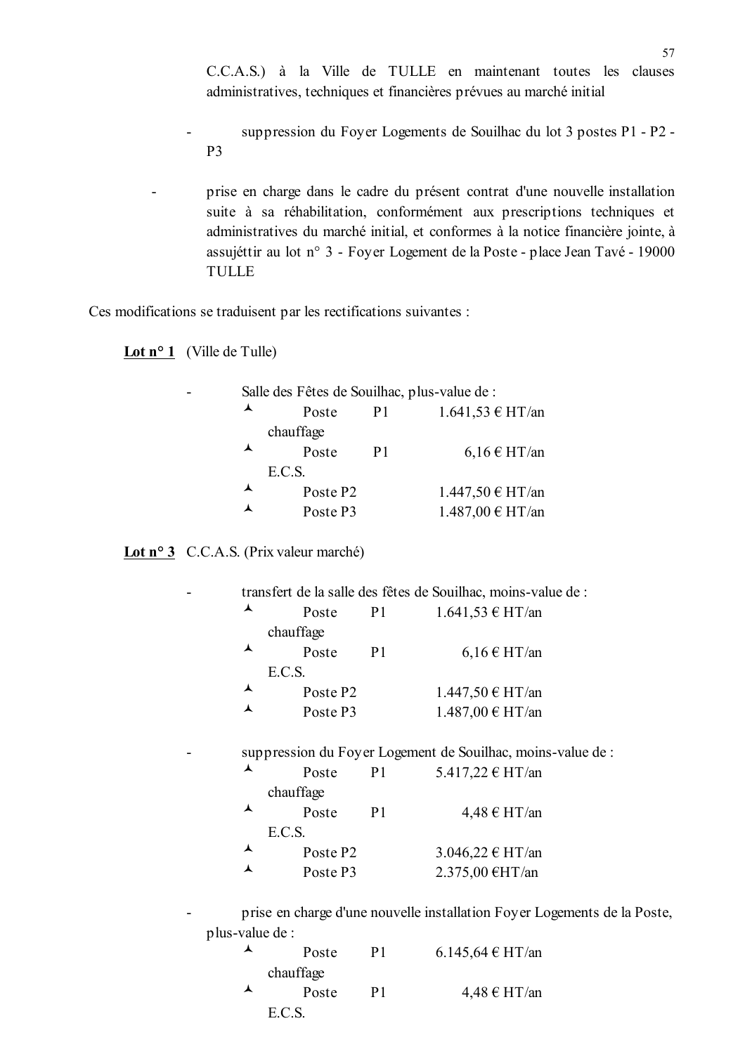C.C.A.S.) à la Ville de TULLE en maintenant toutes les clauses administratives, techniques et financières prévues au marché initial

- suppression du Foyer Logements de Souilhac du lot 3 postes P1 - P2 - P3

- prise en charge dans le cadre du présent contrat d'une nouvelle installation suite à sa réhabilitation, conformément aux prescriptions techniques et administratives du marché initial, et conformes à la notice financière jointe, à assujéttir au lot n° 3 - Foyer Logement de la Poste - place Jean Tavé - 19000 TULLE

Ces modifications se traduisent par les rectifications suivantes :

**Lot n° 1** (Ville de Tulle)

- Salle des Fêtes de Souilhac, plus-value de :
  - Poste P1 chauffage 1.641,53 € HT/an
  - Poste P1 E.C.S. 6,16 € HT/an
  - Poste P2 1.447,50 € HT/an
  - Poste P3 1.487,00 € HT/an

**Lot n° 3** C.C.A.S. (Prix valeur marché)

- transfert de la salle des fêtes de Souilhac, moins-value de :
  - Poste P1 chauffage 1.641,53 € HT/an
  - Poste P1 E.C.S. 6,16 € HT/an
  - Poste P2 1.447,50 € HT/an
  - Poste P3 1.487,00 € HT/an

- suppression du Foyer Logement de Souilhac, moins-value de :
  - Poste P1 chauffage 5.417,22 € HT/an
  - Poste P1 E.C.S. 4,48 € HT/an
  - Poste P2 3.046,22 € HT/an
  - Poste P3 2.375,00 €HT/an

- prise en charge d'une nouvelle installation Foyer Logements de la Poste, plus-value de :
  - Poste P1 chauffage 6.145,64 € HT/an
  - Poste P1 E.C.S. 4,48 € HT/an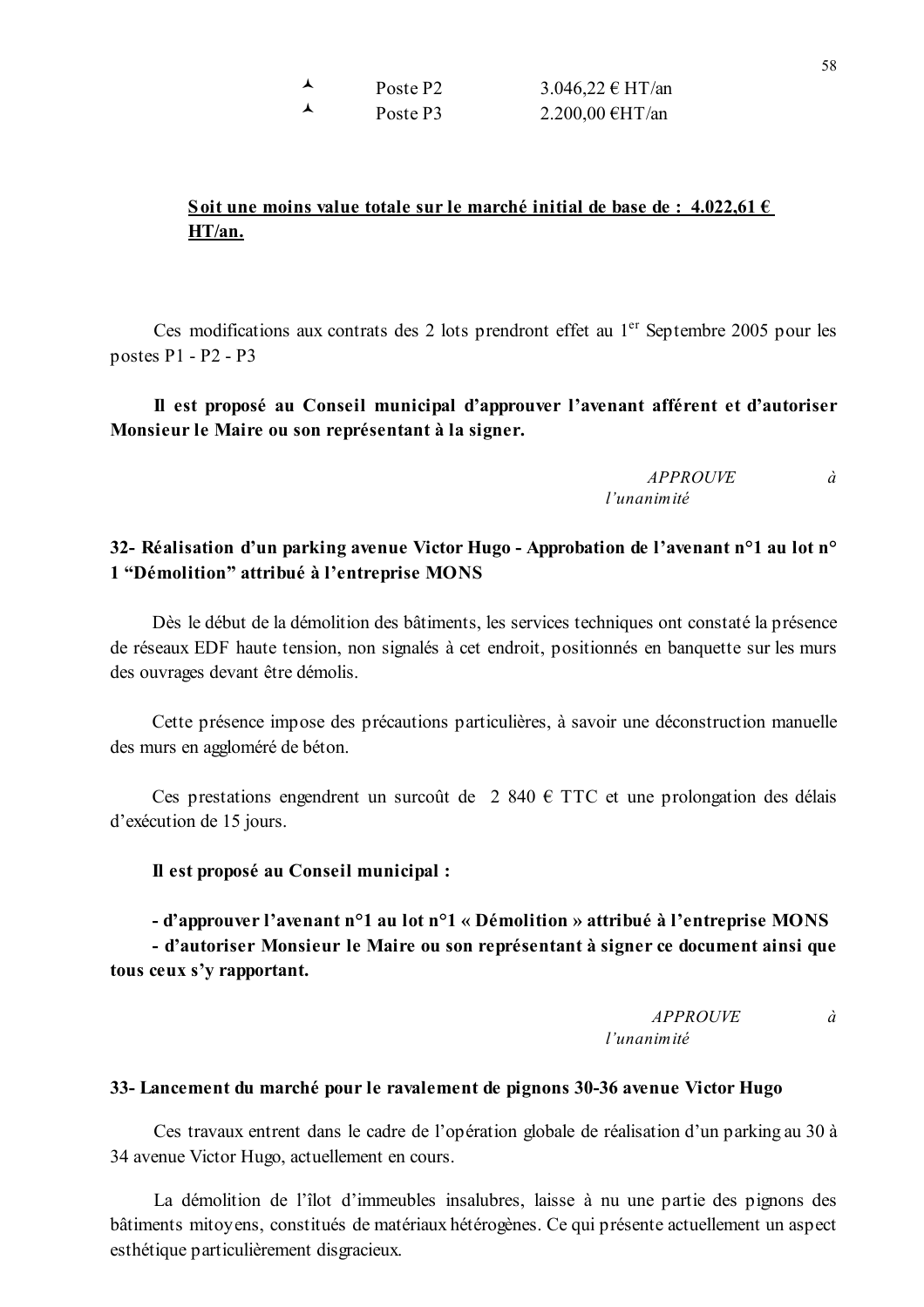- Poste P2 3.046,22 € HT/an
- Poste P3 2.200,00 €HT/an

**Soit une moins value totale sur le marché initial de base de : 4.022,61 € HT/an.**

Ces modifications aux contrats des 2 lots prendront effet au 1er Septembre 2005 pour les postes P1 - P2 - P3

**Il est proposé au Conseil municipal d'approuver l'avenant afférent et d'autoriser Monsieur le Maire ou son représentant à la signer.**

*APPROUVE à l'unanimité*

### 32- Réalisation d'un parking avenue Victor Hugo - Approbation de l'avenant n°1 au lot n° 1 "Démolition" attribué à l'entreprise MONS

Dès le début de la démolition des bâtiments, les services techniques ont constaté la présence de réseaux EDF haute tension, non signalés à cet endroit, positionnés en banquette sur les murs des ouvrages devant être démolis.

Cette présence impose des précautions particulières, à savoir une déconstruction manuelle des murs en aggloméré de béton.

Ces prestations engendrent un surcoût de 2 840 € TTC et une prolongation des délais d'exécution de 15 jours.

**Il est proposé au Conseil municipal :**

**- d'approuver l'avenant n°1 au lot n°1 « Démolition » attribué à l'entreprise MONS**
**- d'autoriser Monsieur le Maire ou son représentant à signer ce document ainsi que tous ceux s'y rapportant.**

*APPROUVE à l'unanimité*

### 33- Lancement du marché pour le ravalement de pignons 30-36 avenue Victor Hugo

Ces travaux entrent dans le cadre de l'opération globale de réalisation d'un parking au 30 à 34 avenue Victor Hugo, actuellement en cours.

La démolition de l'îlot d'immeubles insalubres, laisse à nu une partie des pignons des bâtiments mitoyens, constitués de matériaux hétérogènes. Ce qui présente actuellement un aspect esthétique particulièrement disgracieux.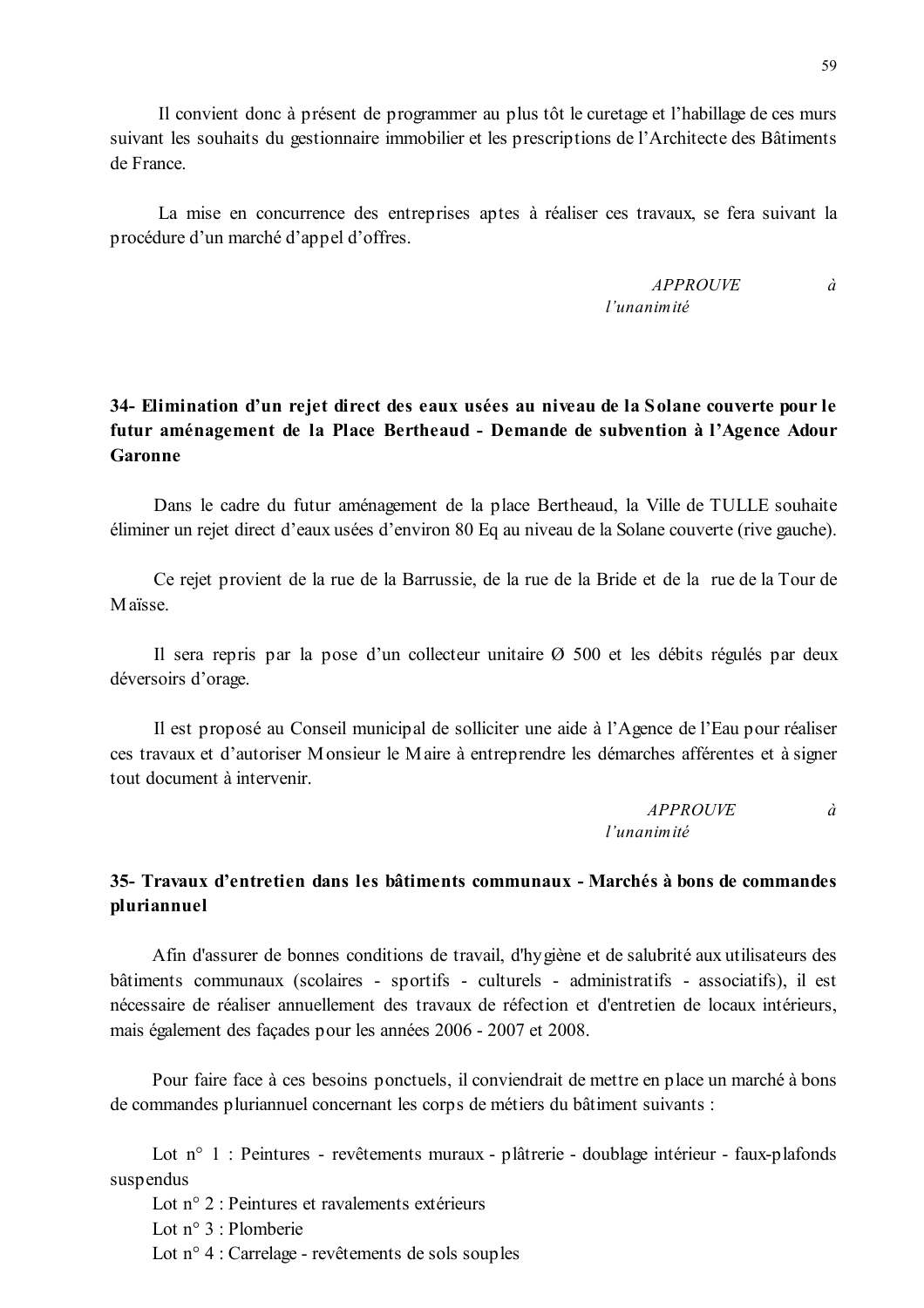Il convient donc à présent de programmer au plus tôt le curetage et l'habillage de ces murs suivant les souhaits du gestionnaire immobilier et les prescriptions de l'Architecte des Bâtiments de France.

La mise en concurrence des entreprises aptes à réaliser ces travaux, se fera suivant la procédure d'un marché d'appel d'offres.

*APPROUVE à l'unanimité*

**34- Elimination d'un rejet direct des eaux usées au niveau de la Solane couverte pour le futur aménagement de la Place Bertheaud - Demande de subvention à l'Agence Adour Garonne**

Dans le cadre du futur aménagement de la place Bertheaud, la Ville de TULLE souhaite éliminer un rejet direct d'eaux usées d'environ 80 Eq au niveau de la Solane couverte (rive gauche).

Ce rejet provient de la rue de la Barrussie, de la rue de la Bride et de la rue de la Tour de Maïsse.

Il sera repris par la pose d'un collecteur unitaire Ø 500 et les débits régulés par deux déversoirs d'orage.

Il est proposé au Conseil municipal de solliciter une aide à l'Agence de l'Eau pour réaliser ces travaux et d'autoriser Monsieur le Maire à entreprendre les démarches afférentes et à signer tout document à intervenir.

*APPROUVE à l'unanimité*

**35- Travaux d'entretien dans les bâtiments communaux - Marchés à bons de commandes pluriannuel**

Afin d'assurer de bonnes conditions de travail, d'hygiène et de salubrité aux utilisateurs des bâtiments communaux (scolaires - sportifs - culturels - administratifs - associatifs), il est nécessaire de réaliser annuellement des travaux de réfection et d'entretien de locaux intérieurs, mais également des façades pour les années 2006 - 2007 et 2008.

Pour faire face à ces besoins ponctuels, il conviendrait de mettre en place un marché à bons de commandes pluriannuel concernant les corps de métiers du bâtiment suivants :

Lot n° 1 : Peintures - revêtements muraux - plâtrerie - doublage intérieur - faux-plafonds suspendus
Lot n° 2 : Peintures et ravalements extérieurs
Lot n° 3 : Plomberie
Lot n° 4 : Carrelage - revêtements de sols souples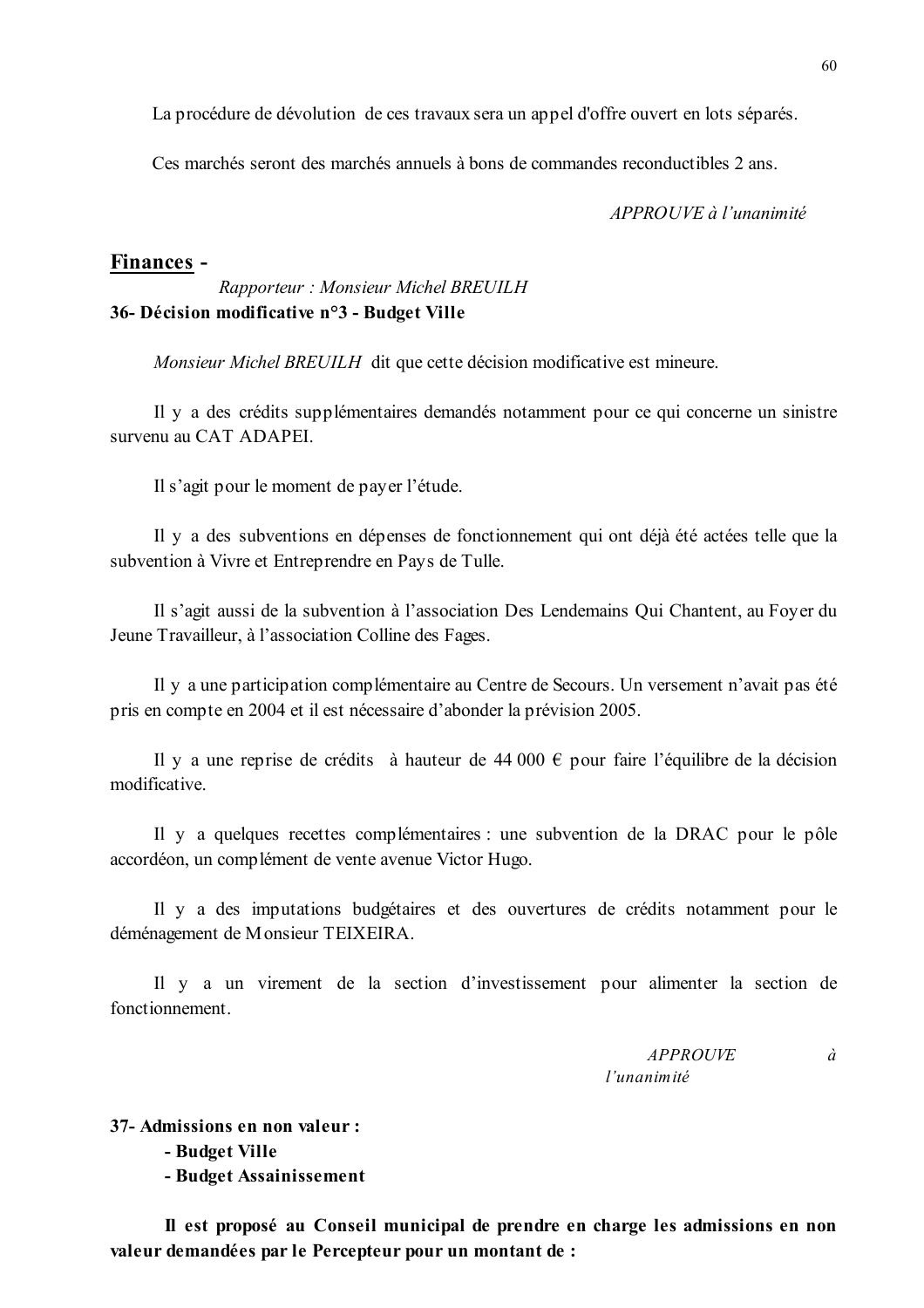La procédure de dévolution de ces travaux sera un appel d'offre ouvert en lots séparés.

Ces marchés seront des marchés annuels à bons de commandes reconductibles 2 ans.

*APPROUVE à l'unanimité*

## Finances -

*Rapporteur : Monsieur Michel BREUILH*

**36- Décision modificative n°3 - Budget Ville**

*Monsieur Michel BREUILH* dit que cette décision modificative est mineure.

Il y a des crédits supplémentaires demandés notamment pour ce qui concerne un sinistre survenu au CAT ADAPEI.

Il s'agit pour le moment de payer l'étude.

Il y a des subventions en dépenses de fonctionnement qui ont déjà été actées telle que la subvention à Vivre et Entreprendre en Pays de Tulle.

Il s'agit aussi de la subvention à l'association Des Lendemains Qui Chantent, au Foyer du Jeune Travailleur, à l'association Colline des Fages.

Il y a une participation complémentaire au Centre de Secours. Un versement n'avait pas été pris en compte en 2004 et il est nécessaire d'abonder la prévision 2005.

Il y a une reprise de crédits à hauteur de 44 000 € pour faire l'équilibre de la décision modificative.

Il y a quelques recettes complémentaires : une subvention de la DRAC pour le pôle accordéon, un complément de vente avenue Victor Hugo.

Il y a des imputations budgétaires et des ouvertures de crédits notamment pour le déménagement de Monsieur TEIXEIRA.

Il y a un virement de la section d'investissement pour alimenter la section de fonctionnement.

*APPROUVE à l'unanimité*

**37- Admissions en non valeur :**
- **Budget Ville**
- **Budget Assainissement**

**Il est proposé au Conseil municipal de prendre en charge les admissions en non valeur demandées par le Percepteur pour un montant de :**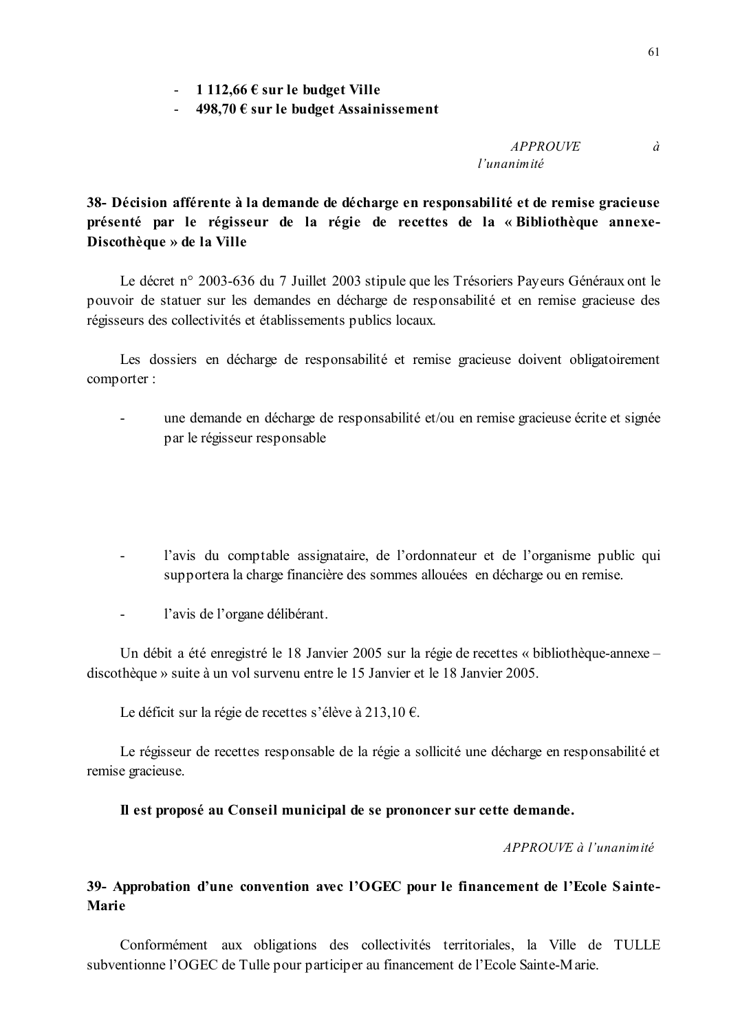- **1 112,66 € sur le budget Ville**
- **498,70 € sur le budget Assainissement**

*APPROUVE à l'unanimité*

**38- Décision afférente à la demande de décharge en responsabilité et de remise gracieuse présenté par le régisseur de la régie de recettes de la « Bibliothèque annexe-Discothèque » de la Ville**

Le décret n° 2003-636 du 7 Juillet 2003 stipule que les Trésoriers Payeurs Généraux ont le pouvoir de statuer sur les demandes en décharge de responsabilité et en remise gracieuse des régisseurs des collectivités et établissements publics locaux.

Les dossiers en décharge de responsabilité et remise gracieuse doivent obligatoirement comporter :

- une demande en décharge de responsabilité et/ou en remise gracieuse écrite et signée par le régisseur responsable

- l'avis du comptable assignataire, de l'ordonnateur et de l'organisme public qui supportera la charge financière des sommes allouées en décharge ou en remise.

- l'avis de l'organe délibérant.

Un débit a été enregistré le 18 Janvier 2005 sur la régie de recettes « bibliothèque-annexe – discothèque » suite à un vol survenu entre le 15 Janvier et le 18 Janvier 2005.

Le déficit sur la régie de recettes s'élève à 213,10 €.

Le régisseur de recettes responsable de la régie a sollicité une décharge en responsabilité et remise gracieuse.

**Il est proposé au Conseil municipal de se prononcer sur cette demande.**

*APPROUVE à l'unanimité*

**39- Approbation d'une convention avec l'OGEC pour le financement de l'Ecole Sainte-Marie**

Conformément aux obligations des collectivités territoriales, la Ville de TULLE subventionne l'OGEC de Tulle pour participer au financement de l'Ecole Sainte-Marie.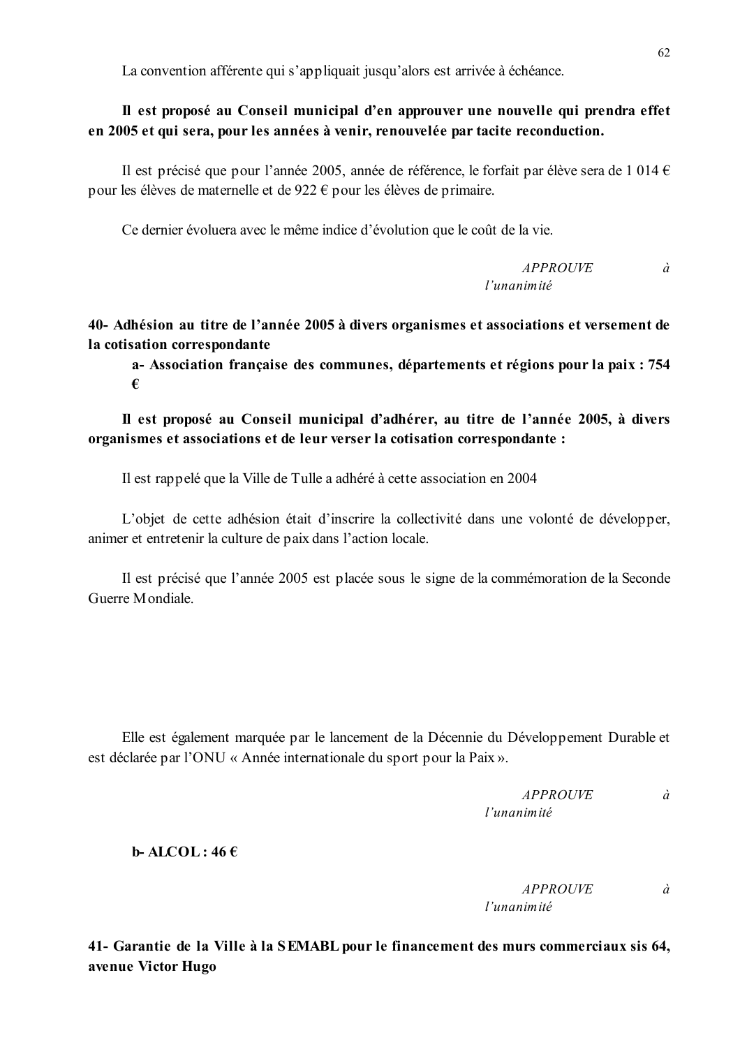La convention afférente qui s'appliquait jusqu'alors est arrivée à échéance.

**Il est proposé au Conseil municipal d'en approuver une nouvelle qui prendra effet en 2005 et qui sera, pour les années à venir, renouvelée par tacite reconduction.**

Il est précisé que pour l'année 2005, année de référence, le forfait par élève sera de 1 014 € pour les élèves de maternelle et de 922 € pour les élèves de primaire.

Ce dernier évoluera avec le même indice d'évolution que le coût de la vie.

*APPROUVE à l'unanimité*

**40- Adhésion au titre de l'année 2005 à divers organismes et associations et versement de la cotisation correspondante**

**a- Association française des communes, départements et régions pour la paix : 754 €**

**Il est proposé au Conseil municipal d'adhérer, au titre de l'année 2005, à divers organismes et associations et de leur verser la cotisation correspondante :**

Il est rappelé que la Ville de Tulle a adhéré à cette association en 2004

L'objet de cette adhésion était d'inscrire la collectivité dans une volonté de développer, animer et entretenir la culture de paix dans l'action locale.

Il est précisé que l'année 2005 est placée sous le signe de la commémoration de la Seconde Guerre Mondiale.

Elle est également marquée par le lancement de la Décennie du Développement Durable et est déclarée par l'ONU « Année internationale du sport pour la Paix ».

*APPROUVE à l'unanimité*

**b- ALCOL : 46 €**

*APPROUVE à l'unanimité*

**41- Garantie de la Ville à la SEMABL pour le financement des murs commerciaux sis 64, avenue Victor Hugo**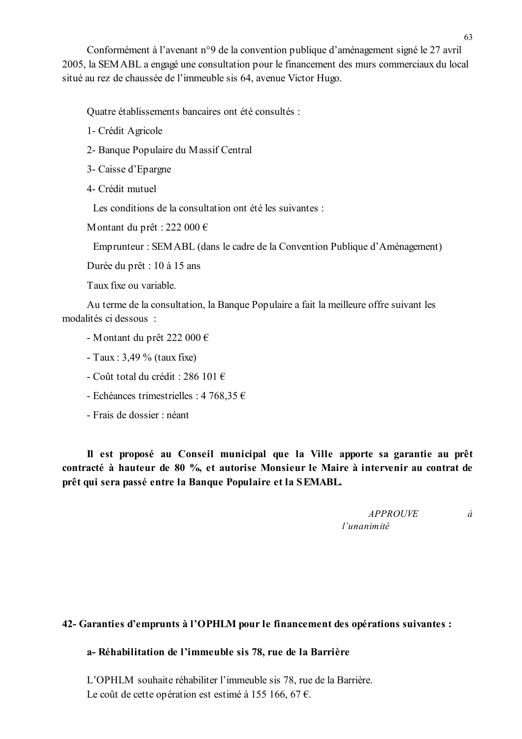Conformément à l'avenant n°9 de la convention publique d'aménagement signé le 27 avril 2005, la SEMABL a engagé une consultation pour le financement des murs commerciaux du local situé au rez de chaussée de l'immeuble sis 64, avenue Victor Hugo.

Quatre établissements bancaires ont été consultés :

1- Crédit Agricole

2- Banque Populaire du Massif Central

3- Caisse d'Epargne

4- Crédit mutuel

Les conditions de la consultation ont été les suivantes :

Montant du prêt : 222 000 €

Emprunteur : SEMABL (dans le cadre de la Convention Publique d'Aménagement)

Durée du prêt : 10 à 15 ans

Taux fixe ou variable.

Au terme de la consultation, la Banque Populaire a fait la meilleure offre suivant les modalités ci dessous :

- Montant du prêt 222 000 €
- Taux : 3,49 % (taux fixe)
- Coût total du crédit : 286 101 €
- Echéances trimestrielles : 4 768,35 €
- Frais de dossier : néant

**Il est proposé au Conseil municipal que la Ville apporte sa garantie au prêt contracté à hauteur de 80 %, et autorise Monsieur le Maire à intervenir au contrat de prêt qui sera passé entre la Banque Populaire et la SEMABL.**

*APPROUVE à l'unanimité*

**42- Garanties d'emprunts à l'OPHLM pour le financement des opérations suivantes :**

**a- Réhabilitation de l'immeuble sis 78, rue de la Barrière**

L'OPHLM souhaite réhabiliter l'immeuble sis 78, rue de la Barrière.
Le coût de cette opération est estimé à 155 166, 67 €.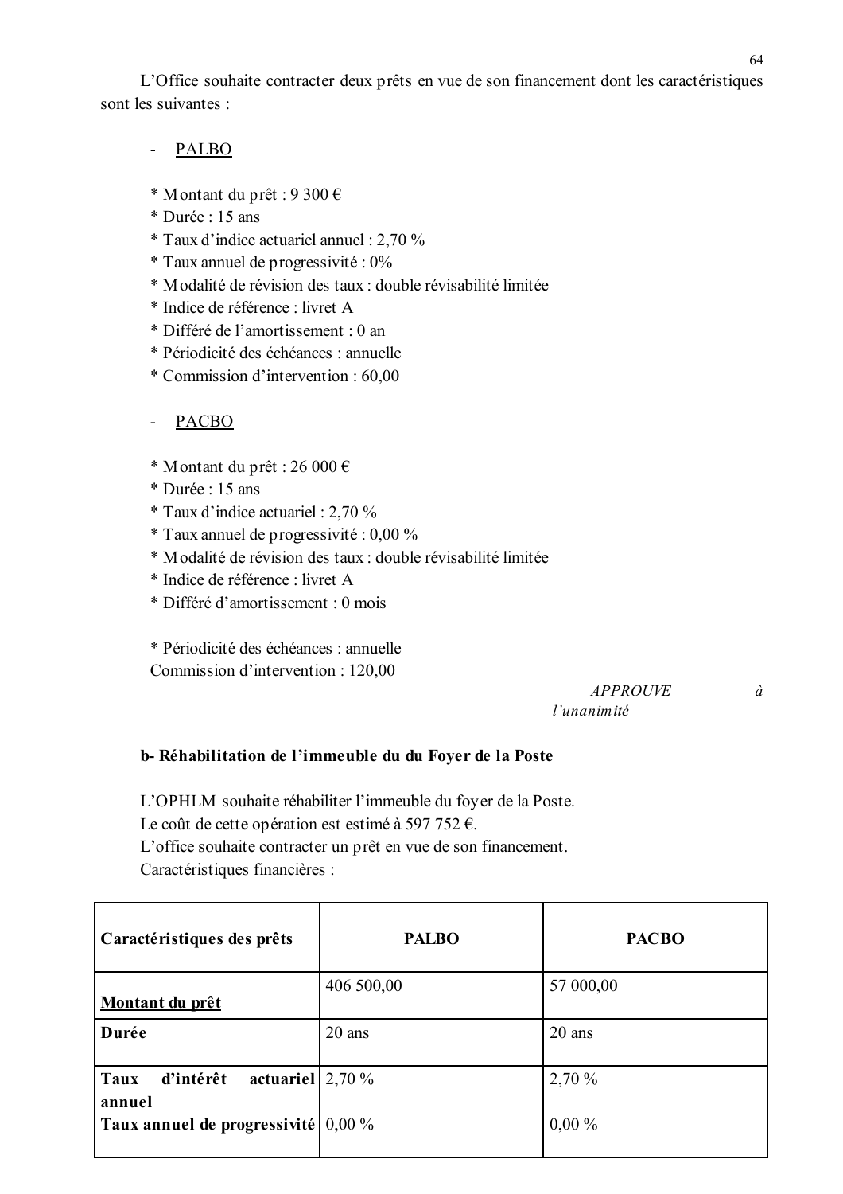L'Office souhaite contracter deux prêts en vue de son financement dont les caractéristiques sont les suivantes :

- <u>PALBO</u>

  * Montant du prêt : 9 300 €
  * Durée : 15 ans
  * Taux d'indice actuariel annuel : 2,70 %
  * Taux annuel de progressivité : 0%
  * Modalité de révision des taux : double révisabilité limitée
  * Indice de référence : livret A
  * Différé de l'amortissement : 0 an
  * Périodicité des échéances : annuelle
  * Commission d'intervention : 60,00

- <u>PACBO</u>

  * Montant du prêt : 26 000 €
  * Durée : 15 ans
  * Taux d'indice actuariel : 2,70 %
  * Taux annuel de progressivité : 0,00 %
  * Modalité de révision des taux : double révisabilité limitée
  * Indice de référence : livret A
  * Différé d'amortissement : 0 mois

  * Périodicité des échéances : annuelle
  Commission d'intervention : 120,00

*APPROUVE à l'unanimité*

**b- Réhabilitation de l'immeuble du du Foyer de la Poste**

L'OPHLM souhaite réhabiliter l'immeuble du foyer de la Poste.
Le coût de cette opération est estimé à 597 752 €.
L'office souhaite contracter un prêt en vue de son financement.
Caractéristiques financières :

| Caractéristiques des prêts | PALBO | PACBO |
|---|---|---|
| **<u>Montant du prêt</u>** | 406 500,00 | 57 000,00 |
| **Durée** | 20 ans | 20 ans |
| **Taux d'intérêt actuariel annuel**<br>**Taux annuel de progressivité** | 2,70 %<br>0,00 % | 2,70 %<br>0,00 % |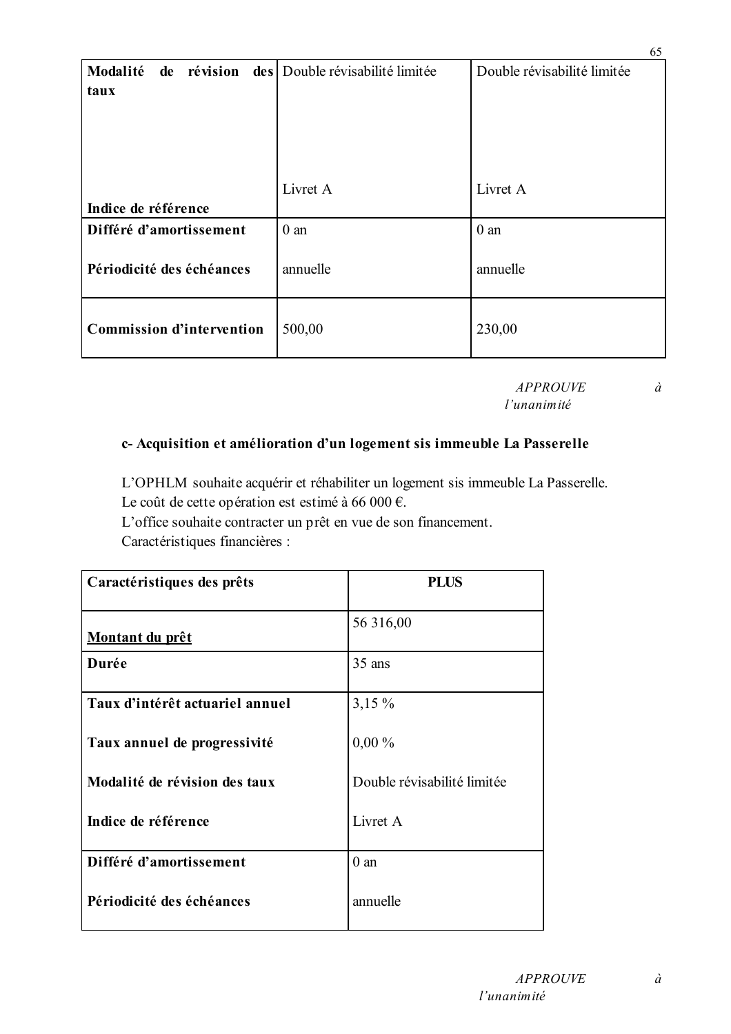| | | |
|---|---|---|
| **Modalité de révision des taux**<br><br>**Indice de référence** | Double révisabilité limitée<br><br>Livret A | Double révisabilité limitée<br><br>Livret A |
| **Différé d'amortissement**<br><br>**Périodicité des échéances** | 0 an<br><br>annuelle | 0 an<br><br>annuelle |
| **Commission d'intervention** | 500,00 | 230,00 |

*APPROUVE à l'unanimité*

**c- Acquisition et amélioration d'un logement sis immeuble La Passerelle**

L'OPHLM souhaite acquérir et réhabiliter un logement sis immeuble La Passerelle.
Le coût de cette opération est estimé à 66 000 €.
L'office souhaite contracter un prêt en vue de son financement.
Caractéristiques financières :

| **Caractéristiques des prêts** | **PLUS** |
|---|---|
| **<u>Montant du prêt</u>** | 56 316,00 |
| **Durée** | 35 ans |
| **Taux d'intérêt actuariel annuel**<br><br>**Taux annuel de progressivité**<br><br>**Modalité de révision des taux**<br><br>**Indice de référence** | 3,15 %<br><br>0,00 %<br><br>Double révisabilité limitée<br><br>Livret A |
| **Différé d'amortissement**<br><br>**Périodicité des échéances** | 0 an<br><br>annuelle |

*APPROUVE à l'unanimité*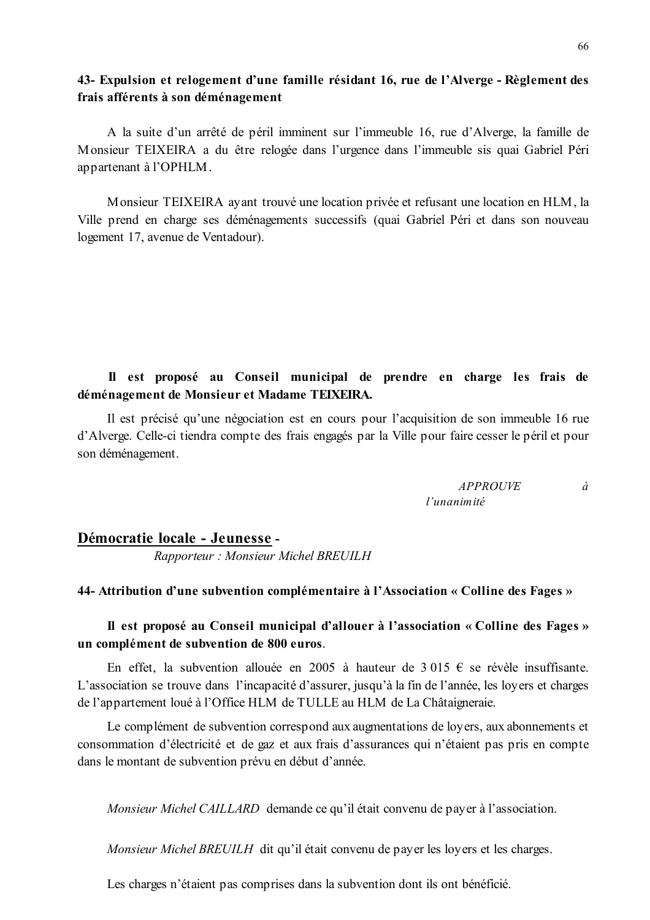**43- Expulsion et relogement d'une famille résidant 16, rue de l'Alverge - Règlement des frais afférents à son déménagement**

A la suite d'un arrêté de péril imminent sur l'immeuble 16, rue d'Alverge, la famille de Monsieur TEIXEIRA a du être relogée dans l'urgence dans l'immeuble sis quai Gabriel Péri appartenant à l'OPHLM.

Monsieur TEIXEIRA ayant trouvé une location privée et refusant une location en HLM, la Ville prend en charge ses déménagements successifs (quai Gabriel Péri et dans son nouveau logement 17, avenue de Ventadour).

**Il est proposé au Conseil municipal de prendre en charge les frais de déménagement de Monsieur et Madame TEIXEIRA.**

Il est précisé qu'une négociation est en cours pour l'acquisition de son immeuble 16 rue d'Alverge. Celle-ci tiendra compte des frais engagés par la Ville pour faire cesser le péril et pour son déménagement.

*APPROUVE à l'unanimité*

## Démocratie locale - Jeunesse -

*Rapporteur : Monsieur Michel BREUILH*

**44- Attribution d'une subvention complémentaire à l'Association « Colline des Fages »**

**Il est proposé au Conseil municipal d'allouer à l'association « Colline des Fages » un complément de subvention de 800 euros.**

En effet, la subvention allouée en 2005 à hauteur de 3 015 € se révèle insuffisante. L'association se trouve dans l'incapacité d'assurer, jusqu'à la fin de l'année, les loyers et charges de l'appartement loué à l'Office HLM de TULLE au HLM de La Châtaigneraie.

Le complément de subvention correspond aux augmentations de loyers, aux abonnements et consommation d'électricité et de gaz et aux frais d'assurances qui n'étaient pas pris en compte dans le montant de subvention prévu en début d'année.

*Monsieur Michel CAILLARD* demande ce qu'il était convenu de payer à l'association.

*Monsieur Michel BREUILH* dit qu'il était convenu de payer les loyers et les charges.

Les charges n'étaient pas comprises dans la subvention dont ils ont bénéficié.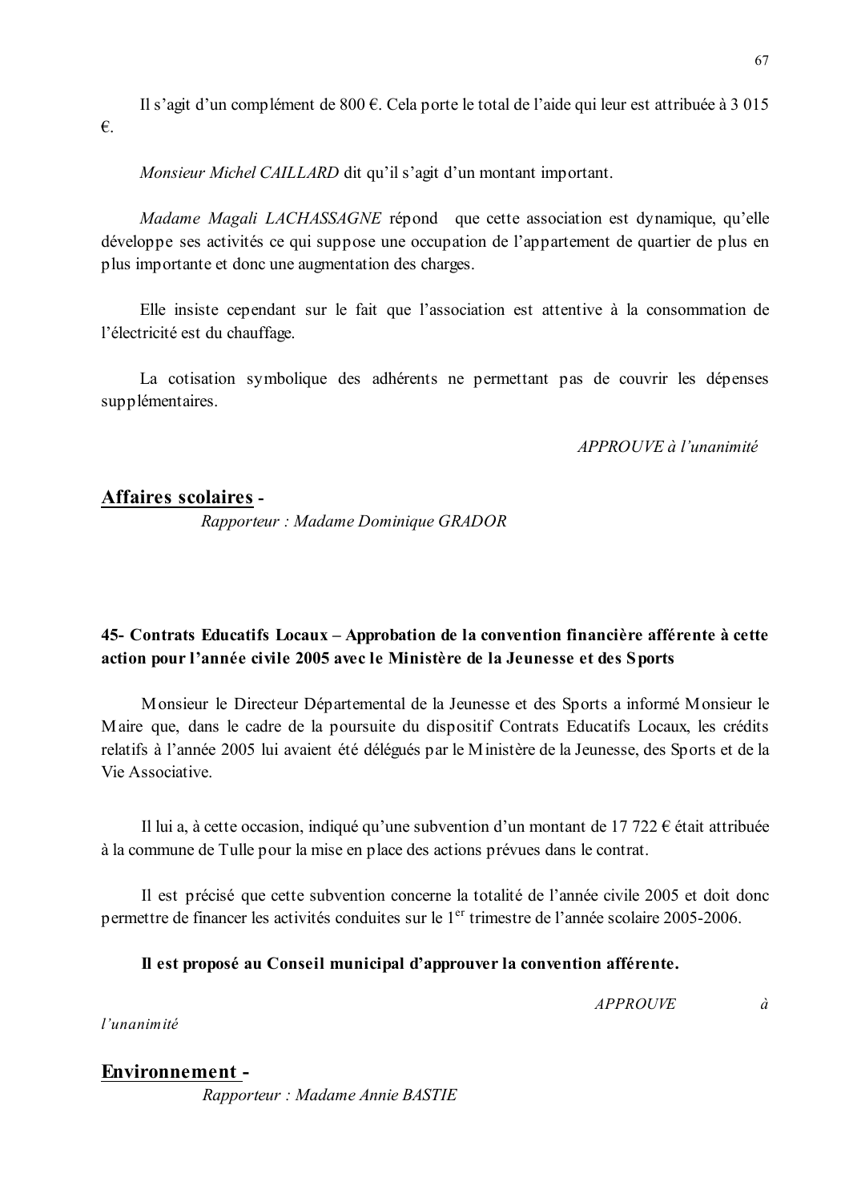Il s'agit d'un complément de 800 €. Cela porte le total de l'aide qui leur est attribuée à 3 015 €.

*Monsieur Michel CAILLARD* dit qu'il s'agit d'un montant important.

*Madame Magali LACHASSAGNE* répond que cette association est dynamique, qu'elle développe ses activités ce qui suppose une occupation de l'appartement de quartier de plus en plus importante et donc une augmentation des charges.

Elle insiste cependant sur le fait que l'association est attentive à la consommation de l'électricité est du chauffage.

La cotisation symbolique des adhérents ne permettant pas de couvrir les dépenses supplémentaires.

*APPROUVE à l'unanimité*

## Affaires scolaires -

*Rapporteur : Madame Dominique GRADOR*

### 45- Contrats Educatifs Locaux – Approbation de la convention financière afférente à cette action pour l'année civile 2005 avec le Ministère de la Jeunesse et des Sports

Monsieur le Directeur Départemental de la Jeunesse et des Sports a informé Monsieur le Maire que, dans le cadre de la poursuite du dispositif Contrats Educatifs Locaux, les crédits relatifs à l'année 2005 lui avaient été délégués par le Ministère de la Jeunesse, des Sports et de la Vie Associative.

Il lui a, à cette occasion, indiqué qu'une subvention d'un montant de 17 722 € était attribuée à la commune de Tulle pour la mise en place des actions prévues dans le contrat.

Il est précisé que cette subvention concerne la totalité de l'année civile 2005 et doit donc permettre de financer les activités conduites sur le 1er trimestre de l'année scolaire 2005-2006.

**Il est proposé au Conseil municipal d'approuver la convention afférente.**

*APPROUVE à l'unanimité*

## Environnement -

*Rapporteur : Madame Annie BASTIE*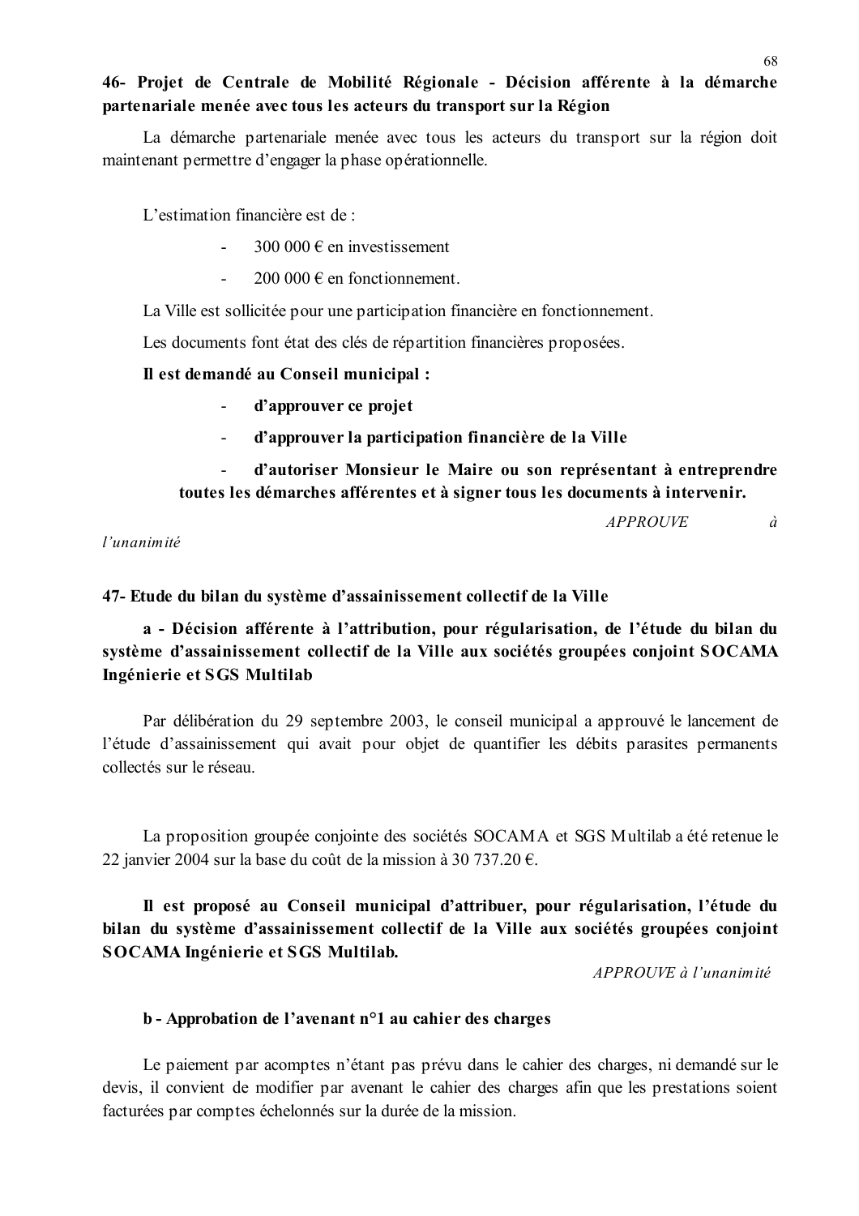**46- Projet de Centrale de Mobilité Régionale - Décision afférente à la démarche partenariale menée avec tous les acteurs du transport sur la Région**

La démarche partenariale menée avec tous les acteurs du transport sur la région doit maintenant permettre d'engager la phase opérationnelle.

L'estimation financière est de :

- 300 000 € en investissement
- 200 000 € en fonctionnement.

La Ville est sollicitée pour une participation financière en fonctionnement.

Les documents font état des clés de répartition financières proposées.

**Il est demandé au Conseil municipal :**

- **d'approuver ce projet**
- **d'approuver la participation financière de la Ville**
- **d'autoriser Monsieur le Maire ou son représentant à entreprendre toutes les démarches afférentes et à signer tous les documents à intervenir.**

*APPROUVE à l'unanimité*

**47- Etude du bilan du système d'assainissement collectif de la Ville**

**a - Décision afférente à l'attribution, pour régularisation, de l'étude du bilan du système d'assainissement collectif de la Ville aux sociétés groupées conjoint SOCAMA Ingénierie et SGS Multilab**

Par délibération du 29 septembre 2003, le conseil municipal a approuvé le lancement de l'étude d'assainissement qui avait pour objet de quantifier les débits parasites permanents collectés sur le réseau.

La proposition groupée conjointe des sociétés SOCAMA et SGS Multilab a été retenue le 22 janvier 2004 sur la base du coût de la mission à 30 737.20 €.

**Il est proposé au Conseil municipal d'attribuer, pour régularisation, l'étude du bilan du système d'assainissement collectif de la Ville aux sociétés groupées conjoint SOCAMA Ingénierie et SGS Multilab.**

*APPROUVE à l'unanimité*

**b - Approbation de l'avenant n°1 au cahier des charges**

Le paiement par acomptes n'étant pas prévu dans le cahier des charges, ni demandé sur le devis, il convient de modifier par avenant le cahier des charges afin que les prestations soient facturées par comptes échelonnés sur la durée de la mission.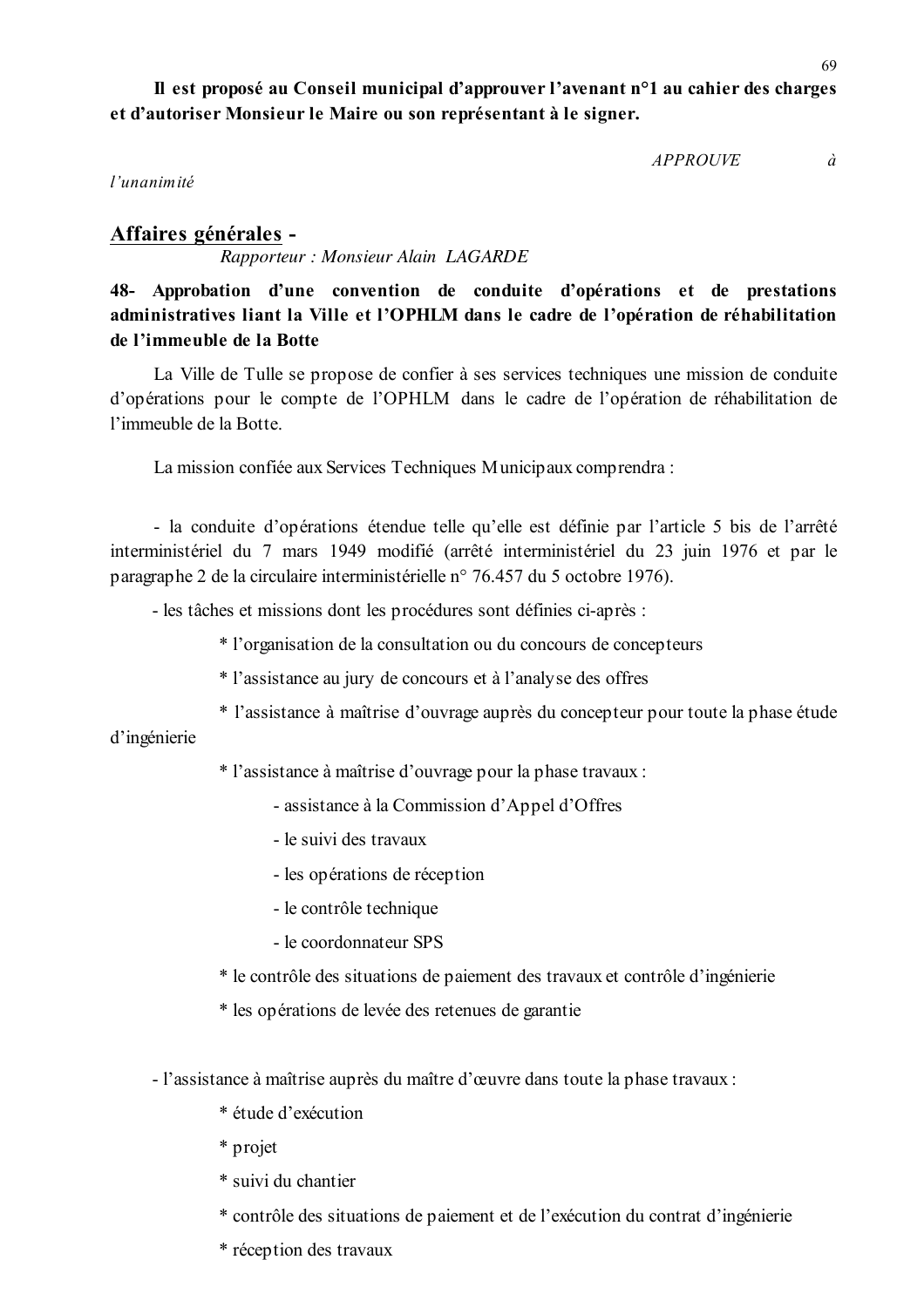**Il est proposé au Conseil municipal d'approuver l'avenant n°1 au cahier des charges et d'autoriser Monsieur le Maire ou son représentant à le signer.**

*APPROUVE à l'unanimité*

## Affaires générales -

*Rapporteur : Monsieur Alain LAGARDE*

### 48- Approbation d'une convention de conduite d'opérations et de prestations administratives liant la Ville et l'OPHLM dans le cadre de l'opération de réhabilitation de l'immeuble de la Botte

La Ville de Tulle se propose de confier à ses services techniques une mission de conduite d'opérations pour le compte de l'OPHLM dans le cadre de l'opération de réhabilitation de l'immeuble de la Botte.

La mission confiée aux Services Techniques Municipaux comprendra :

- la conduite d'opérations étendue telle qu'elle est définie par l'article 5 bis de l'arrêté interministériel du 7 mars 1949 modifié (arrêté interministériel du 23 juin 1976 et par le paragraphe 2 de la circulaire interministérielle n° 76.457 du 5 octobre 1976).

- les tâches et missions dont les procédures sont définies ci-après :

  * l'organisation de la consultation ou du concours de concepteurs
  * l'assistance au jury de concours et à l'analyse des offres
  * l'assistance à maîtrise d'ouvrage auprès du concepteur pour toute la phase étude d'ingénierie
  * l'assistance à maîtrise d'ouvrage pour la phase travaux :
    - assistance à la Commission d'Appel d'Offres
    - le suivi des travaux
    - les opérations de réception
    - le contrôle technique
    - le coordonnateur SPS
  * le contrôle des situations de paiement des travaux et contrôle d'ingénierie
  * les opérations de levée des retenues de garantie

- l'assistance à maîtrise auprès du maître d'œuvre dans toute la phase travaux :

  * étude d'exécution
  * projet
  * suivi du chantier
  * contrôle des situations de paiement et de l'exécution du contrat d'ingénierie
  * réception des travaux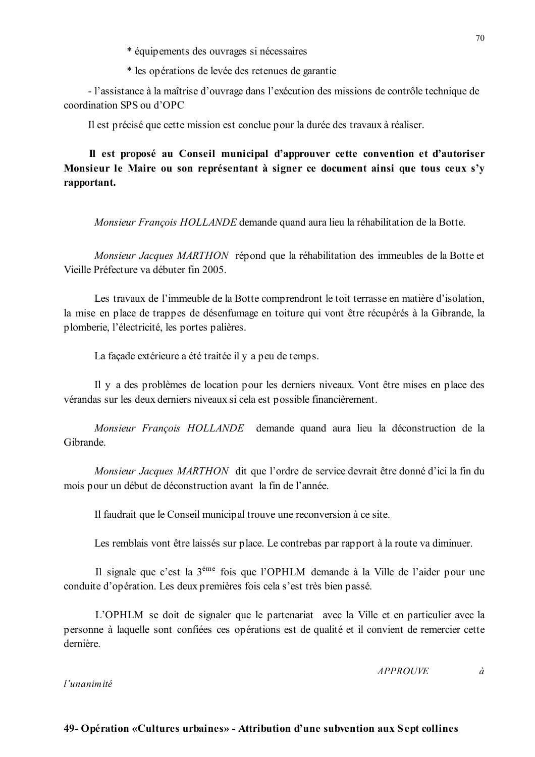* équipements des ouvrages si nécessaires

* les opérations de levée des retenues de garantie

- l'assistance à la maîtrise d'ouvrage dans l'exécution des missions de contrôle technique de coordination SPS ou d'OPC

Il est précisé que cette mission est conclue pour la durée des travaux à réaliser.

**Il est proposé au Conseil municipal d'approuver cette convention et d'autoriser Monsieur le Maire ou son représentant à signer ce document ainsi que tous ceux s'y rapportant.**

*Monsieur François HOLLANDE* demande quand aura lieu la réhabilitation de la Botte.

*Monsieur Jacques MARTHON* répond que la réhabilitation des immeubles de la Botte et Vieille Préfecture va débuter fin 2005.

Les travaux de l'immeuble de la Botte comprendront le toit terrasse en matière d'isolation, la mise en place de trappes de désenfumage en toiture qui vont être récupérés à la Gibrande, la plomberie, l'électricité, les portes palières.

La façade extérieure a été traitée il y a peu de temps.

Il y a des problèmes de location pour les derniers niveaux. Vont être mises en place des vérandas sur les deux derniers niveaux si cela est possible financièrement.

*Monsieur François HOLLANDE* demande quand aura lieu la déconstruction de la Gibrande.

*Monsieur Jacques MARTHON* dit que l'ordre de service devrait être donné d'ici la fin du mois pour un début de déconstruction avant la fin de l'année.

Il faudrait que le Conseil municipal trouve une reconversion à ce site.

Les remblais vont être laissés sur place. Le contrebas par rapport à la route va diminuer.

Il signale que c'est la 3ème fois que l'OPHLM demande à la Ville de l'aider pour une conduite d'opération. Les deux premières fois cela s'est très bien passé.

L'OPHLM se doit de signaler que le partenariat avec la Ville et en particulier avec la personne à laquelle sont confiées ces opérations est de qualité et il convient de remercier cette dernière.

*APPROUVE à l'unanimité*

**49- Opération «Cultures urbaines» - Attribution d'une subvention aux Sept collines**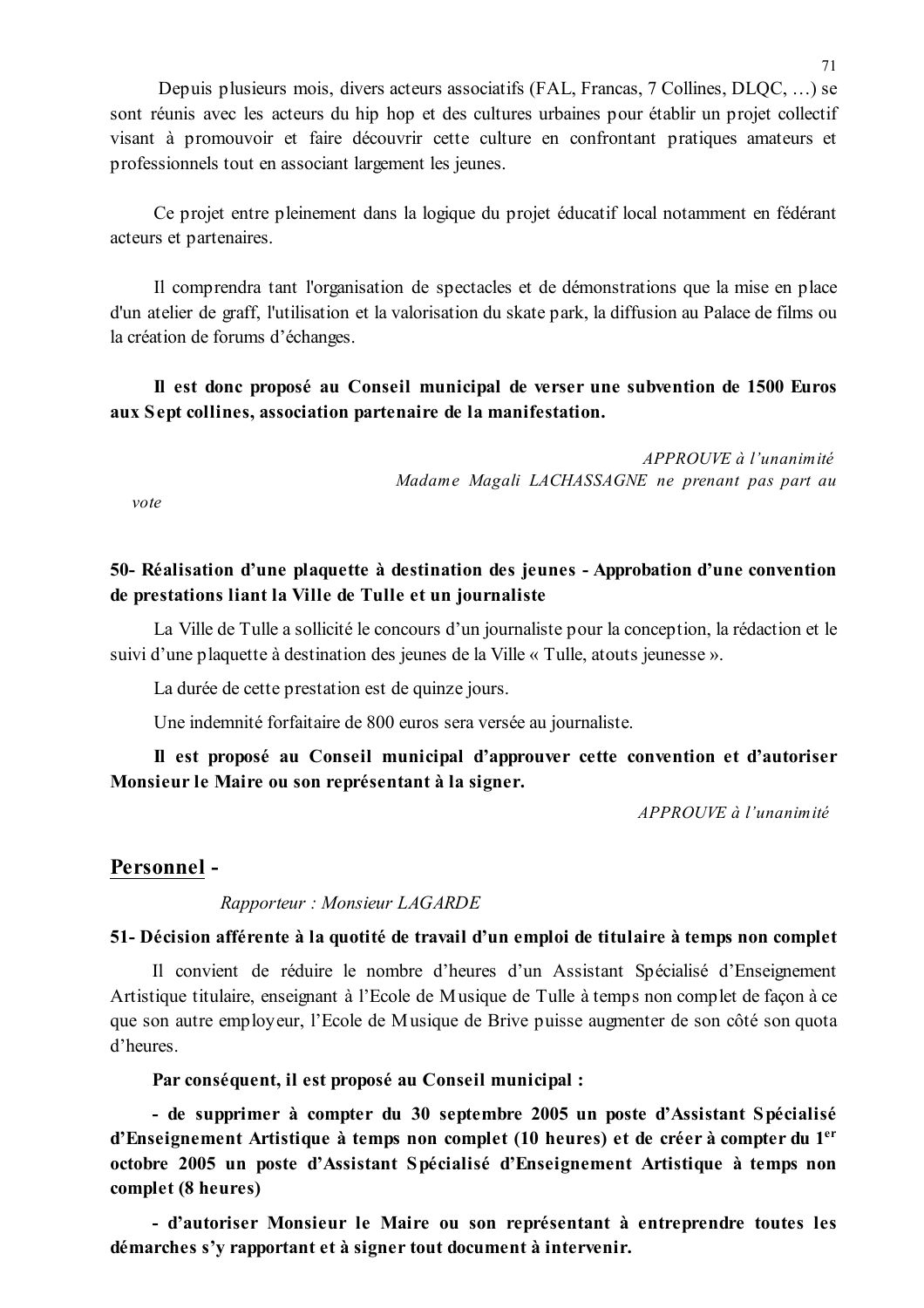Depuis plusieurs mois, divers acteurs associatifs (FAL, Francas, 7 Collines, DLQC, …) se sont réunis avec les acteurs du hip hop et des cultures urbaines pour établir un projet collectif visant à promouvoir et faire découvrir cette culture en confrontant pratiques amateurs et professionnels tout en associant largement les jeunes.

Ce projet entre pleinement dans la logique du projet éducatif local notamment en fédérant acteurs et partenaires.

Il comprendra tant l'organisation de spectacles et de démonstrations que la mise en place d'un atelier de graff, l'utilisation et la valorisation du skate park, la diffusion au Palace de films ou la création de forums d'échanges.

**Il est donc proposé au Conseil municipal de verser une subvention de 1500 Euros aux Sept collines, association partenaire de la manifestation.**

*APPROUVE à l'unanimité*
*Madame Magali LACHASSAGNE ne prenant pas part au vote*

**50- Réalisation d'une plaquette à destination des jeunes - Approbation d'une convention de prestations liant la Ville de Tulle et un journaliste**

La Ville de Tulle a sollicité le concours d'un journaliste pour la conception, la rédaction et le suivi d'une plaquette à destination des jeunes de la Ville « Tulle, atouts jeunesse ».

La durée de cette prestation est de quinze jours.

Une indemnité forfaitaire de 800 euros sera versée au journaliste.

**Il est proposé au Conseil municipal d'approuver cette convention et d'autoriser Monsieur le Maire ou son représentant à la signer.**

*APPROUVE à l'unanimité*

## Personnel -

*Rapporteur : Monsieur LAGARDE*

**51- Décision afférente à la quotité de travail d'un emploi de titulaire à temps non complet**

Il convient de réduire le nombre d'heures d'un Assistant Spécialisé d'Enseignement Artistique titulaire, enseignant à l'Ecole de Musique de Tulle à temps non complet de façon à ce que son autre employeur, l'Ecole de Musique de Brive puisse augmenter de son côté son quota d'heures.

**Par conséquent, il est proposé au Conseil municipal :**

**- de supprimer à compter du 30 septembre 2005 un poste d'Assistant Spécialisé d'Enseignement Artistique à temps non complet (10 heures) et de créer à compter du 1er octobre 2005 un poste d'Assistant Spécialisé d'Enseignement Artistique à temps non complet (8 heures)**

**- d'autoriser Monsieur le Maire ou son représentant à entreprendre toutes les démarches s'y rapportant et à signer tout document à intervenir.**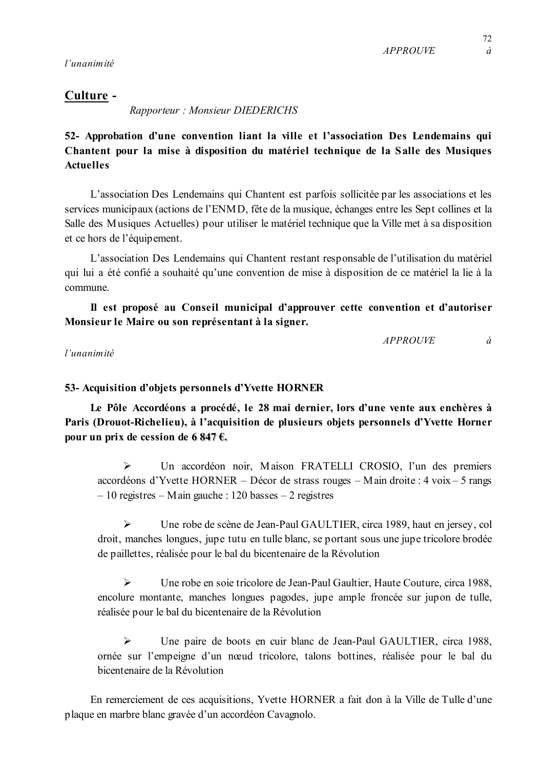*APPROUVE à l'unanimité*

## Culture -

*Rapporteur : Monsieur DIEDERICHS*

### 52- Approbation d'une convention liant la ville et l'association Des Lendemains qui Chantent pour la mise à disposition du matériel technique de la Salle des Musiques Actuelles

L'association Des Lendemains qui Chantent est parfois sollicitée par les associations et les services municipaux (actions de l'ENMD, fête de la musique, échanges entre les Sept collines et la Salle des Musiques Actuelles) pour utiliser le matériel technique que la Ville met à sa disposition et ce hors de l'équipement.

L'association Des Lendemains qui Chantent restant responsable de l'utilisation du matériel qui lui a été confié a souhaité qu'une convention de mise à disposition de ce matériel la lie à la commune.

**Il est proposé au Conseil municipal d'approuver cette convention et d'autoriser Monsieur le Maire ou son représentant à la signer.**

*APPROUVE à l'unanimité*

### 53- Acquisition d'objets personnels d'Yvette HORNER

**Le Pôle Accordéons a procédé, le 28 mai dernier, lors d'une vente aux enchères à Paris (Drouot-Richelieu), à l'acquisition de plusieurs objets personnels d'Yvette Horner pour un prix de cession de 6 847 €.**

- Un accordéon noir, Maison FRATELLI CROSIO, l'un des premiers accordéons d'Yvette HORNER – Décor de strass rouges – Main droite : 4 voix – 5 rangs – 10 registres – Main gauche : 120 basses – 2 registres

- Une robe de scène de Jean-Paul GAULTIER, circa 1989, haut en jersey, col droit, manches longues, jupe tutu en tulle blanc, se portant sous une jupe tricolore brodée de paillettes, réalisée pour le bal du bicentenaire de la Révolution

- Une robe en soie tricolore de Jean-Paul Gaultier, Haute Couture, circa 1988, encolure montante, manches longues pagodes, jupe ample froncée sur jupon de tulle, réalisée pour le bal du bicentenaire de la Révolution

- Une paire de boots en cuir blanc de Jean-Paul GAULTIER, circa 1988, ornée sur l'empeigne d'un nœud tricolore, talons bottines, réalisée pour le bal du bicentenaire de la Révolution

En remerciement de ces acquisitions, Yvette HORNER a fait don à la Ville de Tulle d'une plaque en marbre blanc gravée d'un accordéon Cavagnolo.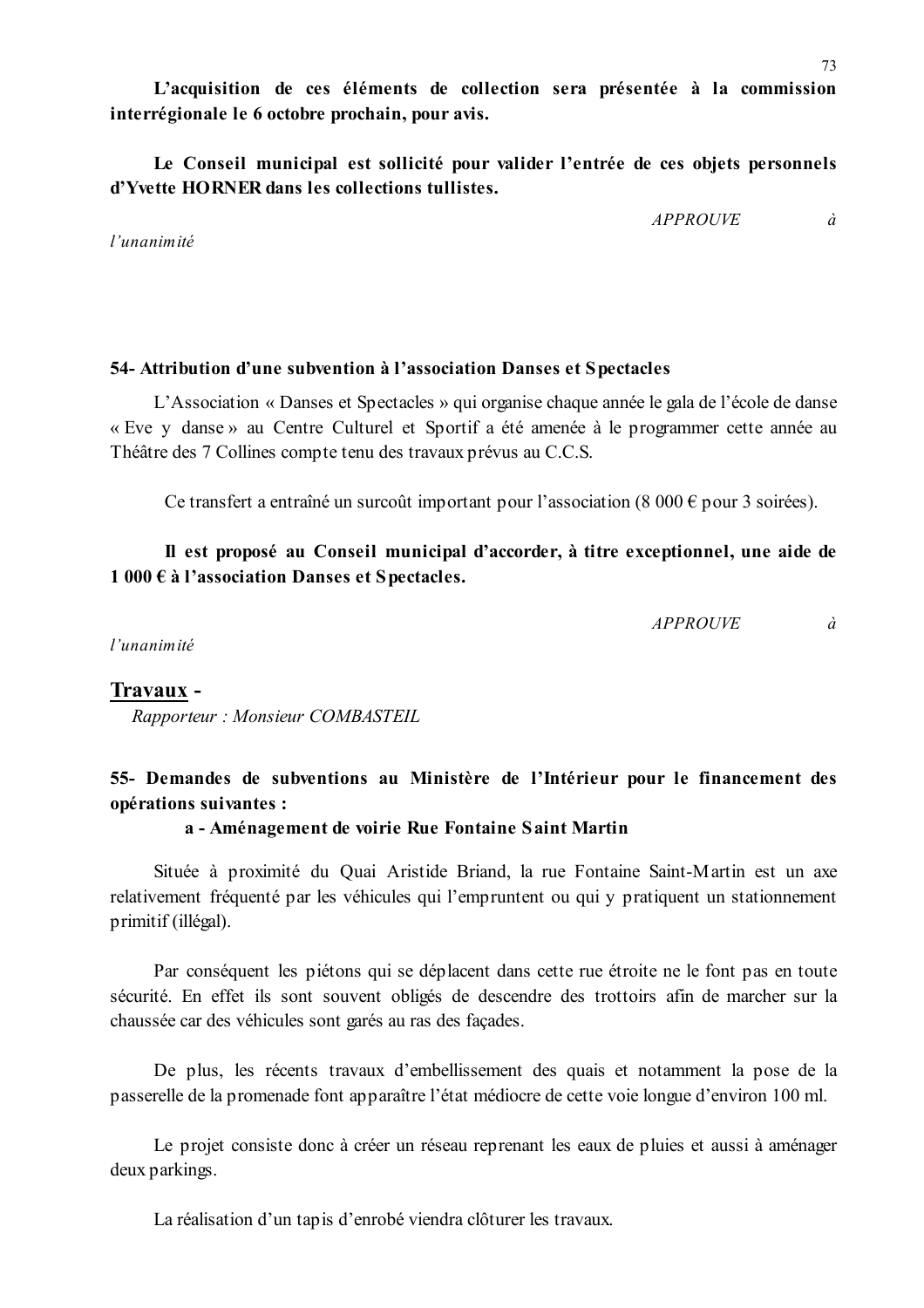**L'acquisition de ces éléments de collection sera présentée à la commission interrégionale le 6 octobre prochain, pour avis.**

**Le Conseil municipal est sollicité pour valider l'entrée de ces objets personnels d'Yvette HORNER dans les collections tullistes.**

*APPROUVE à l'unanimité*

### 54- Attribution d'une subvention à l'association Danses et Spectacles

L'Association « Danses et Spectacles » qui organise chaque année le gala de l'école de danse « Eve y danse » au Centre Culturel et Sportif a été amenée à le programmer cette année au Théâtre des 7 Collines compte tenu des travaux prévus au C.C.S.

Ce transfert a entraîné un surcoût important pour l'association (8 000 € pour 3 soirées).

**Il est proposé au Conseil municipal d'accorder, à titre exceptionnel, une aide de 1 000 € à l'association Danses et Spectacles.**

*APPROUVE à l'unanimité*

## Travaux -

*Rapporteur : Monsieur COMBASTEIL*

### 55- Demandes de subventions au Ministère de l'Intérieur pour le financement des opérations suivantes :

#### a - Aménagement de voirie Rue Fontaine Saint Martin

Située à proximité du Quai Aristide Briand, la rue Fontaine Saint-Martin est un axe relativement fréquenté par les véhicules qui l'empruntent ou qui y pratiquent un stationnement primitif (illégal).

Par conséquent les piétons qui se déplacent dans cette rue étroite ne le font pas en toute sécurité. En effet ils sont souvent obligés de descendre des trottoirs afin de marcher sur la chaussée car des véhicules sont garés au ras des façades.

De plus, les récents travaux d'embellissement des quais et notamment la pose de la passerelle de la promenade font apparaître l'état médiocre de cette voie longue d'environ 100 ml.

Le projet consiste donc à créer un réseau reprenant les eaux de pluies et aussi à aménager deux parkings.

La réalisation d'un tapis d'enrobé viendra clôturer les travaux.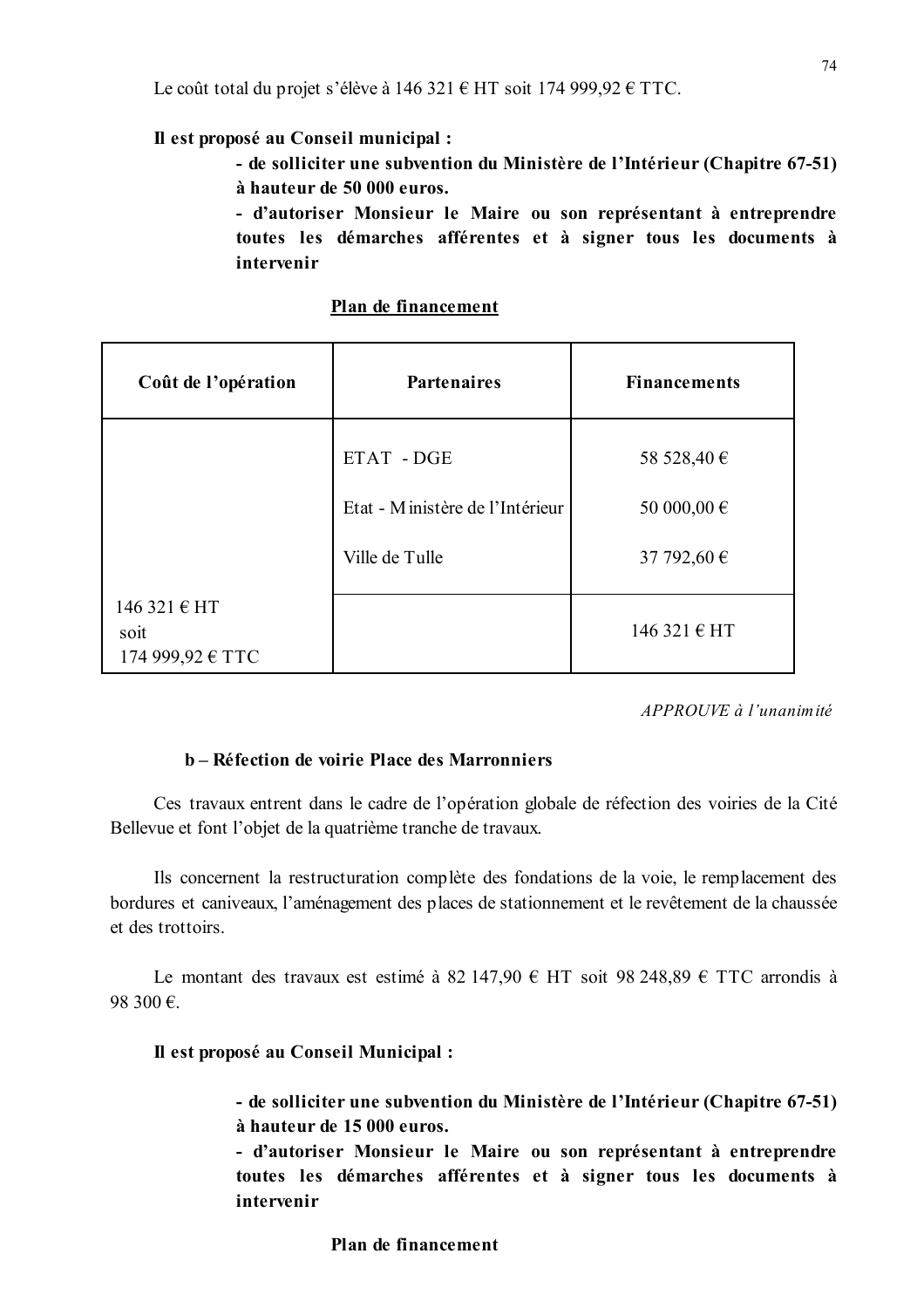Le coût total du projet s'élève à 146 321 € HT soit 174 999,92 € TTC.

**Il est proposé au Conseil municipal :**

**- de solliciter une subvention du Ministère de l'Intérieur (Chapitre 67-51) à hauteur de 50 000 euros.**

**- d'autoriser Monsieur le Maire ou son représentant à entreprendre toutes les démarches afférentes et à signer tous les documents à intervenir**

**Plan de financement**

| Coût de l'opération | Partenaires | Financements |
|---|---|---|
| | ETAT - DGE | 58 528,40 € |
| | Etat - Ministère de l'Intérieur | 50 000,00 € |
| | Ville de Tulle | 37 792,60 € |
| 146 321 € HT soit 174 999,92 € TTC | | 146 321 € HT |

*APPROUVE à l'unanimité*

**b – Réfection de voirie Place des Marronniers**

Ces travaux entrent dans le cadre de l'opération globale de réfection des voiries de la Cité Bellevue et font l'objet de la quatrième tranche de travaux.

Ils concernent la restructuration complète des fondations de la voie, le remplacement des bordures et caniveaux, l'aménagement des places de stationnement et le revêtement de la chaussée et des trottoirs.

Le montant des travaux est estimé à 82 147,90 € HT soit 98 248,89 € TTC arrondis à 98 300 €.

**Il est proposé au Conseil Municipal :**

**- de solliciter une subvention du Ministère de l'Intérieur (Chapitre 67-51) à hauteur de 15 000 euros.**

**- d'autoriser Monsieur le Maire ou son représentant à entreprendre toutes les démarches afférentes et à signer tous les documents à intervenir**

**Plan de financement**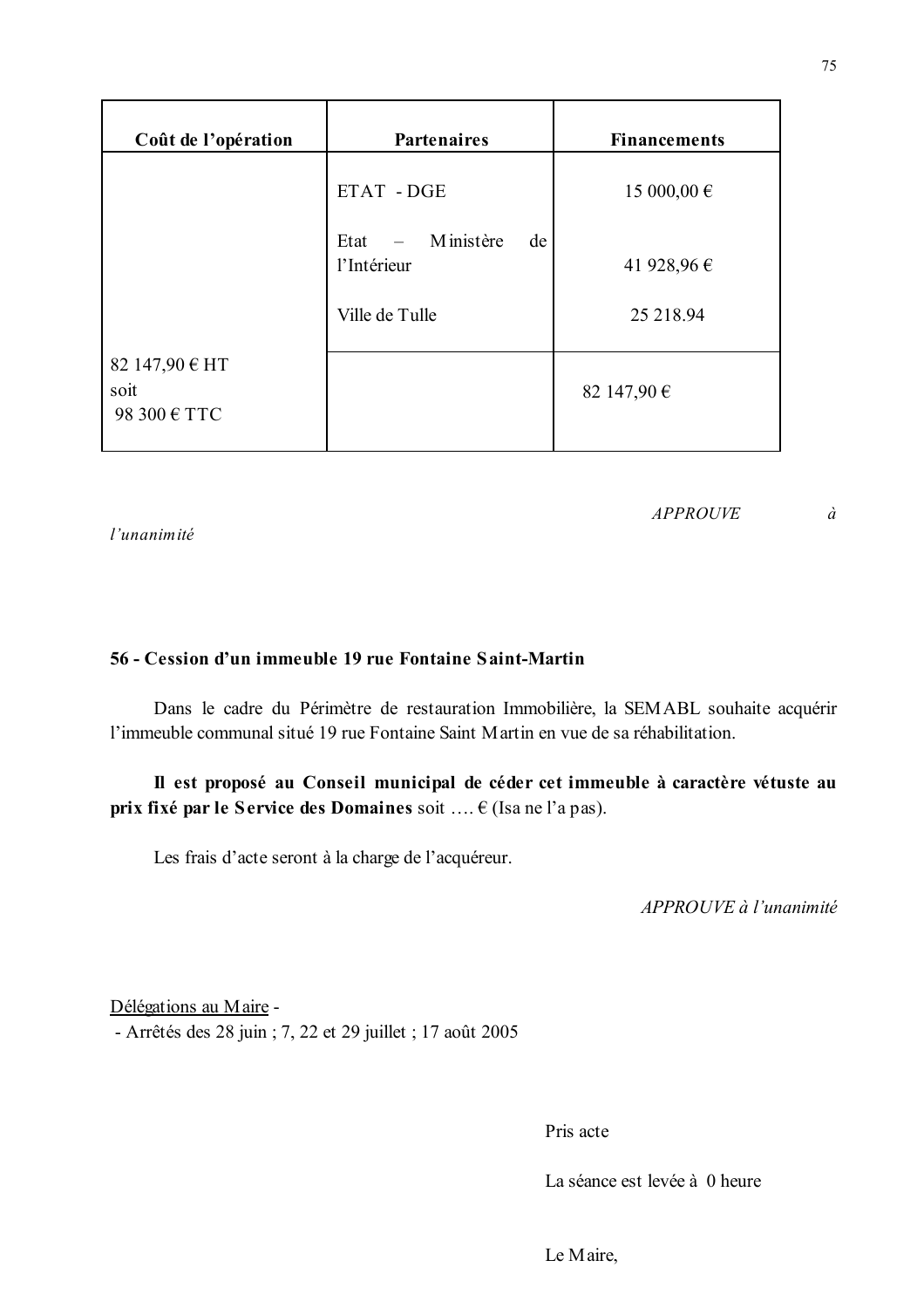| Coût de l'opération | Partenaires | Financements |
|---|---|---|
| | ETAT - DGE | 15 000,00 € |
| | Etat – Ministère de l'Intérieur | 41 928,96 € |
| | Ville de Tulle | 25 218.94 |
| 82 147,90 € HT soit 98 300 € TTC | | 82 147,90 € |

*APPROUVE à l'unanimité*

**56 - Cession d'un immeuble 19 rue Fontaine Saint-Martin**

Dans le cadre du Périmètre de restauration Immobilière, la SEMABL souhaite acquérir l'immeuble communal situé 19 rue Fontaine Saint Martin en vue de sa réhabilitation.

**Il est proposé au Conseil municipal de céder cet immeuble à caractère vétuste au prix fixé par le Service des Domaines** soit …. € (Isa ne l'a pas).

Les frais d'acte seront à la charge de l'acquéreur.

*APPROUVE à l'unanimité*

Délégations au Maire -
- Arrêtés des 28 juin ; 7, 22 et 29 juillet ; 17 août 2005

Pris acte

La séance est levée à 0 heure

Le Maire,